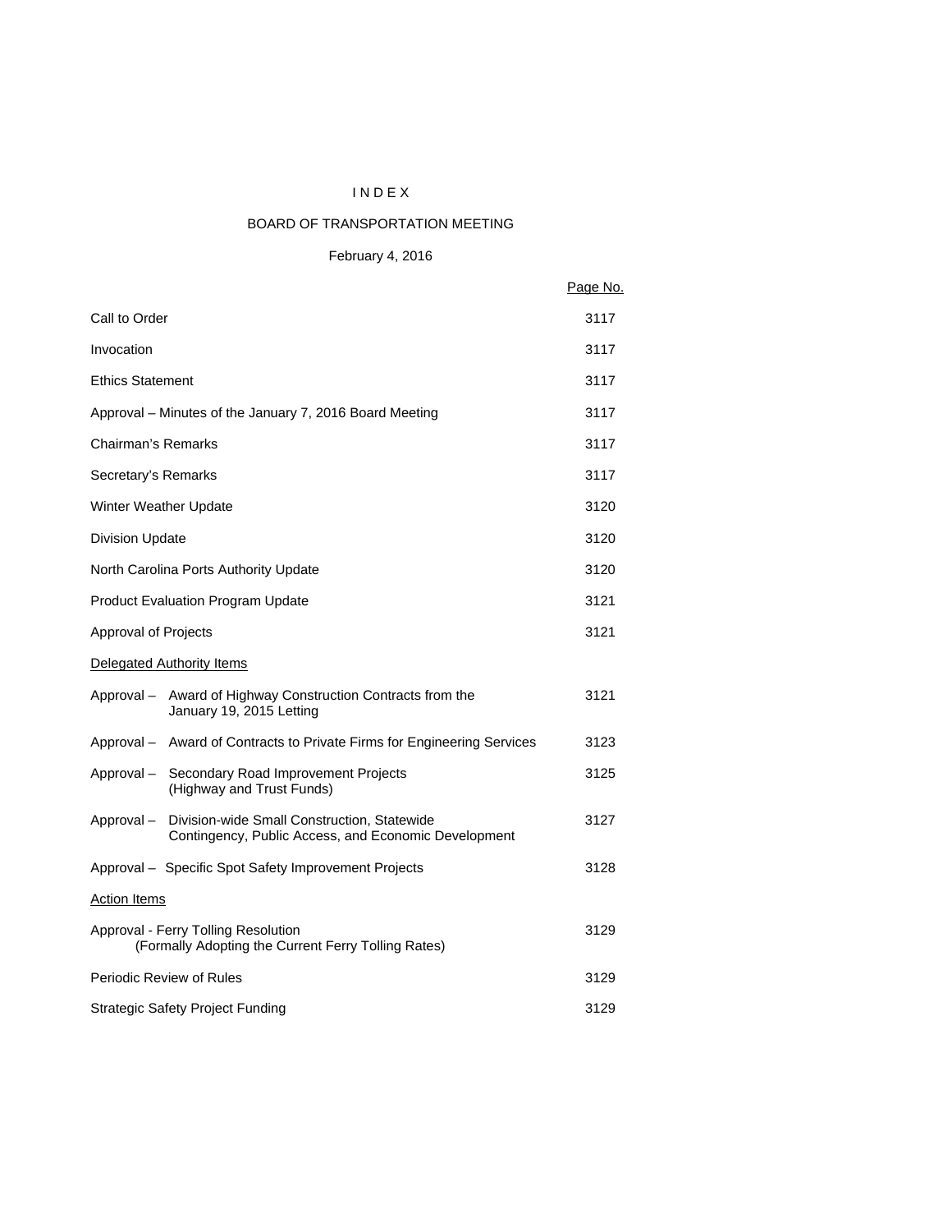# INDEX

## BOARD OF TRANSPORTATION MEETING

### February 4, 2016

| | Page No. |
|---|---|
| Call to Order | 3117 |
| Invocation | 3117 |
| Ethics Statement | 3117 |
| Approval – Minutes of the January 7, 2016 Board Meeting | 3117 |
| Chairman's Remarks | 3117 |
| Secretary's Remarks | 3117 |
| Winter Weather Update | 3120 |
| Division Update | 3120 |
| North Carolina Ports Authority Update | 3120 |
| Product Evaluation Program Update | 3121 |
| Approval of Projects | 3121 |
| Delegated Authority Items | |
| Approval – Award of Highway Construction Contracts from the January 19, 2015 Letting | 3121 |
| Approval – Award of Contracts to Private Firms for Engineering Services | 3123 |
| Approval – Secondary Road Improvement Projects (Highway and Trust Funds) | 3125 |
| Approval – Division-wide Small Construction, Statewide Contingency, Public Access, and Economic Development | 3127 |
| Approval – Specific Spot Safety Improvement Projects | 3128 |
| Action Items | |
| Approval - Ferry Tolling Resolution (Formally Adopting the Current Ferry Tolling Rates) | 3129 |
| Periodic Review of Rules | 3129 |
| Strategic Safety Project Funding | 3129 |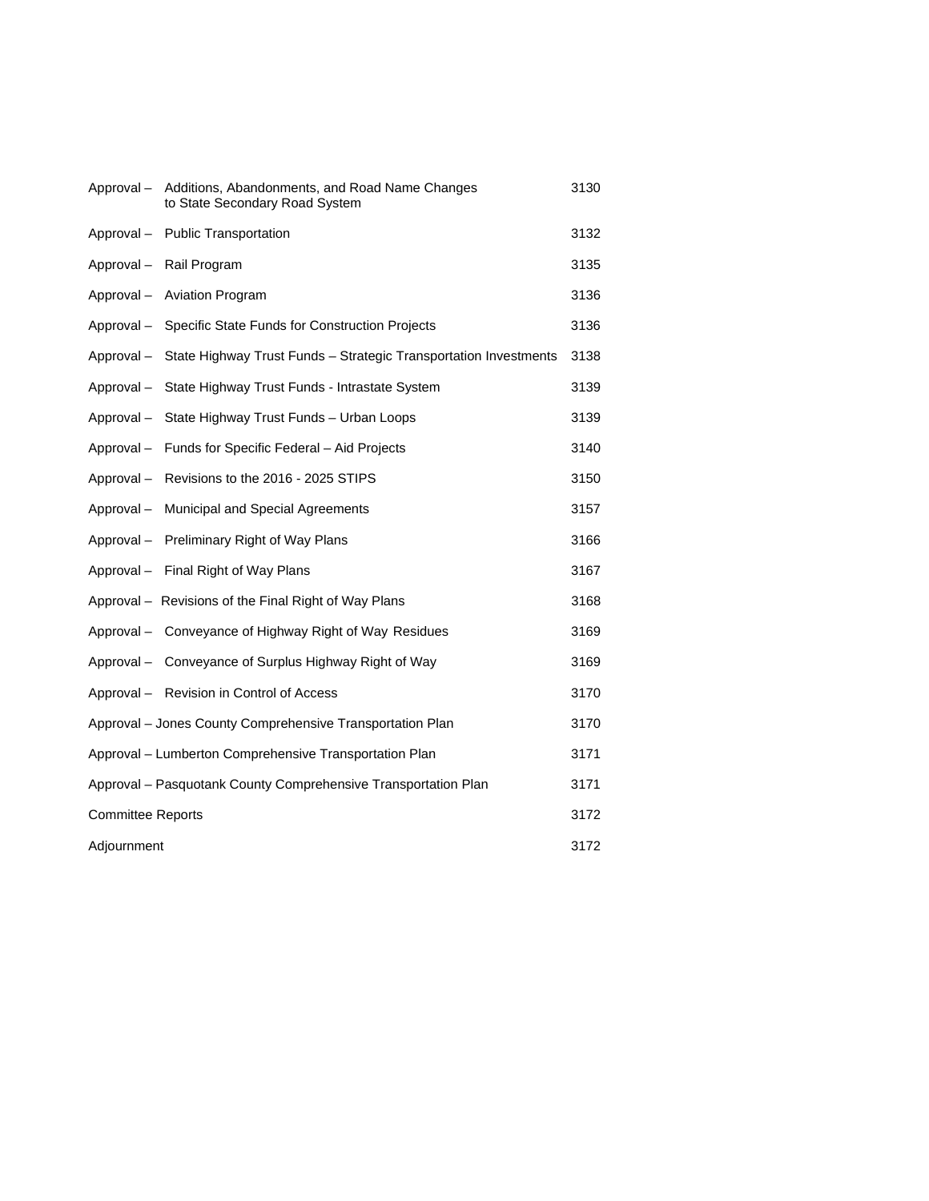| | | |
|---|---|---|
| Approval – | Additions, Abandonments, and Road Name Changes to State Secondary Road System | 3130 |
| Approval – | Public Transportation | 3132 |
| Approval – | Rail Program | 3135 |
| Approval – | Aviation Program | 3136 |
| Approval – | Specific State Funds for Construction Projects | 3136 |
| Approval – | State Highway Trust Funds – Strategic Transportation Investments | 3138 |
| Approval – | State Highway Trust Funds - Intrastate System | 3139 |
| Approval – | State Highway Trust Funds – Urban Loops | 3139 |
| Approval – | Funds for Specific Federal – Aid Projects | 3140 |
| Approval – | Revisions to the 2016 - 2025 STIPS | 3150 |
| Approval – | Municipal and Special Agreements | 3157 |
| Approval – | Preliminary Right of Way Plans | 3166 |
| Approval – | Final Right of Way Plans | 3167 |
| Approval – | Revisions of the Final Right of Way Plans | 3168 |
| Approval – | Conveyance of Highway Right of Way Residues | 3169 |
| Approval – | Conveyance of Surplus Highway Right of Way | 3169 |
| Approval – | Revision in Control of Access | 3170 |
| Approval – | Jones County Comprehensive Transportation Plan | 3170 |
| Approval – | Lumberton Comprehensive Transportation Plan | 3171 |
| Approval – | Pasquotank County Comprehensive Transportation Plan | 3171 |
| Committee Reports | | 3172 |
| Adjournment | | 3172 |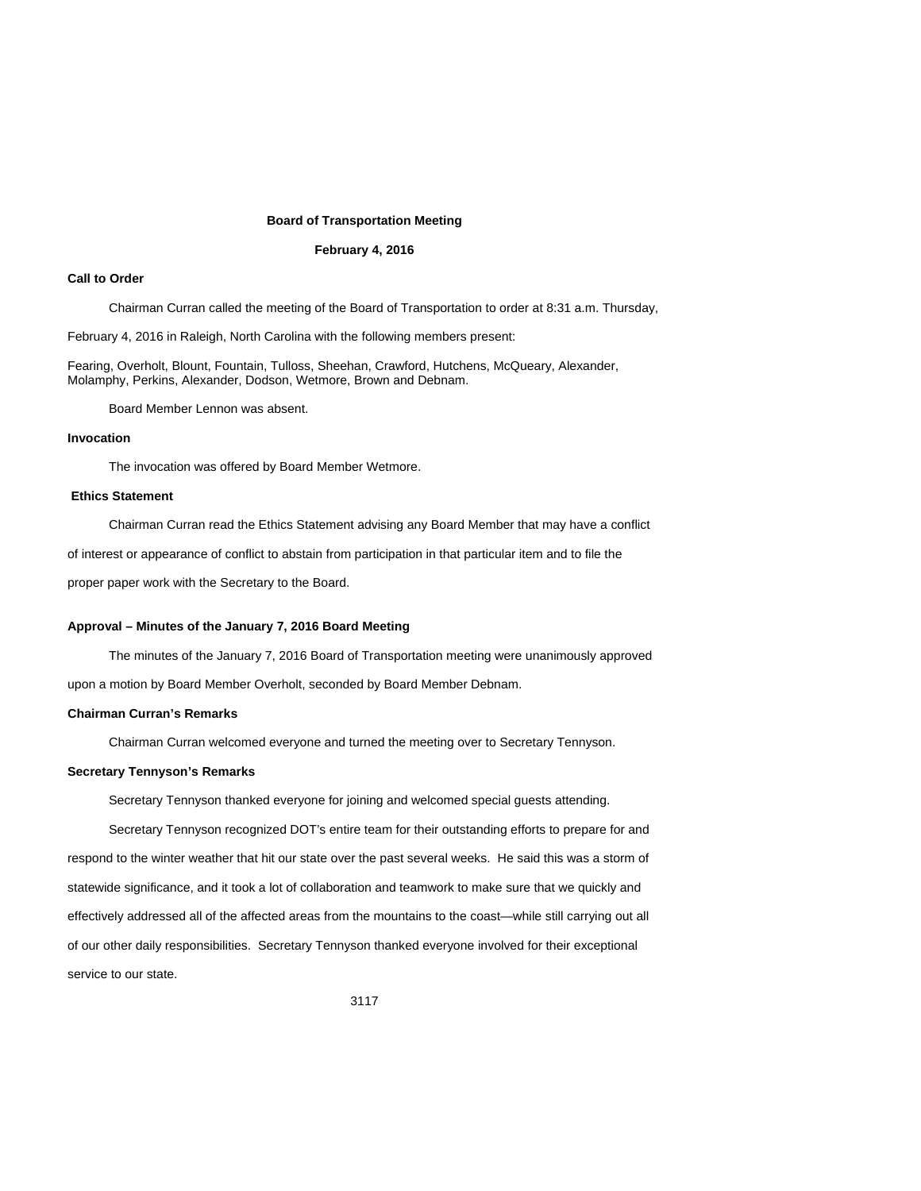## Board of Transportation Meeting

**February 4, 2016**

### Call to Order

Chairman Curran called the meeting of the Board of Transportation to order at 8:31 a.m. Thursday, February 4, 2016 in Raleigh, North Carolina with the following members present:

Fearing, Overholt, Blount, Fountain, Tulloss, Sheehan, Crawford, Hutchens, McQueary, Alexander, Molamphy, Perkins, Alexander, Dodson, Wetmore, Brown and Debnam.

Board Member Lennon was absent.

### Invocation

The invocation was offered by Board Member Wetmore.

### Ethics Statement

Chairman Curran read the Ethics Statement advising any Board Member that may have a conflict of interest or appearance of conflict to abstain from participation in that particular item and to file the proper paper work with the Secretary to the Board.

### Approval – Minutes of the January 7, 2016 Board Meeting

The minutes of the January 7, 2016 Board of Transportation meeting were unanimously approved upon a motion by Board Member Overholt, seconded by Board Member Debnam.

### Chairman Curran's Remarks

Chairman Curran welcomed everyone and turned the meeting over to Secretary Tennyson.

### Secretary Tennyson's Remarks

Secretary Tennyson thanked everyone for joining and welcomed special guests attending.

Secretary Tennyson recognized DOT's entire team for their outstanding efforts to prepare for and respond to the winter weather that hit our state over the past several weeks. He said this was a storm of statewide significance, and it took a lot of collaboration and teamwork to make sure that we quickly and effectively addressed all of the affected areas from the mountains to the coast—while still carrying out all of our other daily responsibilities. Secretary Tennyson thanked everyone involved for their exceptional service to our state.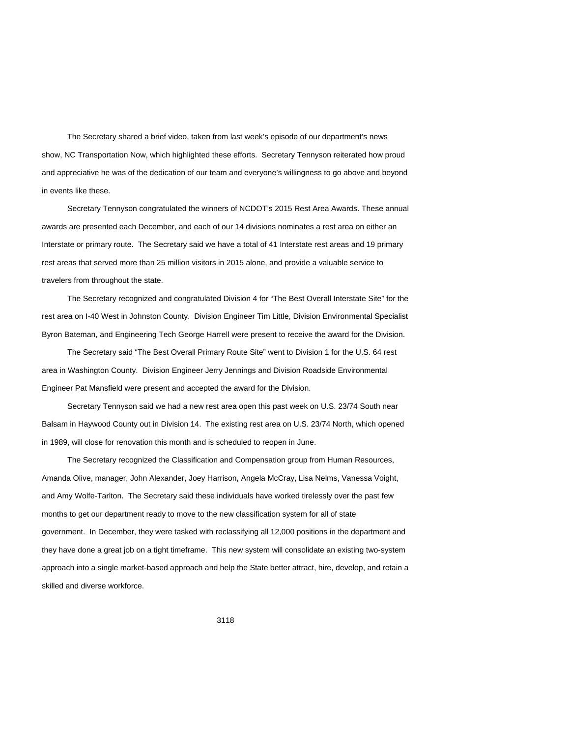The Secretary shared a brief video, taken from last week's episode of our department's news show, NC Transportation Now, which highlighted these efforts. Secretary Tennyson reiterated how proud and appreciative he was of the dedication of our team and everyone's willingness to go above and beyond in events like these.

Secretary Tennyson congratulated the winners of NCDOT's 2015 Rest Area Awards. These annual awards are presented each December, and each of our 14 divisions nominates a rest area on either an Interstate or primary route. The Secretary said we have a total of 41 Interstate rest areas and 19 primary rest areas that served more than 25 million visitors in 2015 alone, and provide a valuable service to travelers from throughout the state.

The Secretary recognized and congratulated Division 4 for "The Best Overall Interstate Site" for the rest area on I-40 West in Johnston County. Division Engineer Tim Little, Division Environmental Specialist Byron Bateman, and Engineering Tech George Harrell were present to receive the award for the Division.

The Secretary said "The Best Overall Primary Route Site" went to Division 1 for the U.S. 64 rest area in Washington County. Division Engineer Jerry Jennings and Division Roadside Environmental Engineer Pat Mansfield were present and accepted the award for the Division.

Secretary Tennyson said we had a new rest area open this past week on U.S. 23/74 South near Balsam in Haywood County out in Division 14. The existing rest area on U.S. 23/74 North, which opened in 1989, will close for renovation this month and is scheduled to reopen in June.

The Secretary recognized the Classification and Compensation group from Human Resources, Amanda Olive, manager, John Alexander, Joey Harrison, Angela McCray, Lisa Nelms, Vanessa Voight, and Amy Wolfe-Tarlton. The Secretary said these individuals have worked tirelessly over the past few months to get our department ready to move to the new classification system for all of state government. In December, they were tasked with reclassifying all 12,000 positions in the department and they have done a great job on a tight timeframe. This new system will consolidate an existing two-system approach into a single market-based approach and help the State better attract, hire, develop, and retain a skilled and diverse workforce.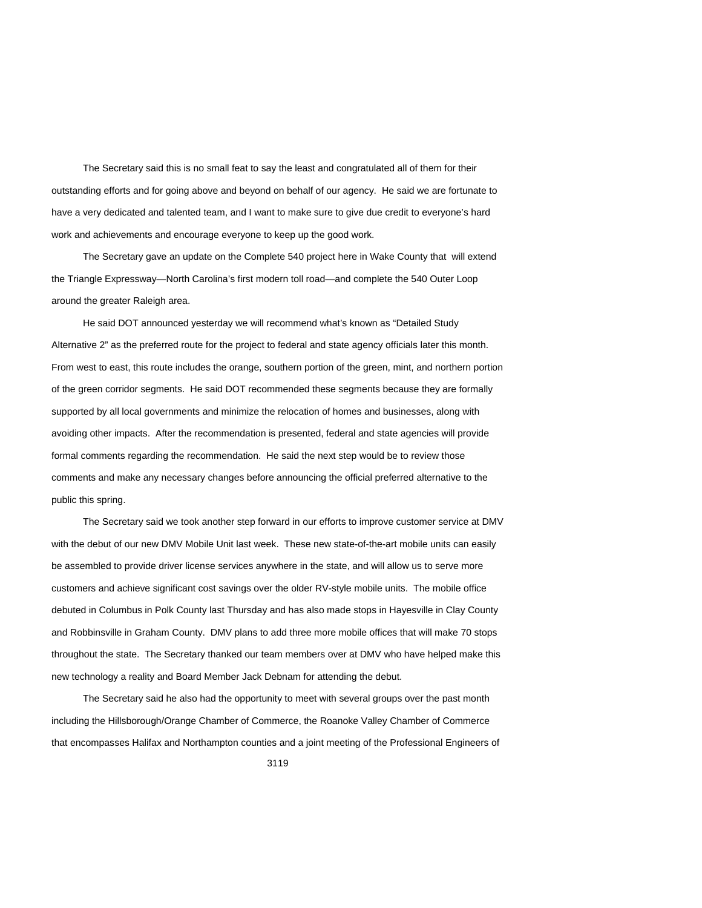The Secretary said this is no small feat to say the least and congratulated all of them for their outstanding efforts and for going above and beyond on behalf of our agency. He said we are fortunate to have a very dedicated and talented team, and I want to make sure to give due credit to everyone's hard work and achievements and encourage everyone to keep up the good work.

The Secretary gave an update on the Complete 540 project here in Wake County that will extend the Triangle Expressway—North Carolina's first modern toll road—and complete the 540 Outer Loop around the greater Raleigh area.

He said DOT announced yesterday we will recommend what's known as "Detailed Study Alternative 2" as the preferred route for the project to federal and state agency officials later this month. From west to east, this route includes the orange, southern portion of the green, mint, and northern portion of the green corridor segments. He said DOT recommended these segments because they are formally supported by all local governments and minimize the relocation of homes and businesses, along with avoiding other impacts. After the recommendation is presented, federal and state agencies will provide formal comments regarding the recommendation. He said the next step would be to review those comments and make any necessary changes before announcing the official preferred alternative to the public this spring.

The Secretary said we took another step forward in our efforts to improve customer service at DMV with the debut of our new DMV Mobile Unit last week. These new state-of-the-art mobile units can easily be assembled to provide driver license services anywhere in the state, and will allow us to serve more customers and achieve significant cost savings over the older RV-style mobile units. The mobile office debuted in Columbus in Polk County last Thursday and has also made stops in Hayesville in Clay County and Robbinsville in Graham County. DMV plans to add three more mobile offices that will make 70 stops throughout the state. The Secretary thanked our team members over at DMV who have helped make this new technology a reality and Board Member Jack Debnam for attending the debut.

The Secretary said he also had the opportunity to meet with several groups over the past month including the Hillsborough/Orange Chamber of Commerce, the Roanoke Valley Chamber of Commerce that encompasses Halifax and Northampton counties and a joint meeting of the Professional Engineers of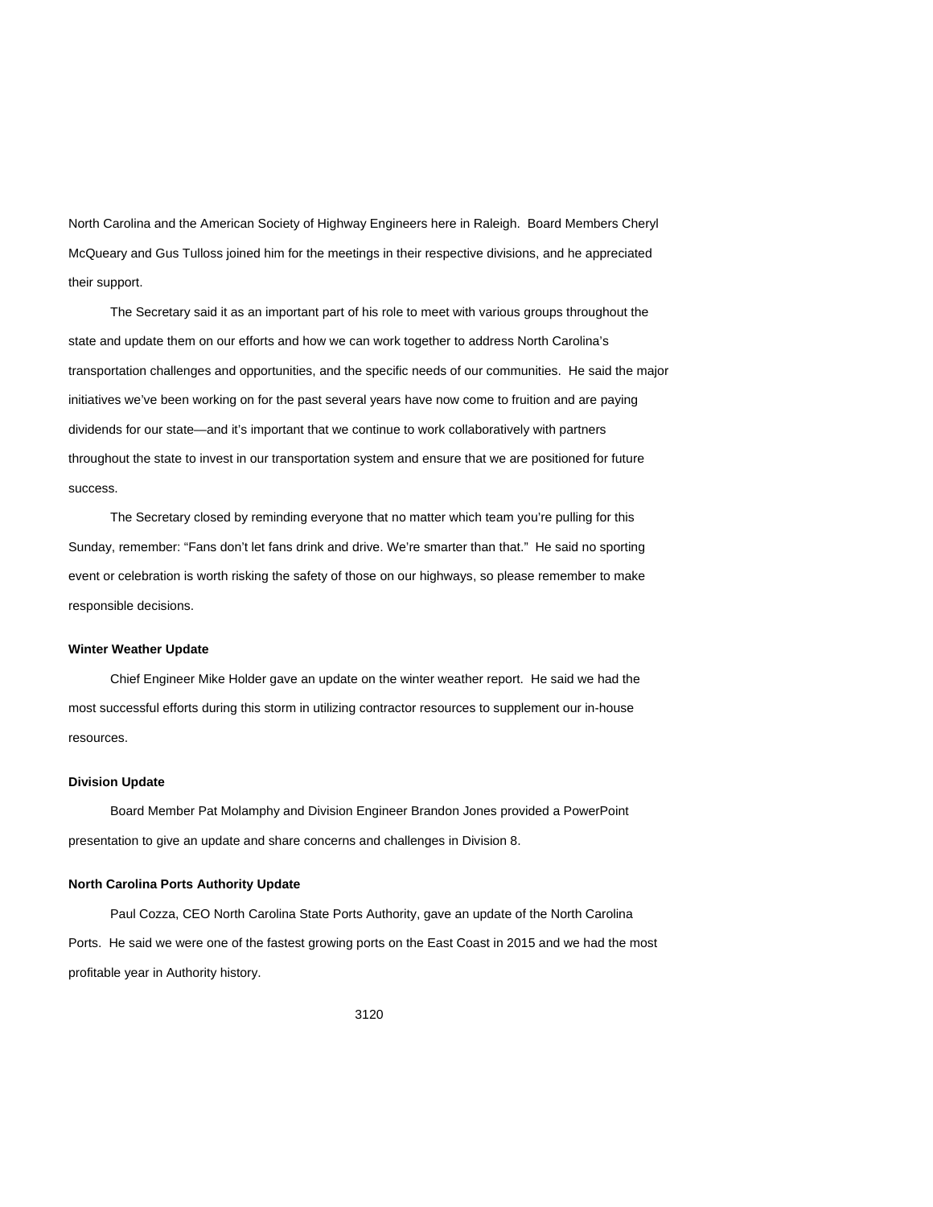North Carolina and the American Society of Highway Engineers here in Raleigh. Board Members Cheryl McQueary and Gus Tulloss joined him for the meetings in their respective divisions, and he appreciated their support.

The Secretary said it as an important part of his role to meet with various groups throughout the state and update them on our efforts and how we can work together to address North Carolina's transportation challenges and opportunities, and the specific needs of our communities. He said the major initiatives we've been working on for the past several years have now come to fruition and are paying dividends for our state—and it's important that we continue to work collaboratively with partners throughout the state to invest in our transportation system and ensure that we are positioned for future success.

The Secretary closed by reminding everyone that no matter which team you're pulling for this Sunday, remember: "Fans don't let fans drink and drive. We're smarter than that." He said no sporting event or celebration is worth risking the safety of those on our highways, so please remember to make responsible decisions.

**Winter Weather Update**

Chief Engineer Mike Holder gave an update on the winter weather report. He said we had the most successful efforts during this storm in utilizing contractor resources to supplement our in-house resources.

**Division Update**

Board Member Pat Molamphy and Division Engineer Brandon Jones provided a PowerPoint presentation to give an update and share concerns and challenges in Division 8.

**North Carolina Ports Authority Update**

Paul Cozza, CEO North Carolina State Ports Authority, gave an update of the North Carolina Ports. He said we were one of the fastest growing ports on the East Coast in 2015 and we had the most profitable year in Authority history.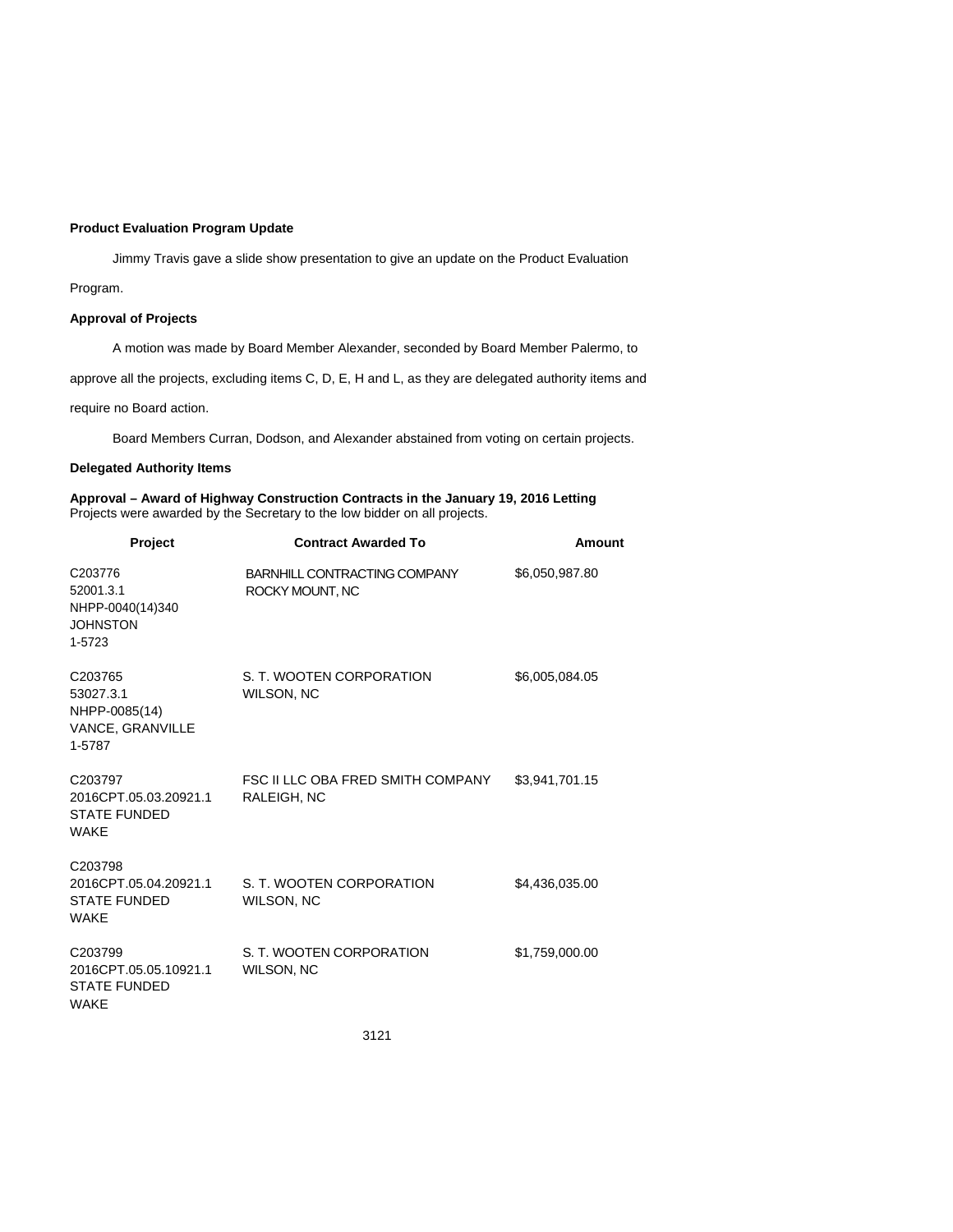**Product Evaluation Program Update**

Jimmy Travis gave a slide show presentation to give an update on the Product Evaluation Program.

**Approval of Projects**

A motion was made by Board Member Alexander, seconded by Board Member Palermo, to approve all the projects, excluding items C, D, E, H and L, as they are delegated authority items and require no Board action.

Board Members Curran, Dodson, and Alexander abstained from voting on certain projects.

**Delegated Authority Items**

**Approval – Award of Highway Construction Contracts in the January 19, 2016 Letting**
Projects were awarded by the Secretary to the low bidder on all projects.

| Project | Contract Awarded To | Amount |
|---|---|---|
| C203776<br>52001.3.1<br>NHPP-0040(14)340<br>JOHNSTON<br>1-5723 | BARNHILL CONTRACTING COMPANY<br>ROCKY MOUNT, NC | $6,050,987.80 |
| C203765<br>53027.3.1<br>NHPP-0085(14)<br>VANCE, GRANVILLE<br>1-5787 | S. T. WOOTEN CORPORATION<br>WILSON, NC | $6,005,084.05 |
| C203797<br>2016CPT.05.03.20921.1<br>STATE FUNDED<br>WAKE | FSC II LLC OBA FRED SMITH COMPANY<br>RALEIGH, NC | $3,941,701.15 |
| C203798<br>2016CPT.05.04.20921.1<br>STATE FUNDED<br>WAKE | S. T. WOOTEN CORPORATION<br>WILSON, NC | $4,436,035.00 |
| C203799<br>2016CPT.05.05.10921.1<br>STATE FUNDED<br>WAKE | S. T. WOOTEN CORPORATION<br>WILSON, NC | $1,759,000.00 |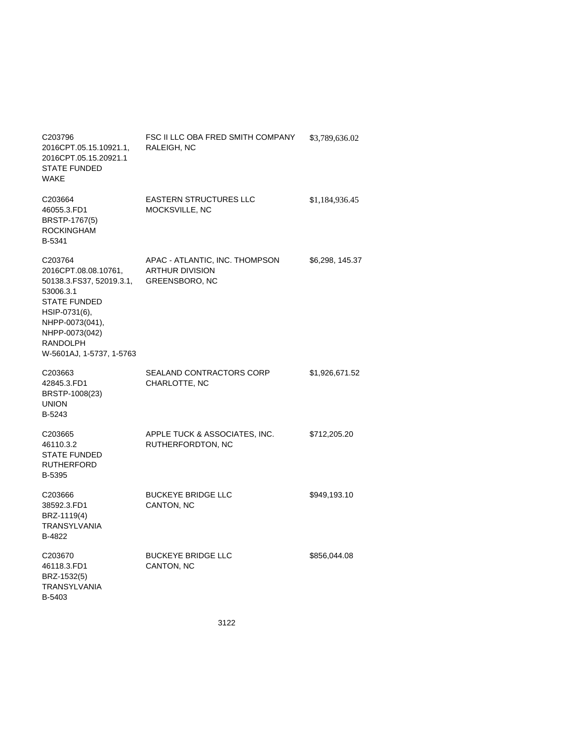| | | |
|---|---|---|
| C203796<br>2016CPT.05.15.10921.1,<br>2016CPT.05.15.20921.1<br>STATE FUNDED<br>WAKE | FSC II LLC OBA FRED SMITH COMPANY<br>RALEIGH, NC | $3,789,636.02 |
| C203664<br>46055.3.FD1<br>BRSTP-1767(5)<br>ROCKINGHAM<br>B-5341 | EASTERN STRUCTURES LLC<br>MOCKSVILLE, NC | $1,184,936.45 |
| C203764<br>2016CPT.08.08.10761,<br>50138.3.FS37, 52019.3.1,<br>53006.3.1<br>STATE FUNDED<br>HSIP-0731(6),<br>NHPP-0073(041),<br>NHPP-0073(042)<br>RANDOLPH<br>W-5601AJ, 1-5737, 1-5763 | APAC - ATLANTIC, INC. THOMPSON<br>ARTHUR DIVISION<br>GREENSBORO, NC | $6,298, 145.37 |
| C203663<br>42845.3.FD1<br>BRSTP-1008(23)<br>UNION<br>B-5243 | SEALAND CONTRACTORS CORP<br>CHARLOTTE, NC | $1,926,671.52 |
| C203665<br>46110.3.2<br>STATE FUNDED<br>RUTHERFORD<br>B-5395 | APPLE TUCK & ASSOCIATES, INC.<br>RUTHERFORDTON, NC | $712,205.20 |
| C203666<br>38592.3.FD1<br>BRZ-1119(4)<br>TRANSYLVANIA<br>B-4822 | BUCKEYE BRIDGE LLC<br>CANTON, NC | $949,193.10 |
| C203670<br>46118.3.FD1<br>BRZ-1532(5)<br>TRANSYLVANIA<br>B-5403 | BUCKEYE BRIDGE LLC<br>CANTON, NC | $856,044.08 |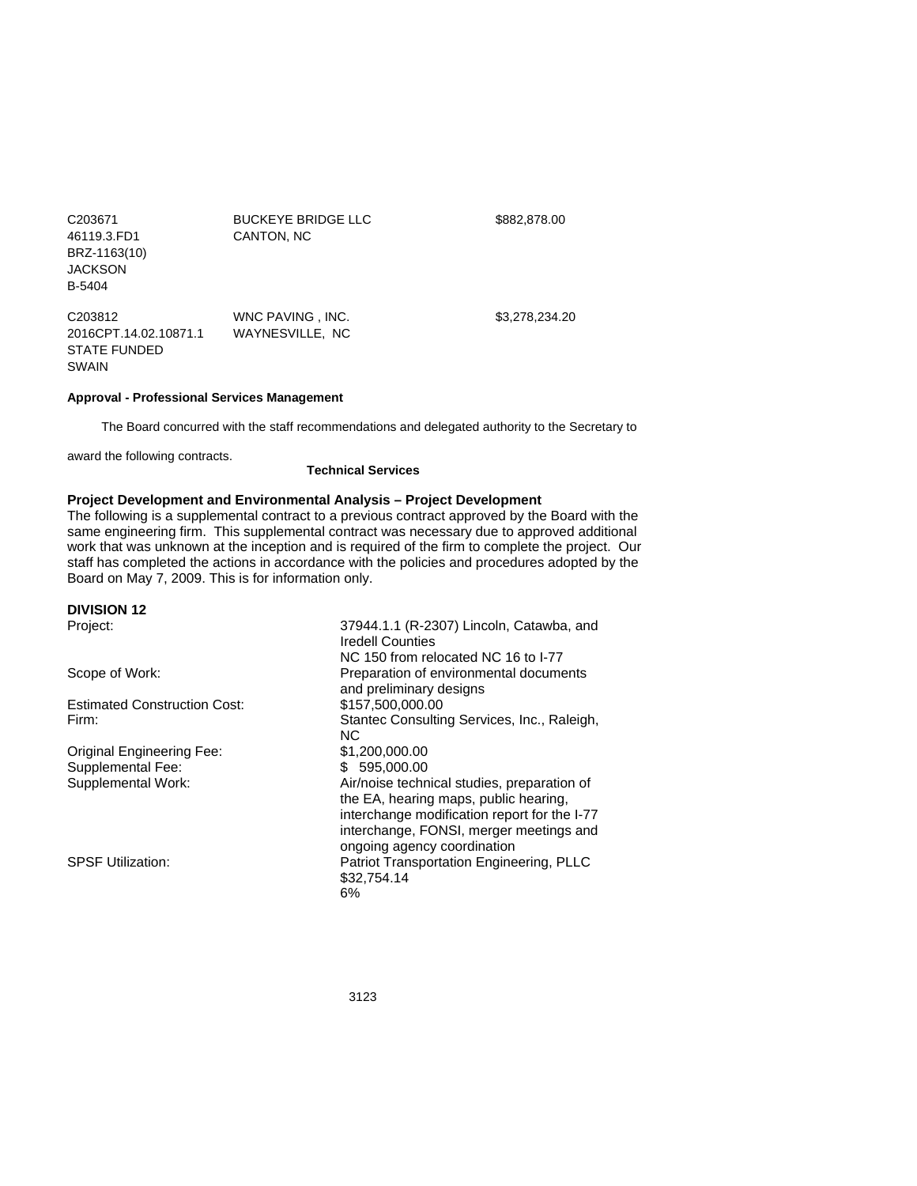| | | |
|---|---|---|
| C203671<br>46119.3.FD1<br>BRZ-1163(10)<br>JACKSON<br>B-5404 | BUCKEYE BRIDGE LLC<br>CANTON, NC | $882,878.00 |
| C203812<br>2016CPT.14.02.10871.1<br>STATE FUNDED<br>SWAIN | WNC PAVING , INC.<br>WAYNESVILLE, NC | $3,278,234.20 |

**Approval - Professional Services Management**

The Board concurred with the staff recommendations and delegated authority to the Secretary to award the following contracts.

**Technical Services**

**Project Development and Environmental Analysis – Project Development**

The following is a supplemental contract to a previous contract approved by the Board with the same engineering firm. This supplemental contract was necessary due to approved additional work that was unknown at the inception and is required of the firm to complete the project. Our staff has completed the actions in accordance with the policies and procedures adopted by the Board on May 7, 2009. This is for information only.

**DIVISION 12**

| | |
|---|---|
| Project: | 37944.1.1 (R-2307) Lincoln, Catawba, and Iredell Counties<br>NC 150 from relocated NC 16 to I-77 |
| Scope of Work: | Preparation of environmental documents and preliminary designs |
| Estimated Construction Cost: | $157,500,000.00 |
| Firm: | Stantec Consulting Services, Inc., Raleigh, NC |
| Original Engineering Fee: | $1,200,000.00 |
| Supplemental Fee: | $ 595,000.00 |
| Supplemental Work: | Air/noise technical studies, preparation of the EA, hearing maps, public hearing, interchange modification report for the I-77 interchange, FONSI, merger meetings and ongoing agency coordination |
| SPSF Utilization: | Patriot Transportation Engineering, PLLC<br>$32,754.14<br>6% |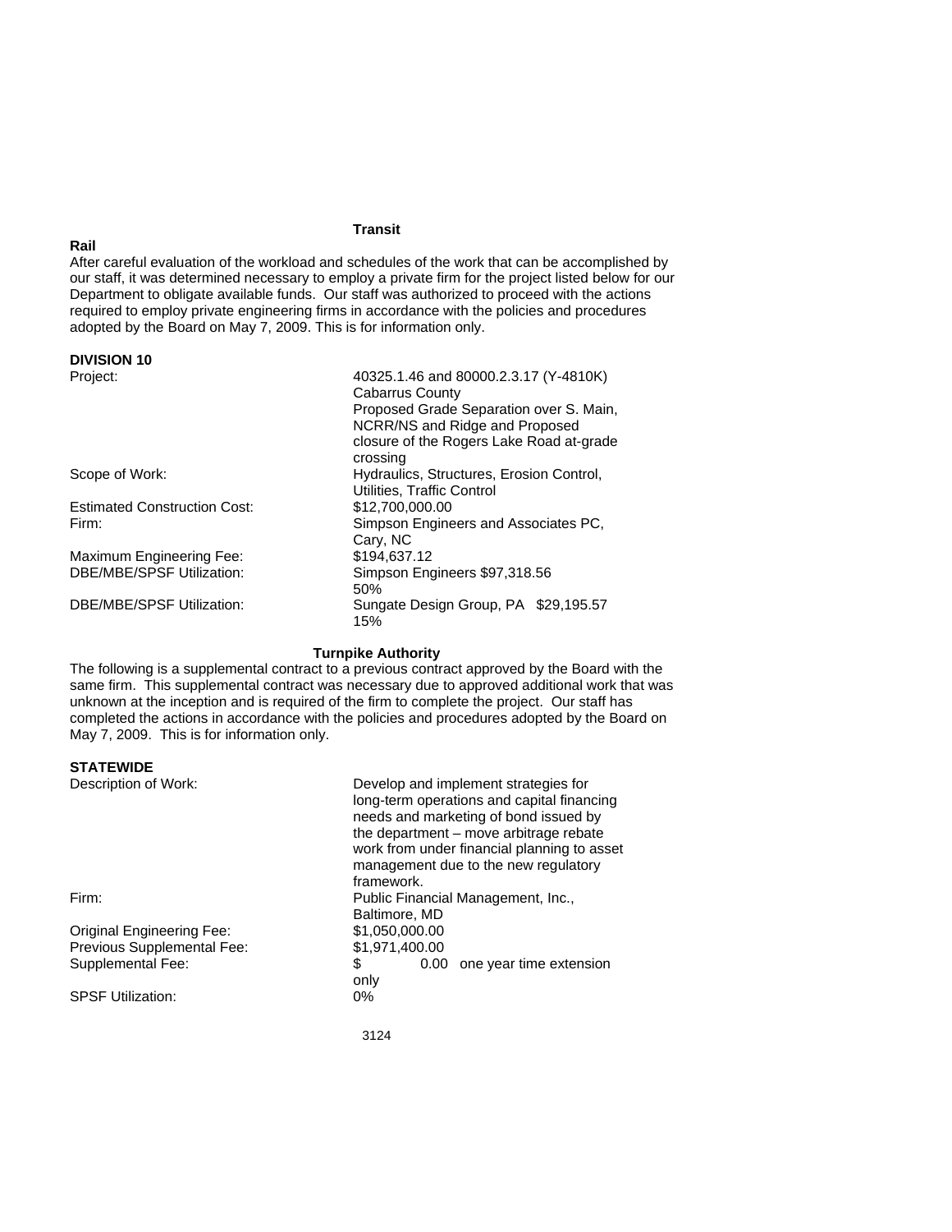### Transit

**Rail**

After careful evaluation of the workload and schedules of the work that can be accomplished by our staff, it was determined necessary to employ a private firm for the project listed below for our Department to obligate available funds. Our staff was authorized to proceed with the actions required to employ private engineering firms in accordance with the policies and procedures adopted by the Board on May 7, 2009. This is for information only.

**DIVISION 10**

| | |
|---|---|
| Project: | 40325.1.46 and 80000.2.3.17 (Y-4810K) Cabarrus County Proposed Grade Separation over S. Main, NCRR/NS and Ridge and Proposed closure of the Rogers Lake Road at-grade crossing |
| Scope of Work: | Hydraulics, Structures, Erosion Control, Utilities, Traffic Control |
| Estimated Construction Cost: | $12,700,000.00 |
| Firm: | Simpson Engineers and Associates PC, Cary, NC |
| Maximum Engineering Fee: | $194,637.12 |
| DBE/MBE/SPSF Utilization: | Simpson Engineers $97,318.56 50% |
| DBE/MBE/SPSF Utilization: | Sungate Design Group, PA $29,195.57 15% |

### Turnpike Authority

The following is a supplemental contract to a previous contract approved by the Board with the same firm. This supplemental contract was necessary due to approved additional work that was unknown at the inception and is required of the firm to complete the project. Our staff has completed the actions in accordance with the policies and procedures adopted by the Board on May 7, 2009. This is for information only.

**STATEWIDE**

| | |
|---|---|
| Description of Work: | Develop and implement strategies for long-term operations and capital financing needs and marketing of bond issued by the department – move arbitrage rebate work from under financial planning to asset management due to the new regulatory framework. |
| Firm: | Public Financial Management, Inc., Baltimore, MD |
| Original Engineering Fee: | $1,050,000.00 |
| Previous Supplemental Fee: | $1,971,400.00 |
| Supplemental Fee: | $ 0.00 one year time extension only |
| SPSF Utilization: | 0% |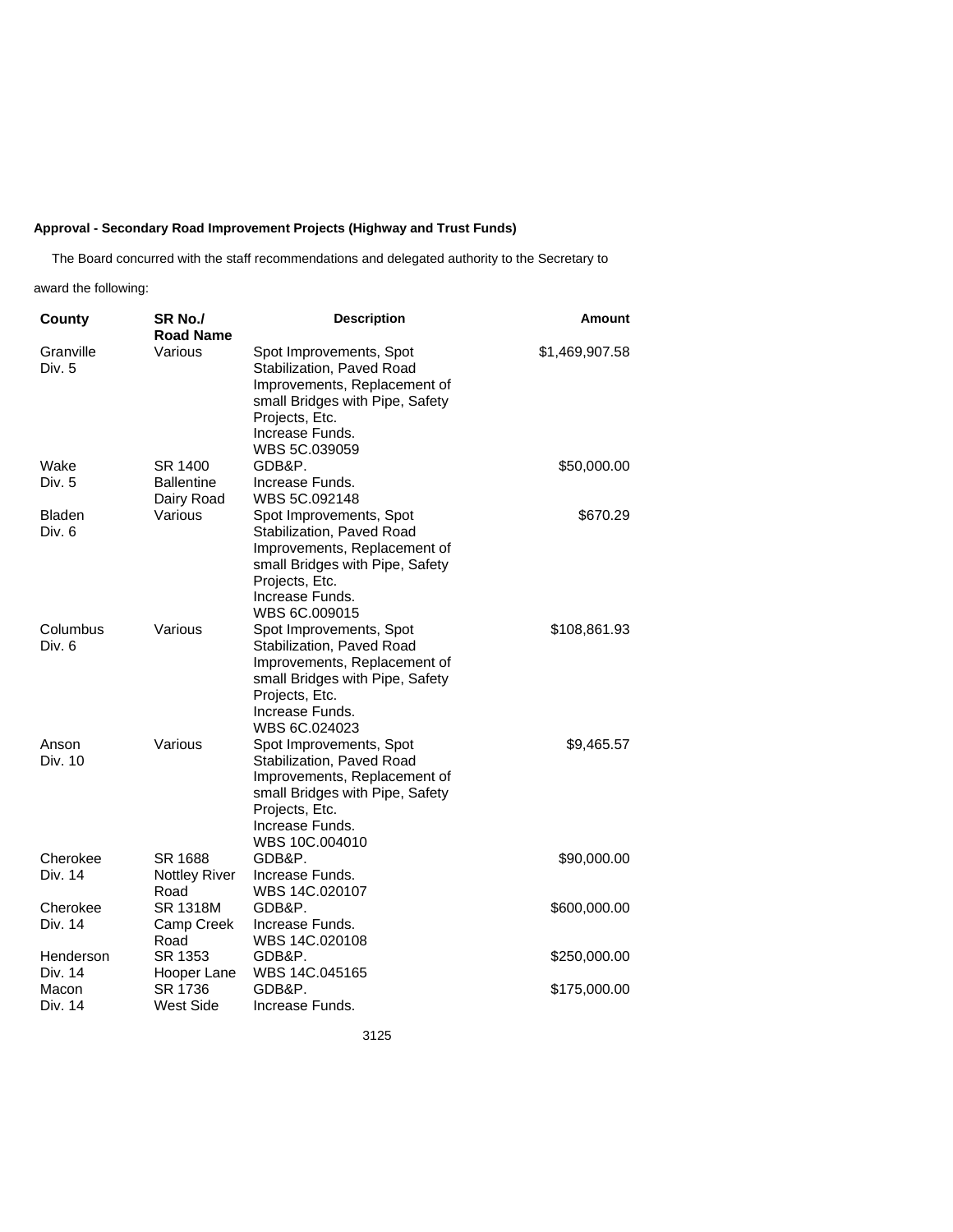**Approval - Secondary Road Improvement Projects (Highway and Trust Funds)**

The Board concurred with the staff recommendations and delegated authority to the Secretary to award the following:

| County | SR No./ Road Name | Description | Amount |
|---|---|---|---|
| Granville Div. 5 | Various | Spot Improvements, Spot Stabilization, Paved Road Improvements, Replacement of small Bridges with Pipe, Safety Projects, Etc. Increase Funds. WBS 5C.039059 | $1,469,907.58 |
| Wake Div. 5 | SR 1400 Ballentine Dairy Road | GDB&P. Increase Funds. WBS 5C.092148 | $50,000.00 |
| Bladen Div. 6 | Various | Spot Improvements, Spot Stabilization, Paved Road Improvements, Replacement of small Bridges with Pipe, Safety Projects, Etc. Increase Funds. WBS 6C.009015 | $670.29 |
| Columbus Div. 6 | Various | Spot Improvements, Spot Stabilization, Paved Road Improvements, Replacement of small Bridges with Pipe, Safety Projects, Etc. Increase Funds. WBS 6C.024023 | $108,861.93 |
| Anson Div. 10 | Various | Spot Improvements, Spot Stabilization, Paved Road Improvements, Replacement of small Bridges with Pipe, Safety Projects, Etc. Increase Funds. WBS 10C.004010 | $9,465.57 |
| Cherokee Div. 14 | SR 1688 Nottley River Road | GDB&P. Increase Funds. WBS 14C.020107 | $90,000.00 |
| Cherokee Div. 14 | SR 1318M Camp Creek Road | GDB&P. Increase Funds. WBS 14C.020108 | $600,000.00 |
| Henderson Div. 14 | SR 1353 Hooper Lane | GDB&P. WBS 14C.045165 | $250,000.00 |
| Macon Div. 14 | SR 1736 West Side | GDB&P. Increase Funds. | $175,000.00 |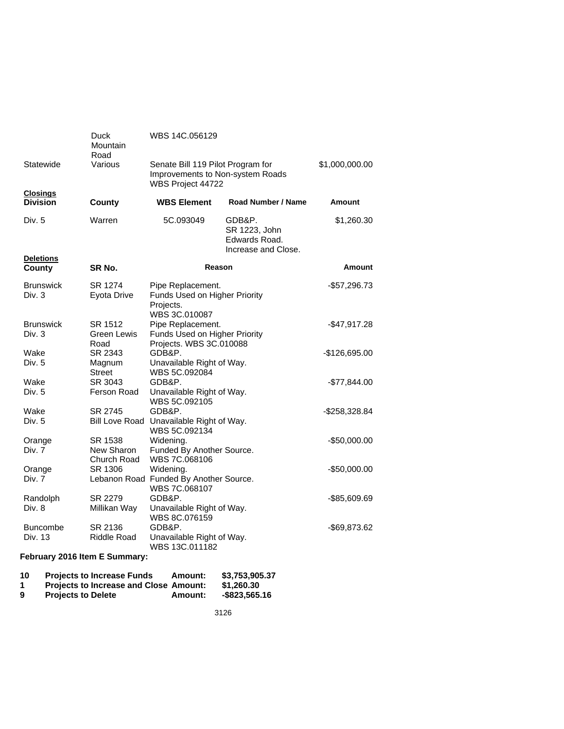| | | | | |
|---|---|---|---|---|
| | Duck Mountain Road | WBS 14C.056129 | | |
| Statewide | Various | Senate Bill 119 Pilot Program for Improvements to Non-system Roads WBS Project 44722 | | $1,000,000.00 |

**Closings**

| Division | County | WBS Element | Road Number / Name | Amount |
|---|---|---|---|---|
| Div. 5 | Warren | 5C.093049 | GDB&P. SR 1223, John Edwards Road. Increase and Close. | $1,260.30 |

**Deletions**

| County | SR No. | Reason | Amount |
|---|---|---|---|
| Brunswick Div. 3 | SR 1274 Eyota Drive | Pipe Replacement. Funds Used on Higher Priority Projects. WBS 3C.010087 | -$57,296.73 |
| Brunswick Div. 3 | SR 1512 Green Lewis Road | Pipe Replacement. Funds Used on Higher Priority Projects. WBS 3C.010088 | -$47,917.28 |
| Wake Div. 5 | SR 2343 Magnum Street | GDB&P. Unavailable Right of Way. WBS 5C.092084 | -$126,695.00 |
| Wake Div. 5 | SR 3043 Ferson Road | GDB&P. Unavailable Right of Way. WBS 5C.092105 | -$77,844.00 |
| Wake Div. 5 | SR 2745 Bill Love Road | GDB&P. Unavailable Right of Way. WBS 5C.092134 | -$258,328.84 |
| Orange Div. 7 | SR 1538 New Sharon Church Road | Widening. Funded By Another Source. WBS 7C.068106 | -$50,000.00 |
| Orange Div. 7 | SR 1306 Lebanon Road | Widening. Funded By Another Source. WBS 7C.068107 | -$50,000.00 |
| Randolph Div. 8 | SR 2279 Millikan Way | GDB&P. Unavailable Right of Way. WBS 8C.076159 | -$85,609.69 |
| Buncombe Div. 13 | SR 2136 Riddle Road | GDB&P. Unavailable Right of Way. WBS 13C.011182 | -$69,873.62 |

**February 2016 Item E Summary:**

| | | | |
|---|---|---|---|
| **10** | **Projects to Increase Funds** | **Amount:** | **$3,753,905.37** |
| **1** | **Projects to Increase and Close** | **Amount:** | **$1,260.30** |
| **9** | **Projects to Delete** | **Amount:** | **-$823,565.16** |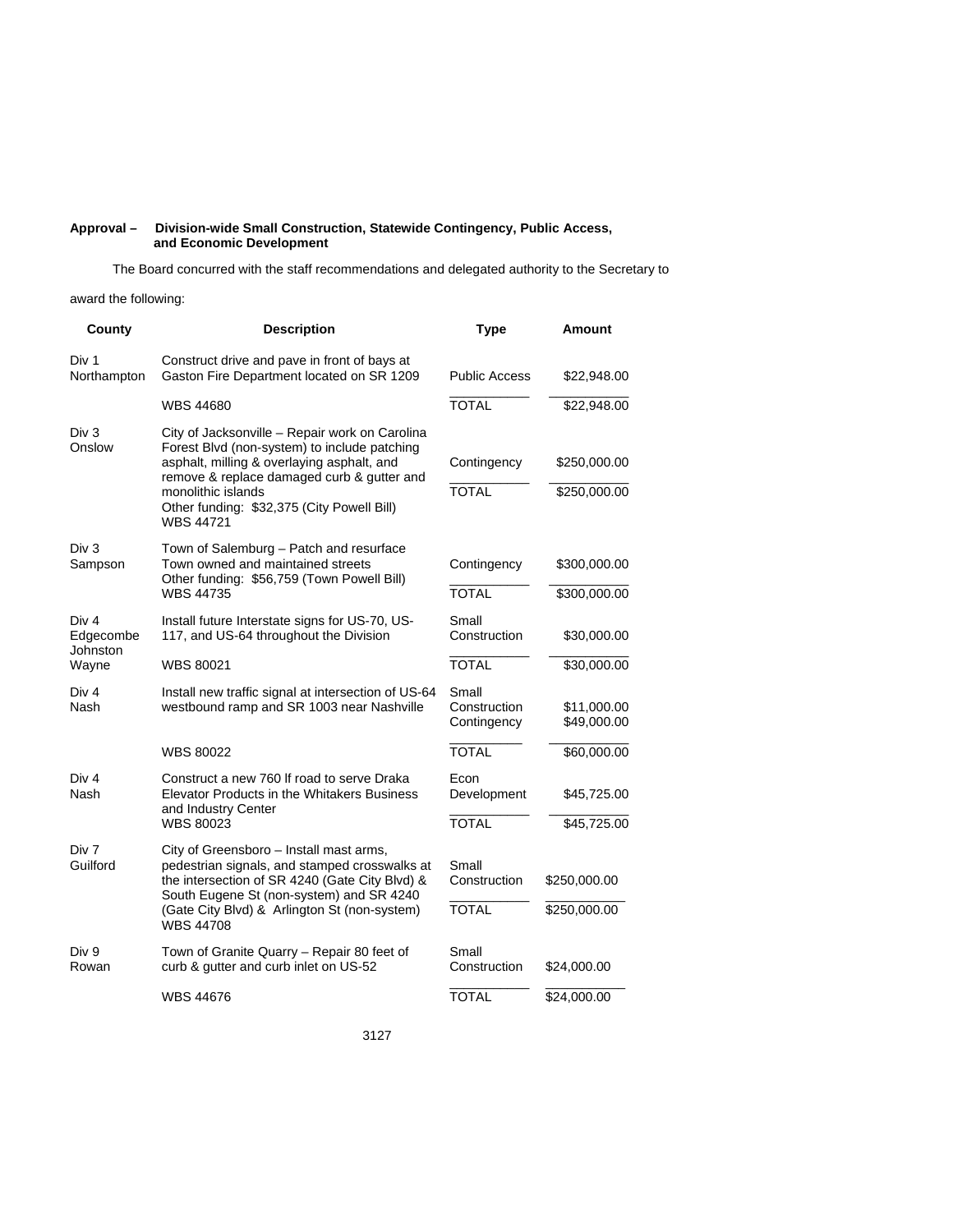**Approval – Division-wide Small Construction, Statewide Contingency, Public Access, and Economic Development**

The Board concurred with the staff recommendations and delegated authority to the Secretary to award the following:

| County | Description | Type | Amount |
|---|---|---|---|
| Div 1 Northampton | Construct drive and pave in front of bays at Gaston Fire Department located on SR 1209 | Public Access | $22,948.00 |
| | WBS 44680 | TOTAL | $22,948.00 |
| Div 3 Onslow | City of Jacksonville – Repair work on Carolina Forest Blvd (non-system) to include patching asphalt, milling & overlaying asphalt, and remove & replace damaged curb & gutter and monolithic islands | Contingency | $250,000.00 |
| | Other funding: $32,375 (City Powell Bill) WBS 44721 | TOTAL | $250,000.00 |
| Div 3 Sampson | Town of Salemburg – Patch and resurface Town owned and maintained streets Other funding: $56,759 (Town Powell Bill) | Contingency | $300,000.00 |
| | WBS 44735 | TOTAL | $300,000.00 |
| Div 4 Edgecombe Johnston Wayne | Install future Interstate signs for US-70, US-117, and US-64 throughout the Division | Small Construction | $30,000.00 |
| | WBS 80021 | TOTAL | $30,000.00 |
| Div 4 Nash | Install new traffic signal at intersection of US-64 westbound ramp and SR 1003 near Nashville | Small Construction | $11,000.00 |
| | | Contingency | $49,000.00 |
| | WBS 80022 | TOTAL | $60,000.00 |
| Div 4 Nash | Construct a new 760 lf road to serve Draka Elevator Products in the Whitakers Business and Industry Center | Econ Development | $45,725.00 |
| | WBS 80023 | TOTAL | $45,725.00 |
| Div 7 Guilford | City of Greensboro – Install mast arms, pedestrian signals, and stamped crosswalks at the intersection of SR 4240 (Gate City Blvd) & South Eugene St (non-system) and SR 4240 | Small Construction | $250,000.00 |
| | (Gate City Blvd) & Arlington St (non-system) WBS 44708 | TOTAL | $250,000.00 |
| Div 9 Rowan | Town of Granite Quarry – Repair 80 feet of curb & gutter and curb inlet on US-52 | Small Construction | $24,000.00 |
| | WBS 44676 | TOTAL | $24,000.00 |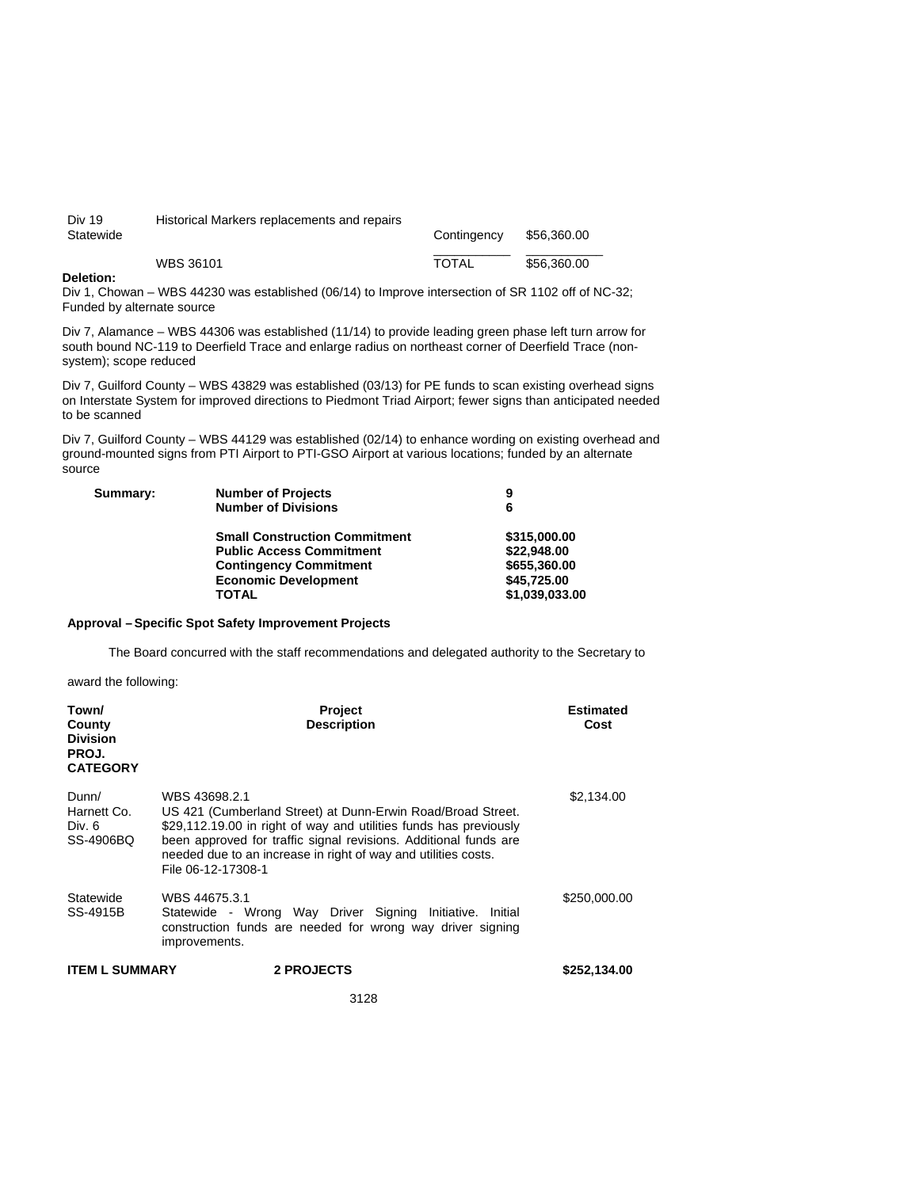| | | | |
|---|---|---|---|
| Div 19 Statewide | Historical Markers replacements and repairs | Contingency | $56,360.00 |
| | WBS 36101 | TOTAL | $56,360.00 |

**Deletion:**

Div 1, Chowan – WBS 44230 was established (06/14) to Improve intersection of SR 1102 off of NC-32; Funded by alternate source

Div 7, Alamance – WBS 44306 was established (11/14) to provide leading green phase left turn arrow for south bound NC-119 to Deerfield Trace and enlarge radius on northeast corner of Deerfield Trace (non-system); scope reduced

Div 7, Guilford County – WBS 43829 was established (03/13) for PE funds to scan existing overhead signs on Interstate System for improved directions to Piedmont Triad Airport; fewer signs than anticipated needed to be scanned

Div 7, Guilford County – WBS 44129 was established (02/14) to enhance wording on existing overhead and ground-mounted signs from PTI Airport to PTI-GSO Airport at various locations; funded by an alternate source

| **Summary:** | **Number of Projects** | **9** |
|---|---|---|
| | **Number of Divisions** | **6** |
| | **Small Construction Commitment** | **$315,000.00** |
| | **Public Access Commitment** | **$22,948.00** |
| | **Contingency Commitment** | **$655,360.00** |
| | **Economic Development** | **$45,725.00** |
| | **TOTAL** | **$1,039,033.00** |

**Approval – Specific Spot Safety Improvement Projects**

The Board concurred with the staff recommendations and delegated authority to the Secretary to award the following:

| **Town/ County Division PROJ. CATEGORY** | **Project Description** | **Estimated Cost** |
|---|---|---|
| Dunn/ Harnett Co. Div. 6 SS-4906BQ | WBS 43698.2.1<br>US 421 (Cumberland Street) at Dunn-Erwin Road/Broad Street. $29,112.19.00 in right of way and utilities funds has previously been approved for traffic signal revisions. Additional funds are needed due to an increase in right of way and utilities costs.<br>File 06-12-17308-1 | $2,134.00 |
| Statewide SS-4915B | WBS 44675.3.1<br>Statewide - Wrong Way Driver Signing Initiative. Initial construction funds are needed for wrong way driver signing improvements. | $250,000.00 |
| **ITEM L SUMMARY** | **2 PROJECTS** | **$252,134.00** |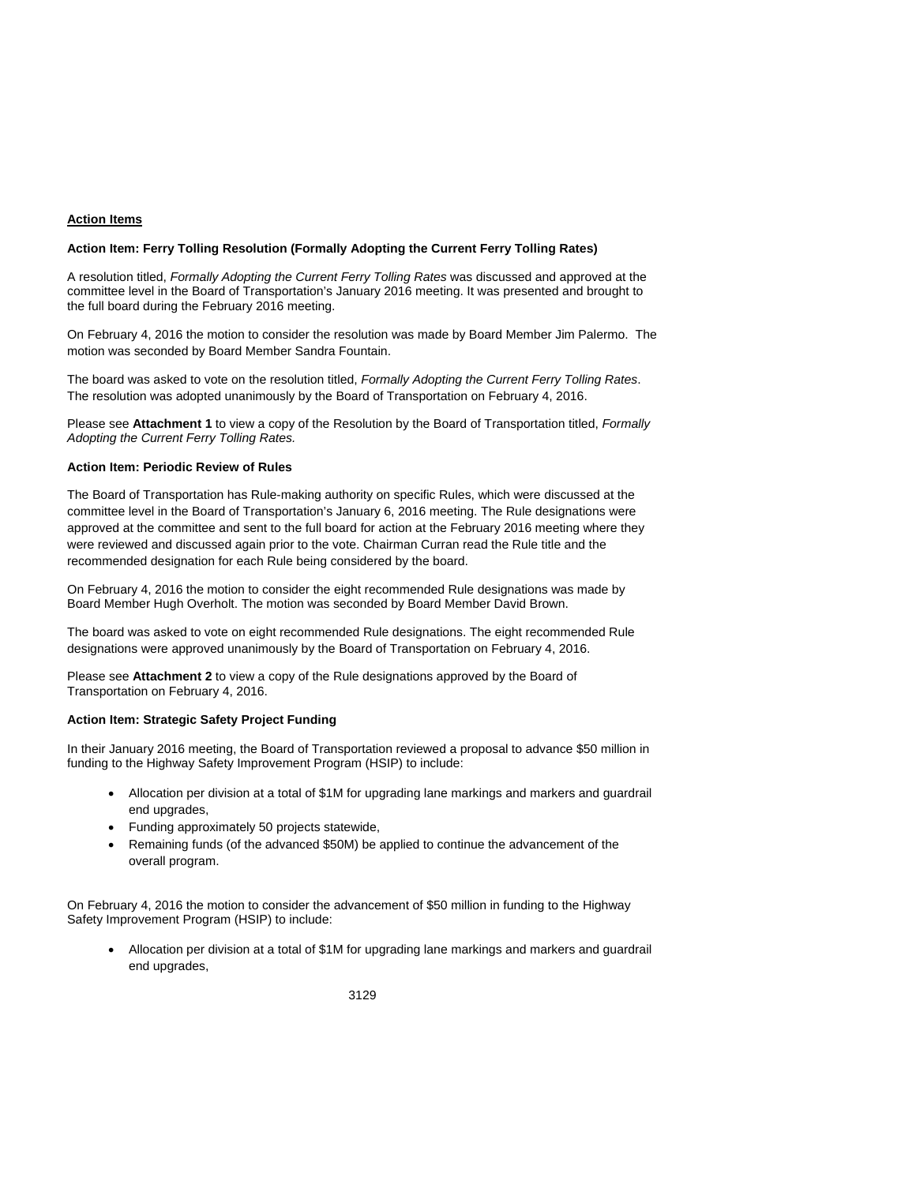## Action Items

### Action Item: Ferry Tolling Resolution (Formally Adopting the Current Ferry Tolling Rates)

A resolution titled, *Formally Adopting the Current Ferry Tolling Rates* was discussed and approved at the committee level in the Board of Transportation's January 2016 meeting. It was presented and brought to the full board during the February 2016 meeting.

On February 4, 2016 the motion to consider the resolution was made by Board Member Jim Palermo. The motion was seconded by Board Member Sandra Fountain.

The board was asked to vote on the resolution titled, *Formally Adopting the Current Ferry Tolling Rates*. The resolution was adopted unanimously by the Board of Transportation on February 4, 2016.

Please see **Attachment 1** to view a copy of the Resolution by the Board of Transportation titled, *Formally Adopting the Current Ferry Tolling Rates.*

### Action Item: Periodic Review of Rules

The Board of Transportation has Rule-making authority on specific Rules, which were discussed at the committee level in the Board of Transportation's January 6, 2016 meeting. The Rule designations were approved at the committee and sent to the full board for action at the February 2016 meeting where they were reviewed and discussed again prior to the vote. Chairman Curran read the Rule title and the recommended designation for each Rule being considered by the board.

On February 4, 2016 the motion to consider the eight recommended Rule designations was made by Board Member Hugh Overholt. The motion was seconded by Board Member David Brown.

The board was asked to vote on eight recommended Rule designations. The eight recommended Rule designations were approved unanimously by the Board of Transportation on February 4, 2016.

Please see **Attachment 2** to view a copy of the Rule designations approved by the Board of Transportation on February 4, 2016.

### Action Item: Strategic Safety Project Funding

In their January 2016 meeting, the Board of Transportation reviewed a proposal to advance $50 million in funding to the Highway Safety Improvement Program (HSIP) to include:

- Allocation per division at a total of $1M for upgrading lane markings and markers and guardrail end upgrades,
- Funding approximately 50 projects statewide,
- Remaining funds (of the advanced $50M) be applied to continue the advancement of the overall program.

On February 4, 2016 the motion to consider the advancement of $50 million in funding to the Highway Safety Improvement Program (HSIP) to include:

- Allocation per division at a total of $1M for upgrading lane markings and markers and guardrail end upgrades,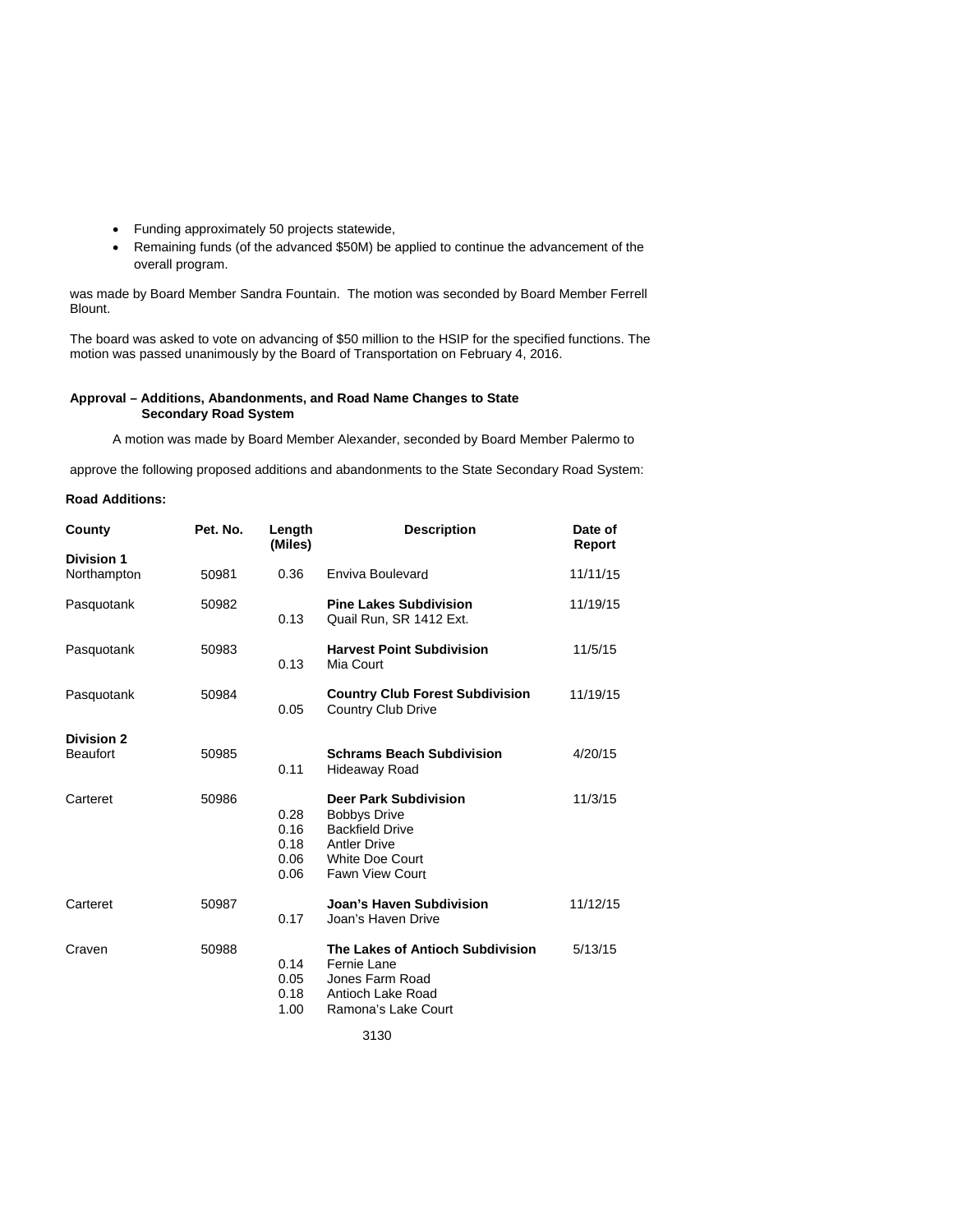- Funding approximately 50 projects statewide,
- Remaining funds (of the advanced $50M) be applied to continue the advancement of the overall program.

was made by Board Member Sandra Fountain. The motion was seconded by Board Member Ferrell Blount.

The board was asked to vote on advancing of $50 million to the HSIP for the specified functions. The motion was passed unanimously by the Board of Transportation on February 4, 2016.

**Approval – Additions, Abandonments, and Road Name Changes to State Secondary Road System**

A motion was made by Board Member Alexander, seconded by Board Member Palermo to approve the following proposed additions and abandonments to the State Secondary Road System:

**Road Additions:**

| County | Pet. No. | Length (Miles) | Description | Date of Report |
|---|---|---|---|---|
| **Division 1** | | | | |
| Northampton | 50981 | 0.36 | Enviva Boulevard | 11/11/15 |
| Pasquotank | 50982 | | **Pine Lakes Subdivision** | 11/19/15 |
| | | 0.13 | Quail Run, SR 1412 Ext. | |
| Pasquotank | 50983 | | **Harvest Point Subdivision** | 11/5/15 |
| | | 0.13 | Mia Court | |
| Pasquotank | 50984 | | **Country Club Forest Subdivision** | 11/19/15 |
| | | 0.05 | Country Club Drive | |
| **Division 2** | | | | |
| Beaufort | 50985 | | **Schrams Beach Subdivision** | 4/20/15 |
| | | 0.11 | Hideaway Road | |
| Carteret | 50986 | | **Deer Park Subdivision** | 11/3/15 |
| | | 0.28 | Bobbys Drive | |
| | | 0.16 | Backfield Drive | |
| | | 0.18 | Antler Drive | |
| | | 0.06 | White Doe Court | |
| | | 0.06 | Fawn View Court | |
| Carteret | 50987 | | **Joan's Haven Subdivision** | 11/12/15 |
| | | 0.17 | Joan's Haven Drive | |
| Craven | 50988 | | **The Lakes of Antioch Subdivision** | 5/13/15 |
| | | 0.14 | Fernie Lane | |
| | | 0.05 | Jones Farm Road | |
| | | 0.18 | Antioch Lake Road | |
| | | 1.00 | Ramona's Lake Court | |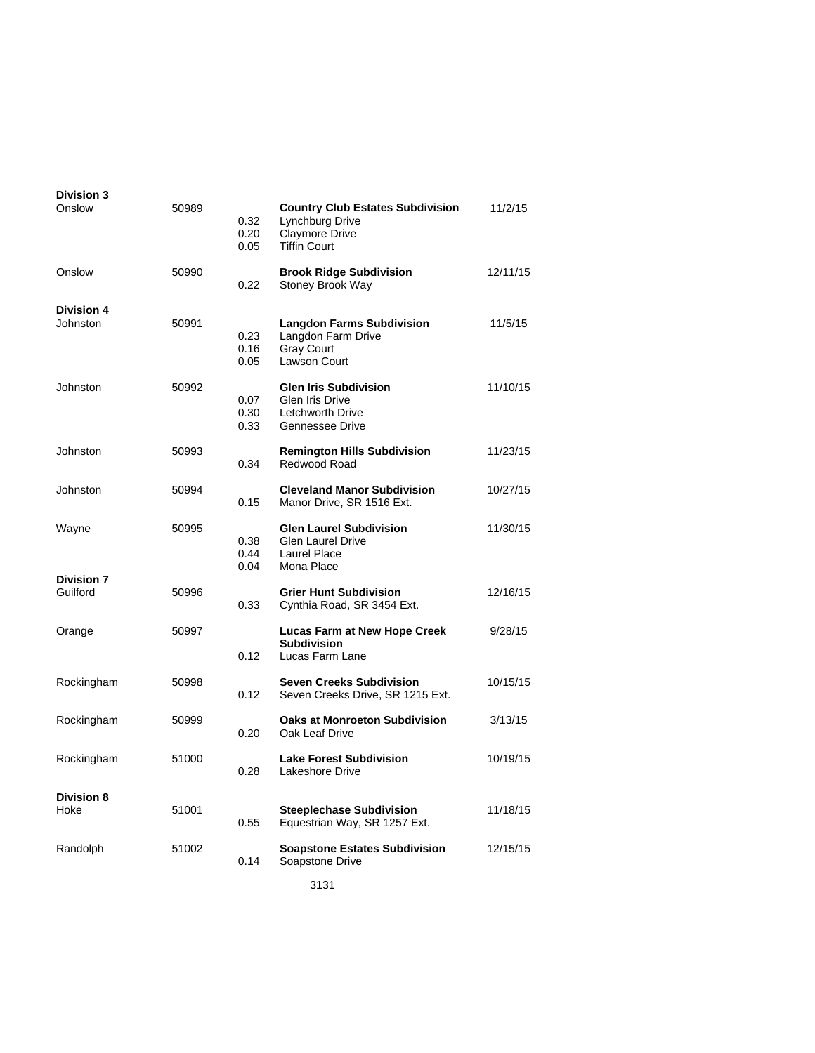| | | | | |
|---|---|---|---|---|
| **Division 3** | | | | |
| Onslow | 50989 | | **Country Club Estates Subdivision** | 11/2/15 |
| | | 0.32 | Lynchburg Drive | |
| | | 0.20 | Claymore Drive | |
| | | 0.05 | Tiffin Court | |
| Onslow | 50990 | | **Brook Ridge Subdivision** | 12/11/15 |
| | | 0.22 | Stoney Brook Way | |
| **Division 4** | | | | |
| Johnston | 50991 | | **Langdon Farms Subdivision** | 11/5/15 |
| | | 0.23 | Langdon Farm Drive | |
| | | 0.16 | Gray Court | |
| | | 0.05 | Lawson Court | |
| Johnston | 50992 | | **Glen Iris Subdivision** | 11/10/15 |
| | | 0.07 | Glen Iris Drive | |
| | | 0.30 | Letchworth Drive | |
| | | 0.33 | Gennessee Drive | |
| Johnston | 50993 | | **Remington Hills Subdivision** | 11/23/15 |
| | | 0.34 | Redwood Road | |
| Johnston | 50994 | | **Cleveland Manor Subdivision** | 10/27/15 |
| | | 0.15 | Manor Drive, SR 1516 Ext. | |
| Wayne | 50995 | | **Glen Laurel Subdivision** | 11/30/15 |
| | | 0.38 | Glen Laurel Drive | |
| | | 0.44 | Laurel Place | |
| | | 0.04 | Mona Place | |
| **Division 7** | | | | |
| Guilford | 50996 | | **Grier Hunt Subdivision** | 12/16/15 |
| | | 0.33 | Cynthia Road, SR 3454 Ext. | |
| Orange | 50997 | | **Lucas Farm at New Hope Creek Subdivision** | 9/28/15 |
| | | 0.12 | Lucas Farm Lane | |
| Rockingham | 50998 | | **Seven Creeks Subdivision** | 10/15/15 |
| | | 0.12 | Seven Creeks Drive, SR 1215 Ext. | |
| Rockingham | 50999 | | **Oaks at Monroeton Subdivision** | 3/13/15 |
| | | 0.20 | Oak Leaf Drive | |
| Rockingham | 51000 | | **Lake Forest Subdivision** | 10/19/15 |
| | | 0.28 | Lakeshore Drive | |
| **Division 8** | | | | |
| Hoke | 51001 | | **Steeplechase Subdivision** | 11/18/15 |
| | | 0.55 | Equestrian Way, SR 1257 Ext. | |
| Randolph | 51002 | | **Soapstone Estates Subdivision** | 12/15/15 |
| | | 0.14 | Soapstone Drive | |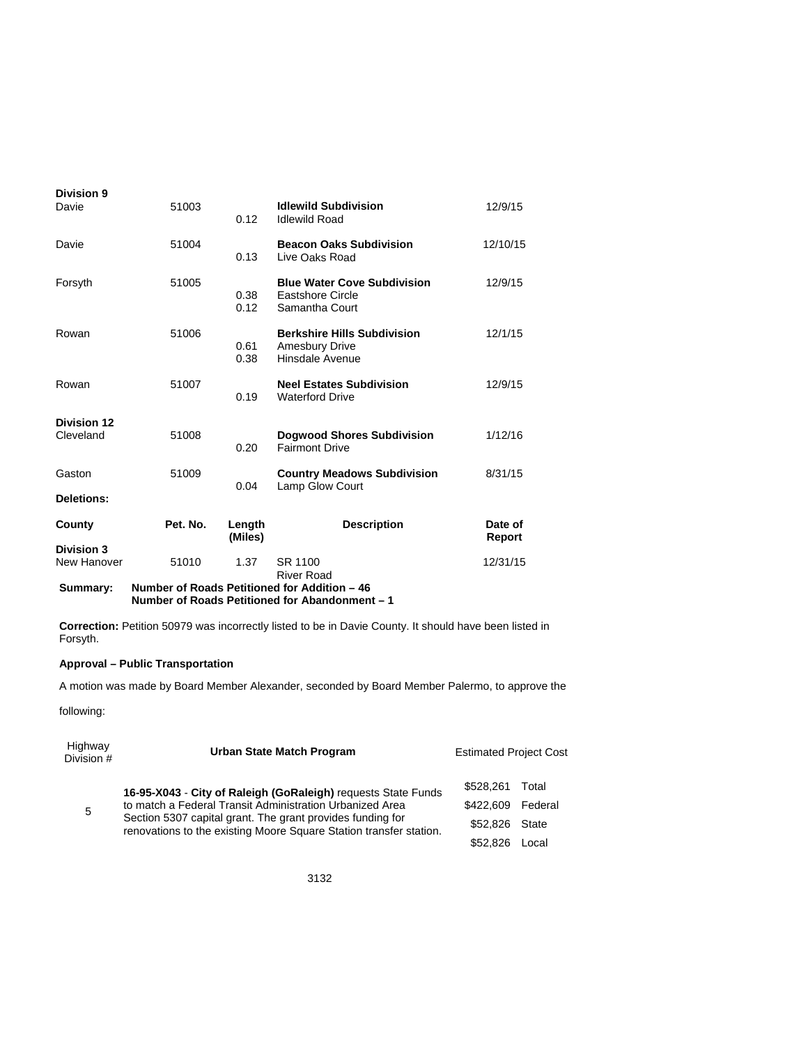| County | Pet. No. | Length (Miles) | Description | Date of Report |
|---|---|---|---|---|
| **Division 9** | | | | |
| Davie | 51003 | 0.12 | **Idlewild Subdivision**<br>Idlewild Road | 12/9/15 |
| Davie | 51004 | 0.13 | **Beacon Oaks Subdivision**<br>Live Oaks Road | 12/10/15 |
| Forsyth | 51005 | 0.38<br>0.12 | **Blue Water Cove Subdivision**<br>Eastshore Circle<br>Samantha Court | 12/9/15 |
| Rowan | 51006 | 0.61<br>0.38 | **Berkshire Hills Subdivision**<br>Amesbury Drive<br>Hinsdale Avenue | 12/1/15 |
| Rowan | 51007 | 0.19 | **Neel Estates Subdivision**<br>Waterford Drive | 12/9/15 |
| **Division 12** | | | | |
| Cleveland | 51008 | 0.20 | **Dogwood Shores Subdivision**<br>Fairmont Drive | 1/12/16 |
| Gaston | 51009 | 0.04 | **Country Meadows Subdivision**<br>Lamp Glow Court | 8/31/15 |

**Deletions:**

| County | Pet. No. | Length (Miles) | Description | Date of Report |
|---|---|---|---|---|
| **Division 3** | | | | |
| New Hanover | 51010 | 1.37 | SR 1100<br>River Road | 12/31/15 |

**Summary:** **Number of Roads Petitioned for Addition – 46**
**Number of Roads Petitioned for Abandonment – 1**

**Correction:** Petition 50979 was incorrectly listed to be in Davie County. It should have been listed in Forsyth.

**Approval – Public Transportation**

A motion was made by Board Member Alexander, seconded by Board Member Palermo, to approve the following:

| Highway Division # | Urban State Match Program | Estimated Project Cost |
|---|---|---|
| 5 | **16-95-X043** - **City of Raleigh (GoRaleigh)** requests State Funds to match a Federal Transit Administration Urbanized Area Section 5307 capital grant. The grant provides funding for renovations to the existing Moore Square Station transfer station. | \$528,261 Total<br>\$422,609 Federal<br>\$52,826 State<br>\$52,826 Local |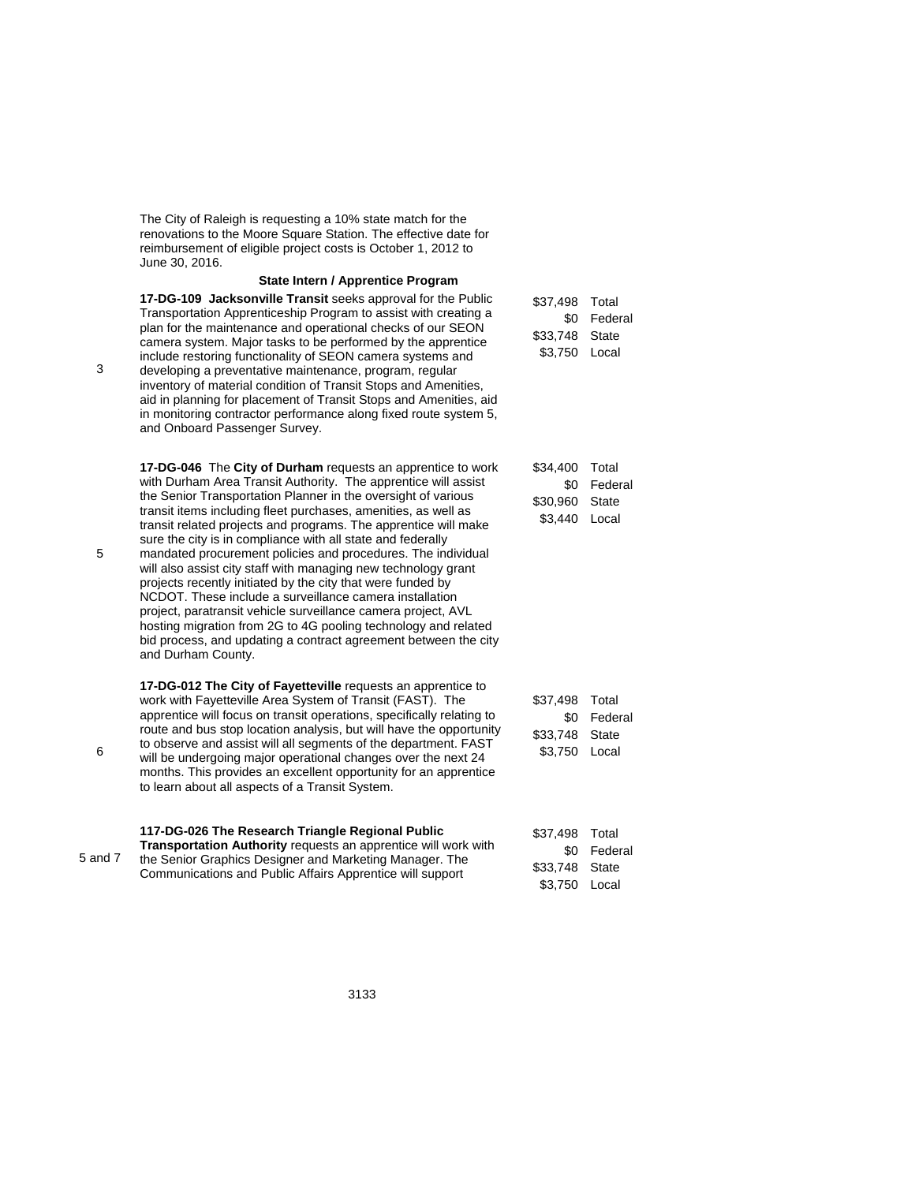The City of Raleigh is requesting a 10% state match for the renovations to the Moore Square Station. The effective date for reimbursement of eligible project costs is October 1, 2012 to June 30, 2016.

**State Intern / Apprentice Program**

| Division | Project | Amount | Source |
|---|---|---|---|
| 3 | **17-DG-109 Jacksonville Transit** seeks approval for the Public Transportation Apprenticeship Program to assist with creating a plan for the maintenance and operational checks of our SEON camera system. Major tasks to be performed by the apprentice include restoring functionality of SEON camera systems and developing a preventative maintenance, program, regular inventory of material condition of Transit Stops and Amenities, aid in planning for placement of Transit Stops and Amenities, aid in monitoring contractor performance along fixed route system 5, and Onboard Passenger Survey. | $37,498<br>$0<br>$33,748<br>$3,750 | Total<br>Federal<br>State<br>Local |
| 5 | **17-DG-046** The **City of Durham** requests an apprentice to work with Durham Area Transit Authority. The apprentice will assist the Senior Transportation Planner in the oversight of various transit items including fleet purchases, amenities, as well as transit related projects and programs. The apprentice will make sure the city is in compliance with all state and federally mandated procurement policies and procedures. The individual will also assist city staff with managing new technology grant projects recently initiated by the city that were funded by NCDOT. These include a surveillance camera installation project, paratransit vehicle surveillance camera project, AVL hosting migration from 2G to 4G pooling technology and related bid process, and updating a contract agreement between the city and Durham County. | $34,400<br>$0<br>$30,960<br>$3,440 | Total<br>Federal<br>State<br>Local |
| 6 | **17-DG-012 The City of Fayetteville** requests an apprentice to work with Fayetteville Area System of Transit (FAST). The apprentice will focus on transit operations, specifically relating to route and bus stop location analysis, but will have the opportunity to observe and assist will all segments of the department. FAST will be undergoing major operational changes over the next 24 months. This provides an excellent opportunity for an apprentice to learn about all aspects of a Transit System. | $37,498<br>$0<br>$33,748<br>$3,750 | Total<br>Federal<br>State<br>Local |
| 5 and 7 | **117-DG-026 The Research Triangle Regional Public Transportation Authority** requests an apprentice will work with the Senior Graphics Designer and Marketing Manager. The Communications and Public Affairs Apprentice will support | $37,498<br>$0<br>$33,748<br>$3,750 | Total<br>Federal<br>State<br>Local |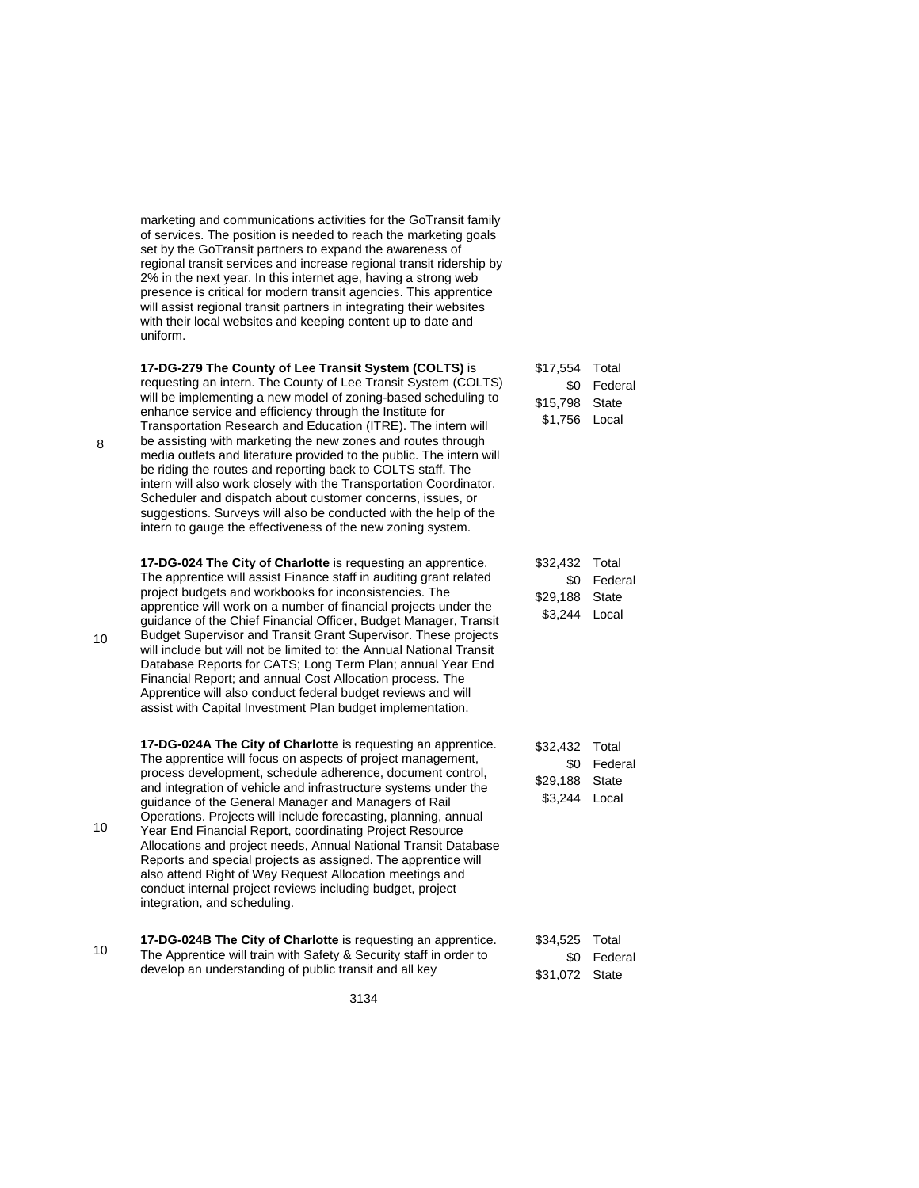marketing and communications activities for the GoTransit family of services. The position is needed to reach the marketing goals set by the GoTransit partners to expand the awareness of regional transit services and increase regional transit ridership by 2% in the next year. In this internet age, having a strong web presence is critical for modern transit agencies. This apprentice will assist regional transit partners in integrating their websites with their local websites and keeping content up to date and uniform.

| | | | |
|---|---|---|---|
| 8 | **17-DG-279 The County of Lee Transit System (COLTS)** is requesting an intern. The County of Lee Transit System (COLTS) will be implementing a new model of zoning-based scheduling to enhance service and efficiency through the Institute for Transportation Research and Education (ITRE). The intern will be assisting with marketing the new zones and routes through media outlets and literature provided to the public. The intern will be riding the routes and reporting back to COLTS staff. The intern will also work closely with the Transportation Coordinator, Scheduler and dispatch about customer concerns, issues, or suggestions. Surveys will also be conducted with the help of the intern to gauge the effectiveness of the new zoning system. | $17,554<br>$0<br>$15,798<br>$1,756 | Total<br>Federal<br>State<br>Local |
| 10 | **17-DG-024 The City of Charlotte** is requesting an apprentice. The apprentice will assist Finance staff in auditing grant related project budgets and workbooks for inconsistencies. The apprentice will work on a number of financial projects under the guidance of the Chief Financial Officer, Budget Manager, Transit Budget Supervisor and Transit Grant Supervisor. These projects will include but will not be limited to: the Annual National Transit Database Reports for CATS; Long Term Plan; annual Year End Financial Report; and annual Cost Allocation process. The Apprentice will also conduct federal budget reviews and will assist with Capital Investment Plan budget implementation. | $32,432<br>$0<br>$29,188<br>$3,244 | Total<br>Federal<br>State<br>Local |
| 10 | **17-DG-024A The City of Charlotte** is requesting an apprentice. The apprentice will focus on aspects of project management, process development, schedule adherence, document control, and integration of vehicle and infrastructure systems under the guidance of the General Manager and Managers of Rail Operations. Projects will include forecasting, planning, annual Year End Financial Report, coordinating Project Resource Allocations and project needs, Annual National Transit Database Reports and special projects as assigned. The apprentice will also attend Right of Way Request Allocation meetings and conduct internal project reviews including budget, project integration, and scheduling. | $32,432<br>$0<br>$29,188<br>$3,244 | Total<br>Federal<br>State<br>Local |
| 10 | **17-DG-024B The City of Charlotte** is requesting an apprentice. The Apprentice will train with Safety & Security staff in order to develop an understanding of public transit and all key | $34,525<br>$0<br>$31,072 | Total<br>Federal<br>State |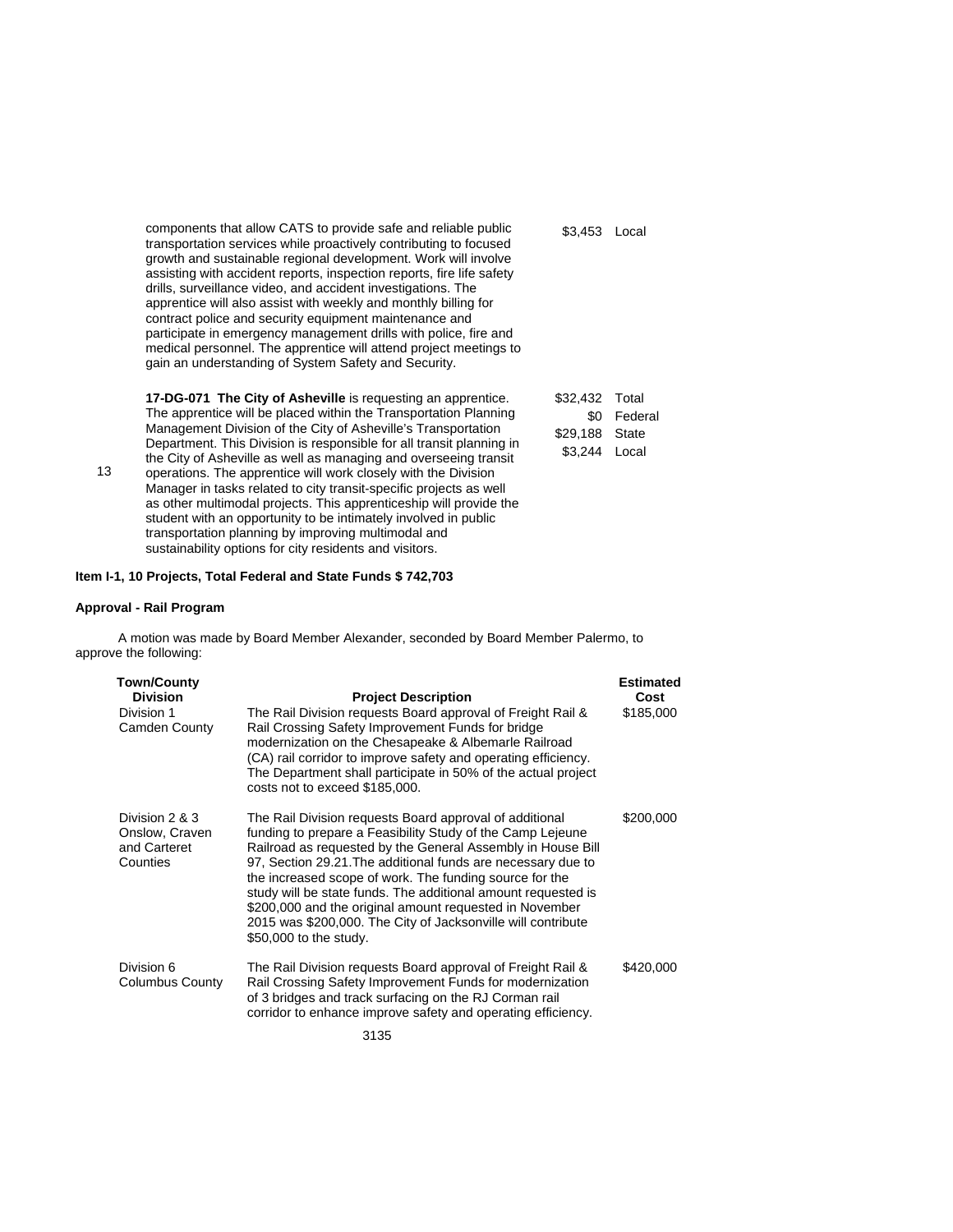| | | |
|---|---|---|
| | components that allow CATS to provide safe and reliable public transportation services while proactively contributing to focused growth and sustainable regional development. Work will involve assisting with accident reports, inspection reports, fire life safety drills, surveillance video, and accident investigations. The apprentice will also assist with weekly and monthly billing for contract police and security equipment maintenance and participate in emergency management drills with police, fire and medical personnel. The apprentice will attend project meetings to gain an understanding of System Safety and Security. | \$3,453 Local |
| 13 | **17-DG-071 The City of Asheville** is requesting an apprentice. The apprentice will be placed within the Transportation Planning Management Division of the City of Asheville's Transportation Department. This Division is responsible for all transit planning in the City of Asheville as well as managing and overseeing transit operations. The apprentice will work closely with the Division Manager in tasks related to city transit-specific projects as well as other multimodal projects. This apprenticeship will provide the student with an opportunity to be intimately involved in public transportation planning by improving multimodal and sustainability options for city residents and visitors. | \$32,432 Total<br>\$0 Federal<br>\$29,188 State<br>\$3,244 Local |

**Item I-1, 10 Projects, Total Federal and State Funds \$ 742,703**

**Approval - Rail Program**

A motion was made by Board Member Alexander, seconded by Board Member Palermo, to approve the following:

| Town/County Division | Project Description | Estimated Cost |
|---|---|---|
| Division 1<br>Camden County | The Rail Division requests Board approval of Freight Rail & Rail Crossing Safety Improvement Funds for bridge modernization on the Chesapeake & Albemarle Railroad (CA) rail corridor to improve safety and operating efficiency. The Department shall participate in 50% of the actual project costs not to exceed \$185,000. | \$185,000 |
| Division 2 & 3<br>Onslow, Craven and Carteret Counties | The Rail Division requests Board approval of additional funding to prepare a Feasibility Study of the Camp Lejeune Railroad as requested by the General Assembly in House Bill 97, Section 29.21.The additional funds are necessary due to the increased scope of work. The funding source for the study will be state funds. The additional amount requested is \$200,000 and the original amount requested in November 2015 was \$200,000. The City of Jacksonville will contribute \$50,000 to the study. | \$200,000 |
| Division 6<br>Columbus County | The Rail Division requests Board approval of Freight Rail & Rail Crossing Safety Improvement Funds for modernization of 3 bridges and track surfacing on the RJ Corman rail corridor to enhance improve safety and operating efficiency. | \$420,000 |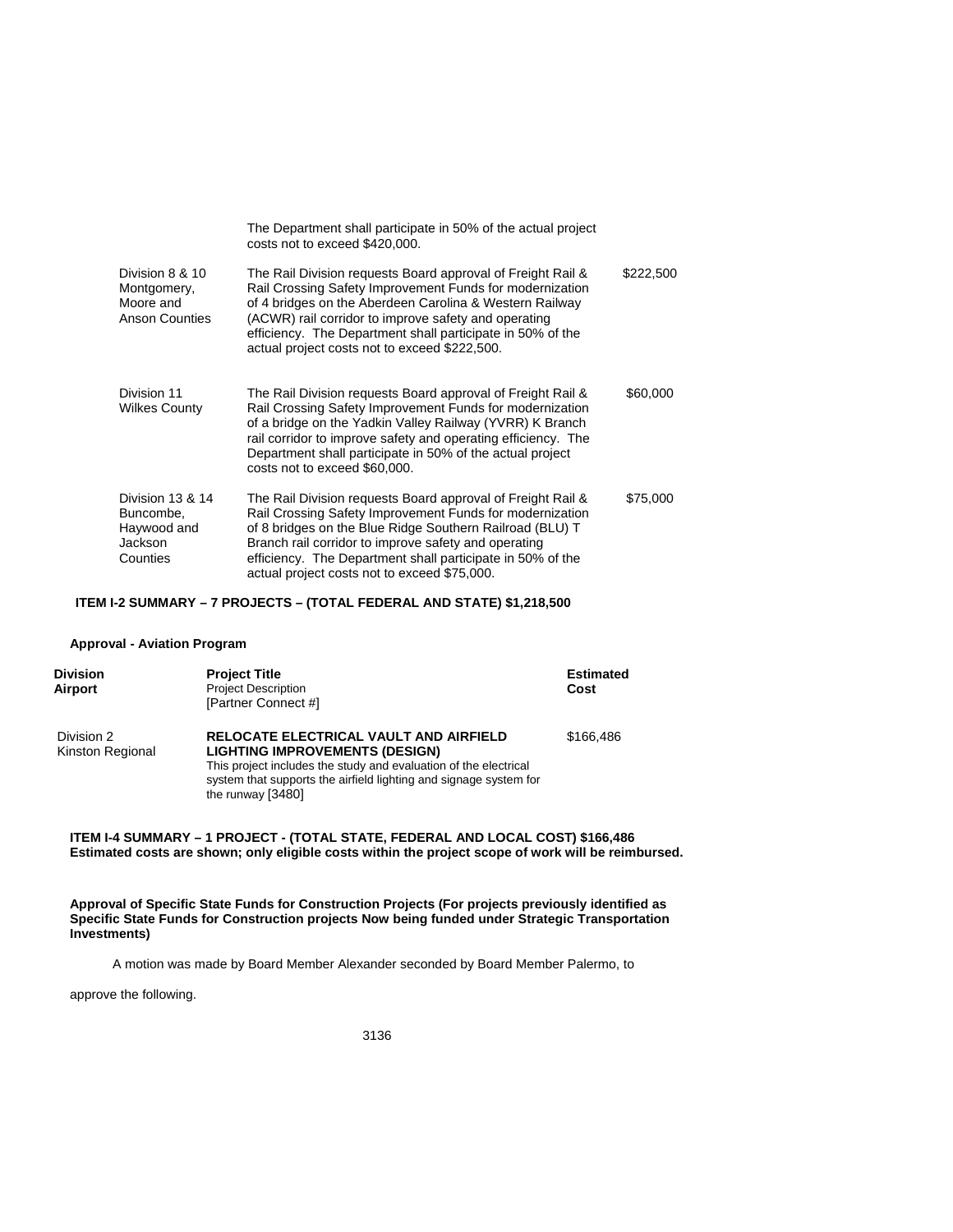| | | |
|---|---|---|
| | The Department shall participate in 50% of the actual project costs not to exceed $420,000. | |
| Division 8 & 10 Montgomery, Moore and Anson Counties | The Rail Division requests Board approval of Freight Rail & Rail Crossing Safety Improvement Funds for modernization of 4 bridges on the Aberdeen Carolina & Western Railway (ACWR) rail corridor to improve safety and operating efficiency. The Department shall participate in 50% of the actual project costs not to exceed $222,500. | $222,500 |
| Division 11 Wilkes County | The Rail Division requests Board approval of Freight Rail & Rail Crossing Safety Improvement Funds for modernization of a bridge on the Yadkin Valley Railway (YVRR) K Branch rail corridor to improve safety and operating efficiency. The Department shall participate in 50% of the actual project costs not to exceed $60,000. | $60,000 |
| Division 13 & 14 Buncombe, Haywood and Jackson Counties | The Rail Division requests Board approval of Freight Rail & Rail Crossing Safety Improvement Funds for modernization of 8 bridges on the Blue Ridge Southern Railroad (BLU) T Branch rail corridor to improve safety and operating efficiency. The Department shall participate in 50% of the actual project costs not to exceed $75,000. | $75,000 |

**ITEM I-2 SUMMARY – 7 PROJECTS – (TOTAL FEDERAL AND STATE) $1,218,500**

**Approval - Aviation Program**

| **Division** **Airport** | **Project Title** Project Description [Partner Connect #] | **Estimated Cost** |
|---|---|---|
| Division 2 Kinston Regional | **RELOCATE ELECTRICAL VAULT AND AIRFIELD LIGHTING IMPROVEMENTS (DESIGN)** This project includes the study and evaluation of the electrical system that supports the airfield lighting and signage system for the runway [3480] | $166,486 |

**ITEM I-4 SUMMARY – 1 PROJECT - (TOTAL STATE, FEDERAL AND LOCAL COST) $166,486**
**Estimated costs are shown; only eligible costs within the project scope of work will be reimbursed.**

**Approval of Specific State Funds for Construction Projects (For projects previously identified as Specific State Funds for Construction projects Now being funded under Strategic Transportation Investments)**

A motion was made by Board Member Alexander seconded by Board Member Palermo, to approve the following.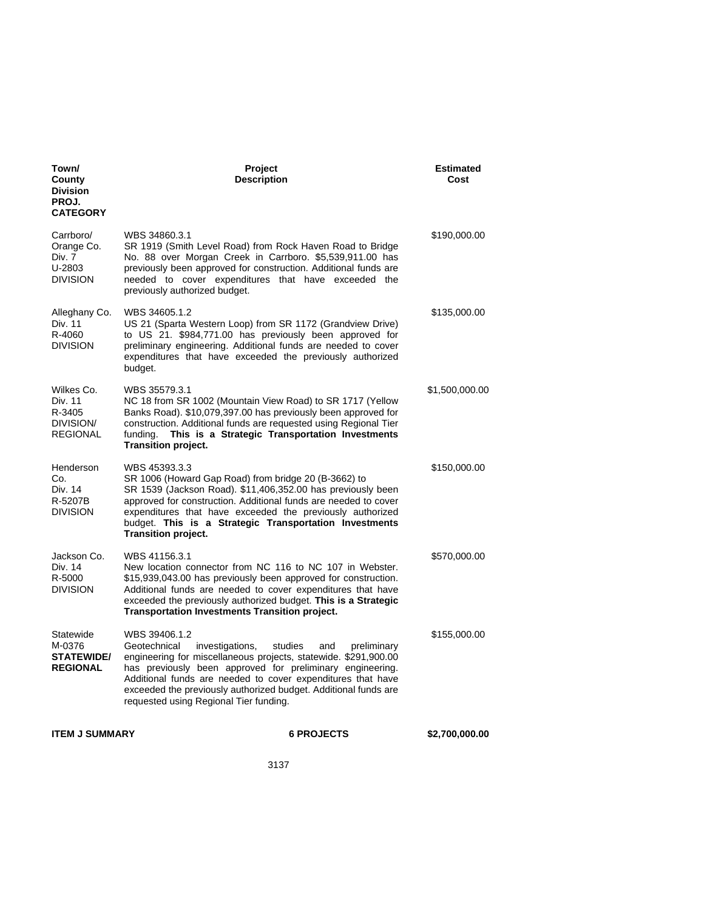| Town/ County Division PROJ. CATEGORY | Project Description | Estimated Cost |
|---|---|---|
| Carrboro/ Orange Co. Div. 7 U-2803 DIVISION | WBS 34860.3.1 SR 1919 (Smith Level Road) from Rock Haven Road to Bridge No. 88 over Morgan Creek in Carrboro. $5,539,911.00 has previously been approved for construction. Additional funds are needed to cover expenditures that have exceeded the previously authorized budget. | $190,000.00 |
| Alleghany Co. Div. 11 R-4060 DIVISION | WBS 34605.1.2 US 21 (Sparta Western Loop) from SR 1172 (Grandview Drive) to US 21. $984,771.00 has previously been approved for preliminary engineering. Additional funds are needed to cover expenditures that have exceeded the previously authorized budget. | $135,000.00 |
| Wilkes Co. Div. 11 R-3405 DIVISION/ REGIONAL | WBS 35579.3.1 NC 18 from SR 1002 (Mountain View Road) to SR 1717 (Yellow Banks Road). $10,079,397.00 has previously been approved for construction. Additional funds are requested using Regional Tier funding. **This is a Strategic Transportation Investments Transition project.** | $1,500,000.00 |
| Henderson Co. Div. 14 R-5207B DIVISION | WBS 45393.3.3 SR 1006 (Howard Gap Road) from bridge 20 (B-3662) to SR 1539 (Jackson Road). $11,406,352.00 has previously been approved for construction. Additional funds are needed to cover expenditures that have exceeded the previously authorized budget. **This is a Strategic Transportation Investments Transition project.** | $150,000.00 |
| Jackson Co. Div. 14 R-5000 DIVISION | WBS 41156.3.1 New location connector from NC 116 to NC 107 in Webster. $15,939,043.00 has previously been approved for construction. Additional funds are needed to cover expenditures that have exceeded the previously authorized budget. **This is a Strategic Transportation Investments Transition project.** | $570,000.00 |
| Statewide M-0376 **STATEWIDE/ REGIONAL** | WBS 39406.1.2 Geotechnical investigations, studies and preliminary engineering for miscellaneous projects, statewide. $291,900.00 has previously been approved for preliminary engineering. Additional funds are needed to cover expenditures that have exceeded the previously authorized budget. Additional funds are requested using Regional Tier funding. | $155,000.00 |
| **ITEM J SUMMARY** | **6 PROJECTS** | **$2,700,000.00** |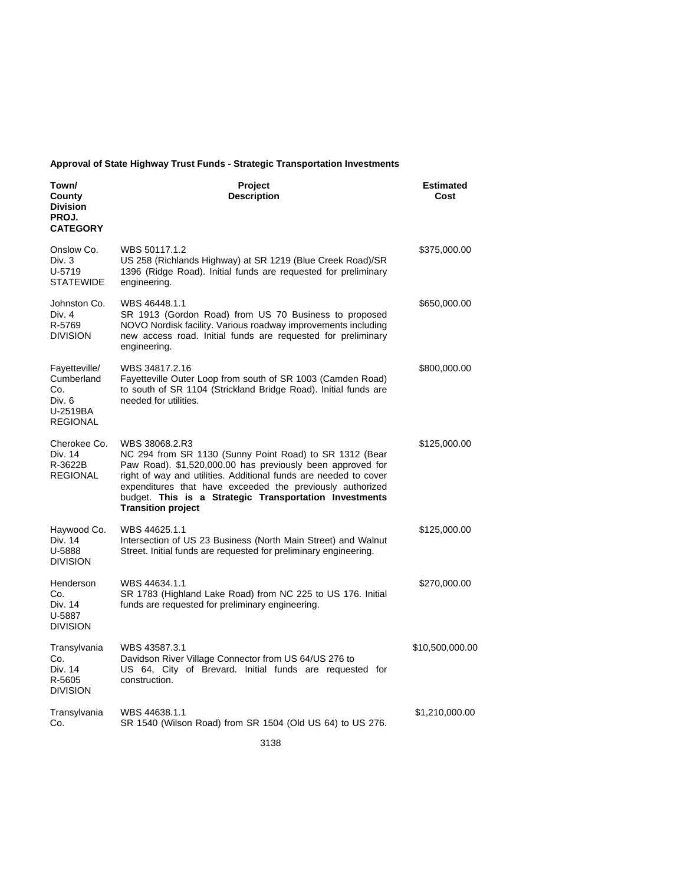**Approval of State Highway Trust Funds - Strategic Transportation Investments**

| Town/ County Division PROJ. CATEGORY | Project Description | Estimated Cost |
|---|---|---|
| Onslow Co. Div. 3 U-5719 STATEWIDE | WBS 50117.1.2 US 258 (Richlands Highway) at SR 1219 (Blue Creek Road)/SR 1396 (Ridge Road). Initial funds are requested for preliminary engineering. | $375,000.00 |
| Johnston Co. Div. 4 R-5769 DIVISION | WBS 46448.1.1 SR 1913 (Gordon Road) from US 70 Business to proposed NOVO Nordisk facility. Various roadway improvements including new access road. Initial funds are requested for preliminary engineering. | $650,000.00 |
| Fayetteville/ Cumberland Co. Div. 6 U-2519BA REGIONAL | WBS 34817.2.16 Fayetteville Outer Loop from south of SR 1003 (Camden Road) to south of SR 1104 (Strickland Bridge Road). Initial funds are needed for utilities. | $800,000.00 |
| Cherokee Co. Div. 14 R-3622B REGIONAL | WBS 38068.2.R3 NC 294 from SR 1130 (Sunny Point Road) to SR 1312 (Bear Paw Road). $1,520,000.00 has previously been approved for right of way and utilities. Additional funds are needed to cover expenditures that have exceeded the previously authorized budget. **This is a Strategic Transportation Investments Transition project** | $125,000.00 |
| Haywood Co. Div. 14 U-5888 DIVISION | WBS 44625.1.1 Intersection of US 23 Business (North Main Street) and Walnut Street. Initial funds are requested for preliminary engineering. | $125,000.00 |
| Henderson Co. Div. 14 U-5887 DIVISION | WBS 44634.1.1 SR 1783 (Highland Lake Road) from NC 225 to US 176. Initial funds are requested for preliminary engineering. | $270,000.00 |
| Transylvania Co. Div. 14 R-5605 DIVISION | WBS 43587.3.1 Davidson River Village Connector from US 64/US 276 to US 64, City of Brevard. Initial funds are requested for construction. | $10,500,000.00 |
| Transylvania Co. | WBS 44638.1.1 SR 1540 (Wilson Road) from SR 1504 (Old US 64) to US 276. | $1,210,000.00 |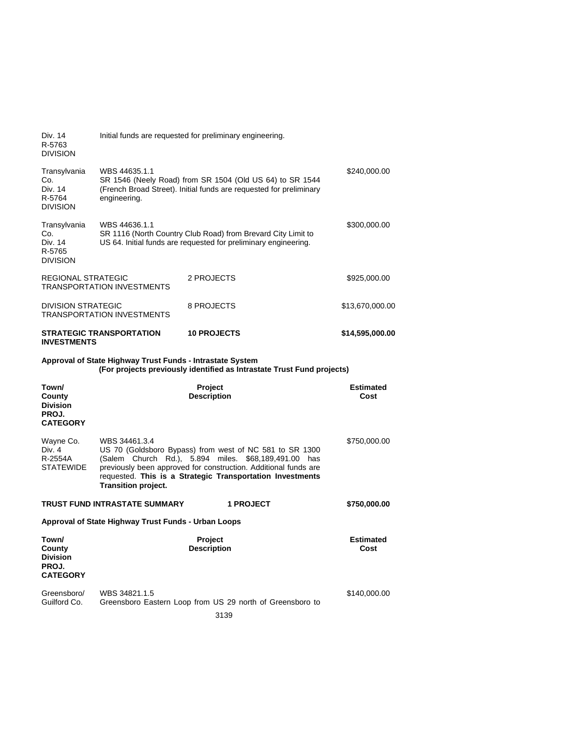| | | |
|---|---|---|
| Div. 14<br>R-5763<br>DIVISION | Initial funds are requested for preliminary engineering. | |
| Transylvania Co.<br>Div. 14<br>R-5764<br>DIVISION | WBS 44635.1.1<br>SR 1546 (Neely Road) from SR 1504 (Old US 64) to SR 1544 (French Broad Street). Initial funds are requested for preliminary engineering. | $240,000.00 |
| Transylvania Co.<br>Div. 14<br>R-5765<br>DIVISION | WBS 44636.1.1<br>SR 1116 (North Country Club Road) from Brevard City Limit to US 64. Initial funds are requested for preliminary engineering. | $300,000.00 |

| | | |
|---|---|---|
| REGIONAL STRATEGIC TRANSPORTATION INVESTMENTS | 2 PROJECTS | $925,000.00 |
| DIVISION STRATEGIC TRANSPORTATION INVESTMENTS | 8 PROJECTS | $13,670,000.00 |
| **STRATEGIC TRANSPORTATION INVESTMENTS** | **10 PROJECTS** | **$14,595,000.00** |

**Approval of State Highway Trust Funds - Intrastate System**
**(For projects previously identified as Intrastate Trust Fund projects)**

| Town/ County Division PROJ. CATEGORY | Project Description | Estimated Cost |
|---|---|---|
| Wayne Co.<br>Div. 4<br>R-2554A<br>STATEWIDE | WBS 34461.3.4<br>US 70 (Goldsboro Bypass) from west of NC 581 to SR 1300 (Salem Church Rd.), 5.894 miles. $68,189,491.00 has previously been approved for construction. Additional funds are requested. **This is a Strategic Transportation Investments Transition project.** | $750,000.00 |

| | | |
|---|---|---|
| **TRUST FUND INTRASTATE SUMMARY** | **1 PROJECT** | **$750,000.00** |

**Approval of State Highway Trust Funds - Urban Loops**

| Town/ County Division PROJ. CATEGORY | Project Description | Estimated Cost |
|---|---|---|
| Greensboro/<br>Guilford Co. | WBS 34821.1.5<br>Greensboro Eastern Loop from US 29 north of Greensboro to | $140,000.00 |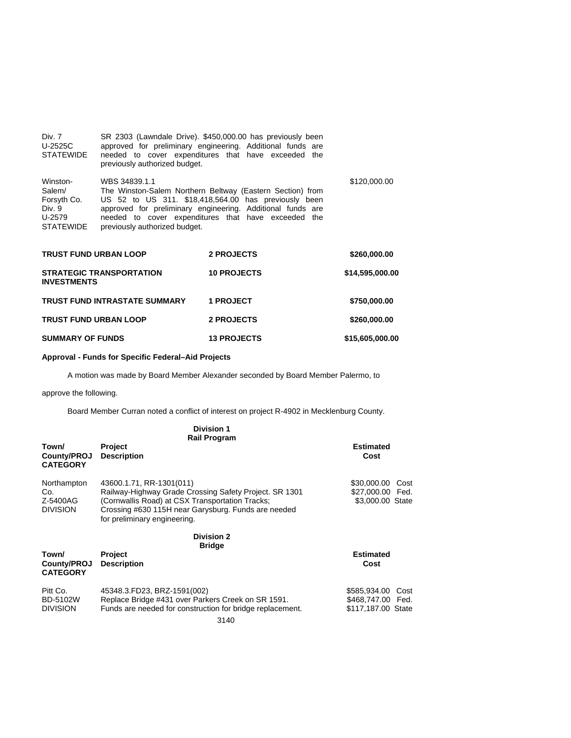| | | |
|---|---|---|
| Div. 7<br>U-2525C<br>STATEWIDE | SR 2303 (Lawndale Drive). $450,000.00 has previously been approved for preliminary engineering. Additional funds are needed to cover expenditures that have exceeded the previously authorized budget. | |
| Winston-Salem/<br>Forsyth Co.<br>Div. 9<br>U-2579<br>STATEWIDE | WBS 34839.1.1<br>The Winston-Salem Northern Beltway (Eastern Section) from US 52 to US 311. $18,418,564.00 has previously been approved for preliminary engineering. Additional funds are needed to cover expenditures that have exceeded the previously authorized budget. | $120,000.00 |

| | | |
|---|---|---|
| **TRUST FUND URBAN LOOP** | **2 PROJECTS** | **$260,000.00** |
| **STRATEGIC TRANSPORTATION INVESTMENTS** | **10 PROJECTS** | **$14,595,000.00** |
| **TRUST FUND INTRASTATE SUMMARY** | **1 PROJECT** | **$750,000.00** |
| **TRUST FUND URBAN LOOP** | **2 PROJECTS** | **$260,000.00** |
| **SUMMARY OF FUNDS** | **13 PROJECTS** | **$15,605,000.00** |

**Approval - Funds for Specific Federal–Aid Projects**

A motion was made by Board Member Alexander seconded by Board Member Palermo, to approve the following.

Board Member Curran noted a conflict of interest on project R-4902 in Mecklenburg County.

**Division 1**
**Rail Program**

| Town/ County/PROJ CATEGORY | Project Description | Estimated Cost |
|---|---|---|
| Northampton Co.<br>Z-5400AG<br>DIVISION | 43600.1.71, RR-1301(011)<br>Railway-Highway Grade Crossing Safety Project. SR 1301 (Cornwallis Road) at CSX Transportation Tracks; Crossing #630 115H near Garysburg. Funds are needed for preliminary engineering. | $30,000.00 Cost<br>$27,000.00 Fed.<br>$3,000.00 State |

**Division 2**
**Bridge**

| Town/ County/PROJ CATEGORY | Project Description | Estimated Cost |
|---|---|---|
| Pitt Co.<br>BD-5102W<br>DIVISION | 45348.3.FD23, BRZ-1591(002)<br>Replace Bridge #431 over Parkers Creek on SR 1591. Funds are needed for construction for bridge replacement. | $585,934.00 Cost<br>$468,747.00 Fed.<br>$117,187.00 State |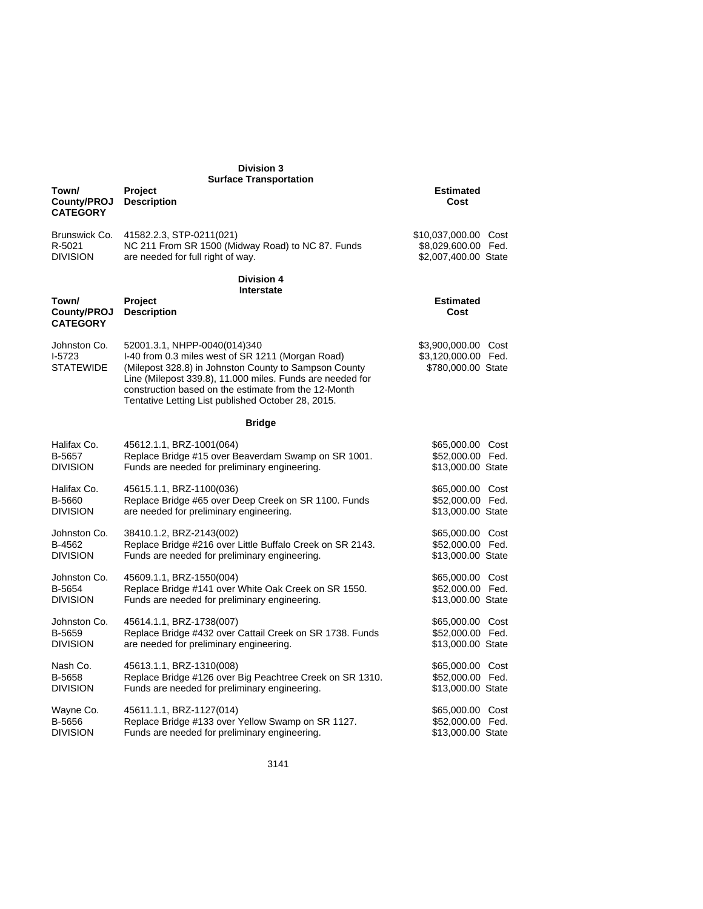## Division 3
### Surface Transportation

| Town/ County/PROJ CATEGORY | Project Description | Estimated Cost |
|---|---|---|
| Brunswick Co. R-5021 DIVISION | 41582.2.3, STP-0211(021) NC 211 From SR 1500 (Midway Road) to NC 87. Funds are needed for full right of way. | $10,037,000.00 Cost $8,029,600.00 Fed. $2,007,400.00 State |

## Division 4
### Interstate

| Town/ County/PROJ CATEGORY | Project Description | Estimated Cost |
|---|---|---|
| Johnston Co. I-5723 STATEWIDE | 52001.3.1, NHPP-0040(014)340 I-40 from 0.3 miles west of SR 1211 (Morgan Road) (Milepost 328.8) in Johnston County to Sampson County Line (Milepost 339.8), 11.000 miles. Funds are needed for construction based on the estimate from the 12-Month Tentative Letting List published October 28, 2015. | $3,900,000.00 Cost $3,120,000.00 Fed. $780,000.00 State |

### Bridge

| Town/ County/PROJ CATEGORY | Project Description | Estimated Cost |
|---|---|---|
| Halifax Co. B-5657 DIVISION | 45612.1.1, BRZ-1001(064) Replace Bridge #15 over Beaverdam Swamp on SR 1001. Funds are needed for preliminary engineering. | $65,000.00 Cost $52,000.00 Fed. $13,000.00 State |
| Halifax Co. B-5660 DIVISION | 45615.1.1, BRZ-1100(036) Replace Bridge #65 over Deep Creek on SR 1100. Funds are needed for preliminary engineering. | $65,000.00 Cost $52,000.00 Fed. $13,000.00 State |
| Johnston Co. B-4562 DIVISION | 38410.1.2, BRZ-2143(002) Replace Bridge #216 over Little Buffalo Creek on SR 2143. Funds are needed for preliminary engineering. | $65,000.00 Cost $52,000.00 Fed. $13,000.00 State |
| Johnston Co. B-5654 DIVISION | 45609.1.1, BRZ-1550(004) Replace Bridge #141 over White Oak Creek on SR 1550. Funds are needed for preliminary engineering. | $65,000.00 Cost $52,000.00 Fed. $13,000.00 State |
| Johnston Co. B-5659 DIVISION | 45614.1.1, BRZ-1738(007) Replace Bridge #432 over Cattail Creek on SR 1738. Funds are needed for preliminary engineering. | $65,000.00 Cost $52,000.00 Fed. $13,000.00 State |
| Nash Co. B-5658 DIVISION | 45613.1.1, BRZ-1310(008) Replace Bridge #126 over Big Peachtree Creek on SR 1310. Funds are needed for preliminary engineering. | $65,000.00 Cost $52,000.00 Fed. $13,000.00 State |
| Wayne Co. B-5656 DIVISION | 45611.1.1, BRZ-1127(014) Replace Bridge #133 over Yellow Swamp on SR 1127. Funds are needed for preliminary engineering. | $65,000.00 Cost $52,000.00 Fed. $13,000.00 State |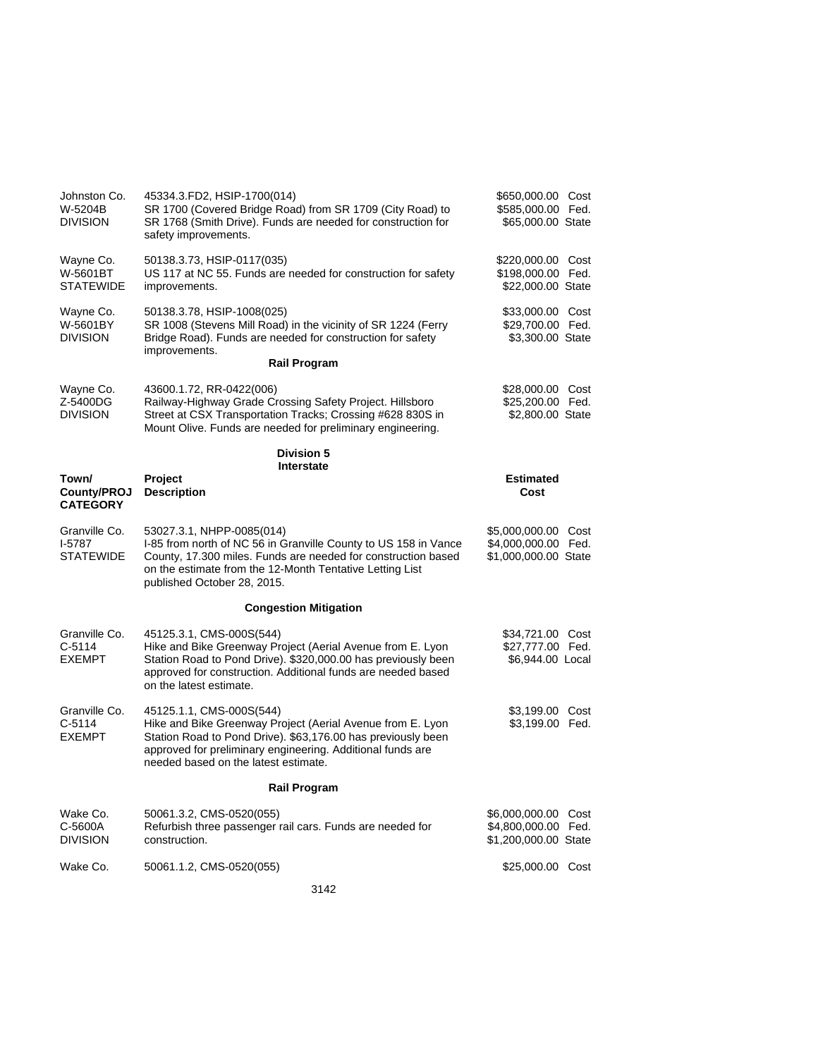| Town/ County/PROJ CATEGORY | Project Description | Estimated Cost |
|---|---|---|
| Johnston Co.<br>W-5204B<br>DIVISION | 45334.3.FD2, HSIP-1700(014)<br>SR 1700 (Covered Bridge Road) from SR 1709 (City Road) to SR 1768 (Smith Drive). Funds are needed for construction for safety improvements. | $650,000.00 Cost<br>$585,000.00 Fed.<br>$65,000.00 State |
| Wayne Co.<br>W-5601BT<br>STATEWIDE | 50138.3.73, HSIP-0117(035)<br>US 117 at NC 55. Funds are needed for construction for safety improvements. | $220,000.00 Cost<br>$198,000.00 Fed.<br>$22,000.00 State |
| Wayne Co.<br>W-5601BY<br>DIVISION | 50138.3.78, HSIP-1008(025)<br>SR 1008 (Stevens Mill Road) in the vicinity of SR 1224 (Ferry Bridge Road). Funds are needed for construction for safety improvements. | $33,000.00 Cost<br>$29,700.00 Fed.<br>$3,300.00 State |

**Rail Program**

| Town/ County/PROJ CATEGORY | Project Description | Estimated Cost |
|---|---|---|
| Wayne Co.<br>Z-5400DG<br>DIVISION | 43600.1.72, RR-0422(006)<br>Railway-Highway Grade Crossing Safety Project. Hillsboro Street at CSX Transportation Tracks; Crossing #628 830S in Mount Olive. Funds are needed for preliminary engineering. | $28,000.00 Cost<br>$25,200.00 Fed.<br>$2,800.00 State |

## Division 5

**Interstate**

| Town/ County/PROJ CATEGORY | Project Description | Estimated Cost |
|---|---|---|
| Granville Co.<br>I-5787<br>STATEWIDE | 53027.3.1, NHPP-0085(014)<br>I-85 from north of NC 56 in Granville County to US 158 in Vance County, 17.300 miles. Funds are needed for construction based on the estimate from the 12-Month Tentative Letting List published October 28, 2015. | $5,000,000.00 Cost<br>$4,000,000.00 Fed.<br>$1,000,000.00 State |

**Congestion Mitigation**

| Town/ County/PROJ CATEGORY | Project Description | Estimated Cost |
|---|---|---|
| Granville Co.<br>C-5114<br>EXEMPT | 45125.3.1, CMS-000S(544)<br>Hike and Bike Greenway Project (Aerial Avenue from E. Lyon Station Road to Pond Drive). $320,000.00 has previously been approved for construction. Additional funds are needed based on the latest estimate. | $34,721.00 Cost<br>$27,777.00 Fed.<br>$6,944.00 Local |
| Granville Co.<br>C-5114<br>EXEMPT | 45125.1.1, CMS-000S(544)<br>Hike and Bike Greenway Project (Aerial Avenue from E. Lyon Station Road to Pond Drive). $63,176.00 has previously been approved for preliminary engineering. Additional funds are needed based on the latest estimate. | $3,199.00 Cost<br>$3,199.00 Fed. |

**Rail Program**

| Town/ County/PROJ CATEGORY | Project Description | Estimated Cost |
|---|---|---|
| Wake Co.<br>C-5600A<br>DIVISION | 50061.3.2, CMS-0520(055)<br>Refurbish three passenger rail cars. Funds are needed for construction. | $6,000,000.00 Cost<br>$4,800,000.00 Fed.<br>$1,200,000.00 State |
| Wake Co. | 50061.1.2, CMS-0520(055) | $25,000.00 Cost |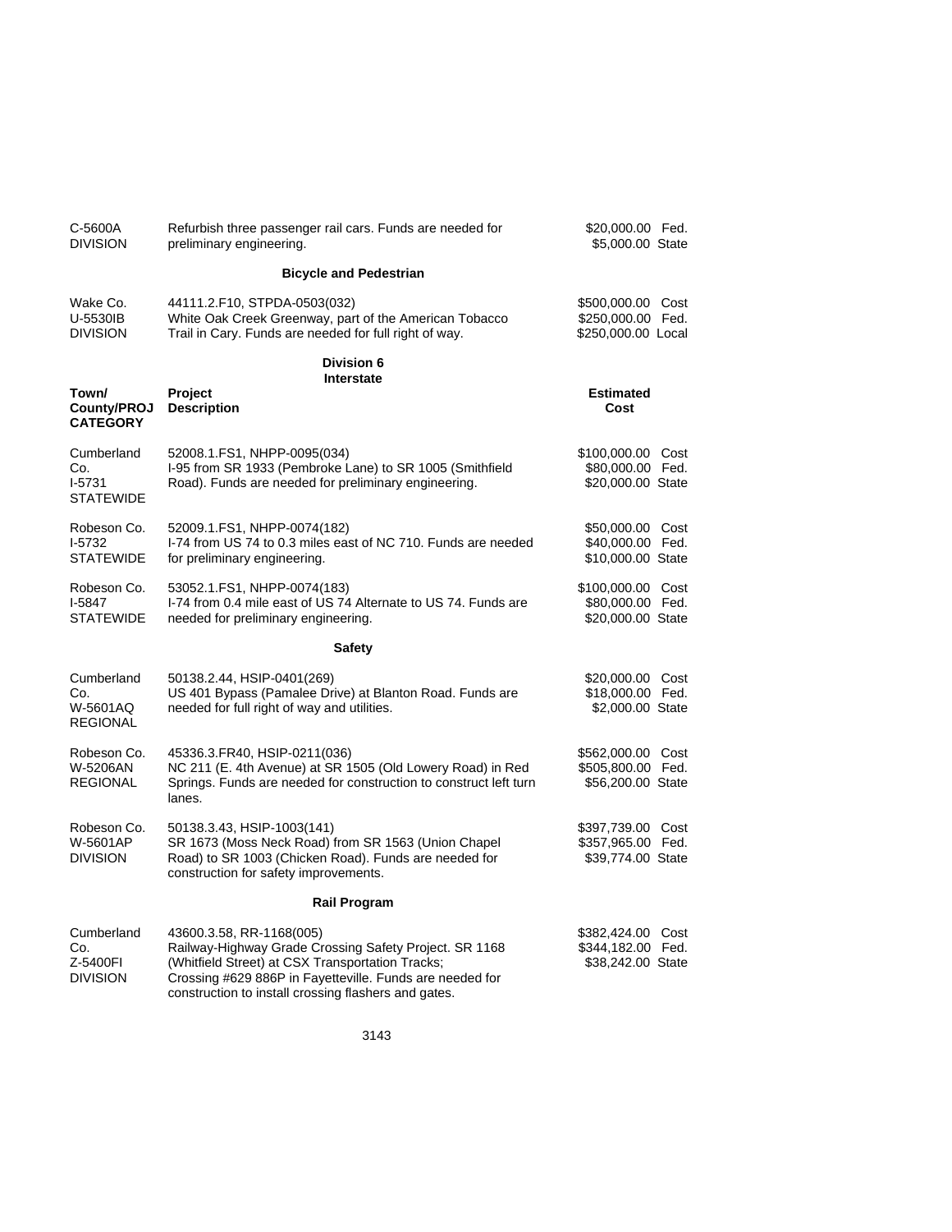| | | |
|---|---|---|
| C-5600A<br>DIVISION | Refurbish three passenger rail cars. Funds are needed for preliminary engineering. | \$20,000.00 Fed.<br>\$5,000.00 State |

**Bicycle and Pedestrian**

| | | |
|---|---|---|
| Wake Co.<br>U-5530IB<br>DIVISION | 44111.2.F10, STPDA-0503(032)<br>White Oak Creek Greenway, part of the American Tobacco Trail in Cary. Funds are needed for full right of way. | \$500,000.00 Cost<br>\$250,000.00 Fed.<br>\$250,000.00 Local |

## Division 6

**Interstate**

| Town/ County/PROJ CATEGORY | Project Description | Estimated Cost |
|---|---|---|
| Cumberland Co.<br>I-5731<br>STATEWIDE | 52008.1.FS1, NHPP-0095(034)<br>I-95 from SR 1933 (Pembroke Lane) to SR 1005 (Smithfield Road). Funds are needed for preliminary engineering. | \$100,000.00 Cost<br>\$80,000.00 Fed.<br>\$20,000.00 State |
| Robeson Co.<br>I-5732<br>STATEWIDE | 52009.1.FS1, NHPP-0074(182)<br>I-74 from US 74 to 0.3 miles east of NC 710. Funds are needed for preliminary engineering. | \$50,000.00 Cost<br>\$40,000.00 Fed.<br>\$10,000.00 State |
| Robeson Co.<br>I-5847<br>STATEWIDE | 53052.1.FS1, NHPP-0074(183)<br>I-74 from 0.4 mile east of US 74 Alternate to US 74. Funds are needed for preliminary engineering. | \$100,000.00 Cost<br>\$80,000.00 Fed.<br>\$20,000.00 State |

**Safety**

| | | |
|---|---|---|
| Cumberland Co.<br>W-5601AQ<br>REGIONAL | 50138.2.44, HSIP-0401(269)<br>US 401 Bypass (Pamalee Drive) at Blanton Road. Funds are needed for full right of way and utilities. | \$20,000.00 Cost<br>\$18,000.00 Fed.<br>\$2,000.00 State |
| Robeson Co.<br>W-5206AN<br>REGIONAL | 45336.3.FR40, HSIP-0211(036)<br>NC 211 (E. 4th Avenue) at SR 1505 (Old Lowery Road) in Red Springs. Funds are needed for construction to construct left turn lanes. | \$562,000.00 Cost<br>\$505,800.00 Fed.<br>\$56,200.00 State |
| Robeson Co.<br>W-5601AP<br>DIVISION | 50138.3.43, HSIP-1003(141)<br>SR 1673 (Moss Neck Road) from SR 1563 (Union Chapel Road) to SR 1003 (Chicken Road). Funds are needed for construction for safety improvements. | \$397,739.00 Cost<br>\$357,965.00 Fed.<br>\$39,774.00 State |

**Rail Program**

| | | |
|---|---|---|
| Cumberland Co.<br>Z-5400FI<br>DIVISION | 43600.3.58, RR-1168(005)<br>Railway-Highway Grade Crossing Safety Project. SR 1168 (Whitfield Street) at CSX Transportation Tracks; Crossing #629 886P in Fayetteville. Funds are needed for construction to install crossing flashers and gates. | \$382,424.00 Cost<br>\$344,182.00 Fed.<br>\$38,242.00 State |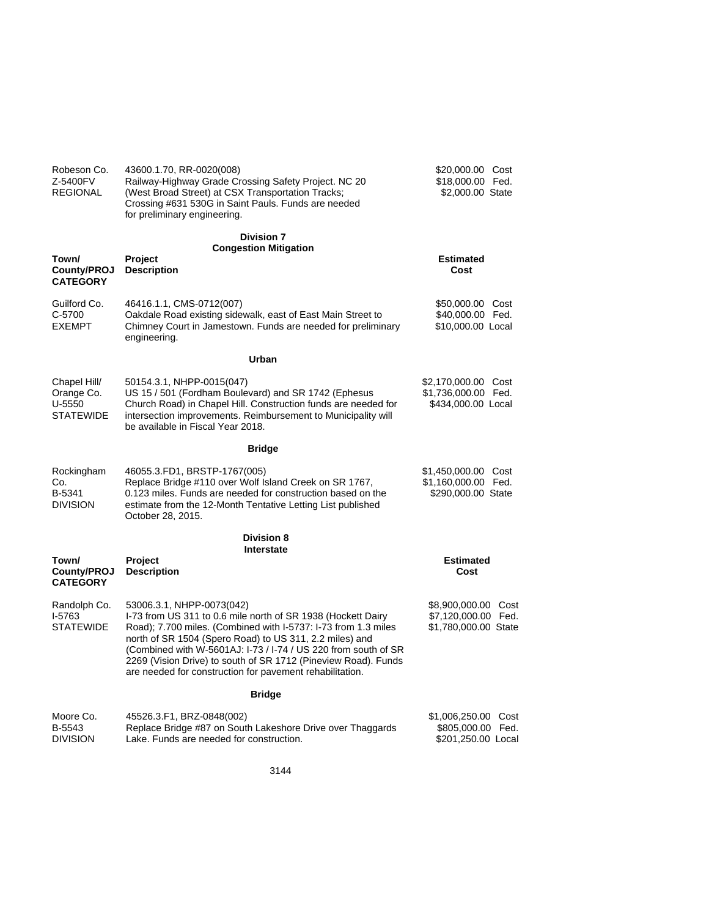| Town/ County/PROJ CATEGORY | Project Description | Estimated Cost |
|---|---|---|
| Robeson Co. Z-5400FV REGIONAL | 43600.1.70, RR-0020(008) Railway-Highway Grade Crossing Safety Project. NC 20 (West Broad Street) at CSX Transportation Tracks; Crossing #631 530G in Saint Pauls. Funds are needed for preliminary engineering. | $20,000.00 Cost $18,000.00 Fed. $2,000.00 State |

## Division 7

### Congestion Mitigation

| Town/ County/PROJ CATEGORY | Project Description | Estimated Cost |
|---|---|---|
| Guilford Co. C-5700 EXEMPT | 46416.1.1, CMS-0712(007) Oakdale Road existing sidewalk, east of East Main Street to Chimney Court in Jamestown. Funds are needed for preliminary engineering. | $50,000.00 Cost $40,000.00 Fed. $10,000.00 Local |

### Urban

| Town/ County/PROJ CATEGORY | Project Description | Estimated Cost |
|---|---|---|
| Chapel Hill/ Orange Co. U-5550 STATEWIDE | 50154.3.1, NHPP-0015(047) US 15 / 501 (Fordham Boulevard) and SR 1742 (Ephesus Church Road) in Chapel Hill. Construction funds are needed for intersection improvements. Reimbursement to Municipality will be available in Fiscal Year 2018. | $2,170,000.00 Cost $1,736,000.00 Fed. $434,000.00 Local |

### Bridge

| Town/ County/PROJ CATEGORY | Project Description | Estimated Cost |
|---|---|---|
| Rockingham Co. B-5341 DIVISION | 46055.3.FD1, BRSTP-1767(005) Replace Bridge #110 over Wolf Island Creek on SR 1767, 0.123 miles. Funds are needed for construction based on the estimate from the 12-Month Tentative Letting List published October 28, 2015. | $1,450,000.00 Cost $1,160,000.00 Fed. $290,000.00 State |

## Division 8

### Interstate

| Town/ County/PROJ CATEGORY | Project Description | Estimated Cost |
|---|---|---|
| Randolph Co. I-5763 STATEWIDE | 53006.3.1, NHPP-0073(042) I-73 from US 311 to 0.6 mile north of SR 1938 (Hockett Dairy Road); 7.700 miles. (Combined with I-5737: I-73 from 1.3 miles north of SR 1504 (Spero Road) to US 311, 2.2 miles) and (Combined with W-5601AJ: I-73 / I-74 / US 220 from south of SR 2269 (Vision Drive) to south of SR 1712 (Pineview Road). Funds are needed for construction for pavement rehabilitation. | $8,900,000.00 Cost $7,120,000.00 Fed. $1,780,000.00 State |

### Bridge

| Town/ County/PROJ CATEGORY | Project Description | Estimated Cost |
|---|---|---|
| Moore Co. B-5543 DIVISION | 45526.3.F1, BRZ-0848(002) Replace Bridge #87 on South Lakeshore Drive over Thaggards Lake. Funds are needed for construction. | $1,006,250.00 Cost $805,000.00 Fed. $201,250.00 Local |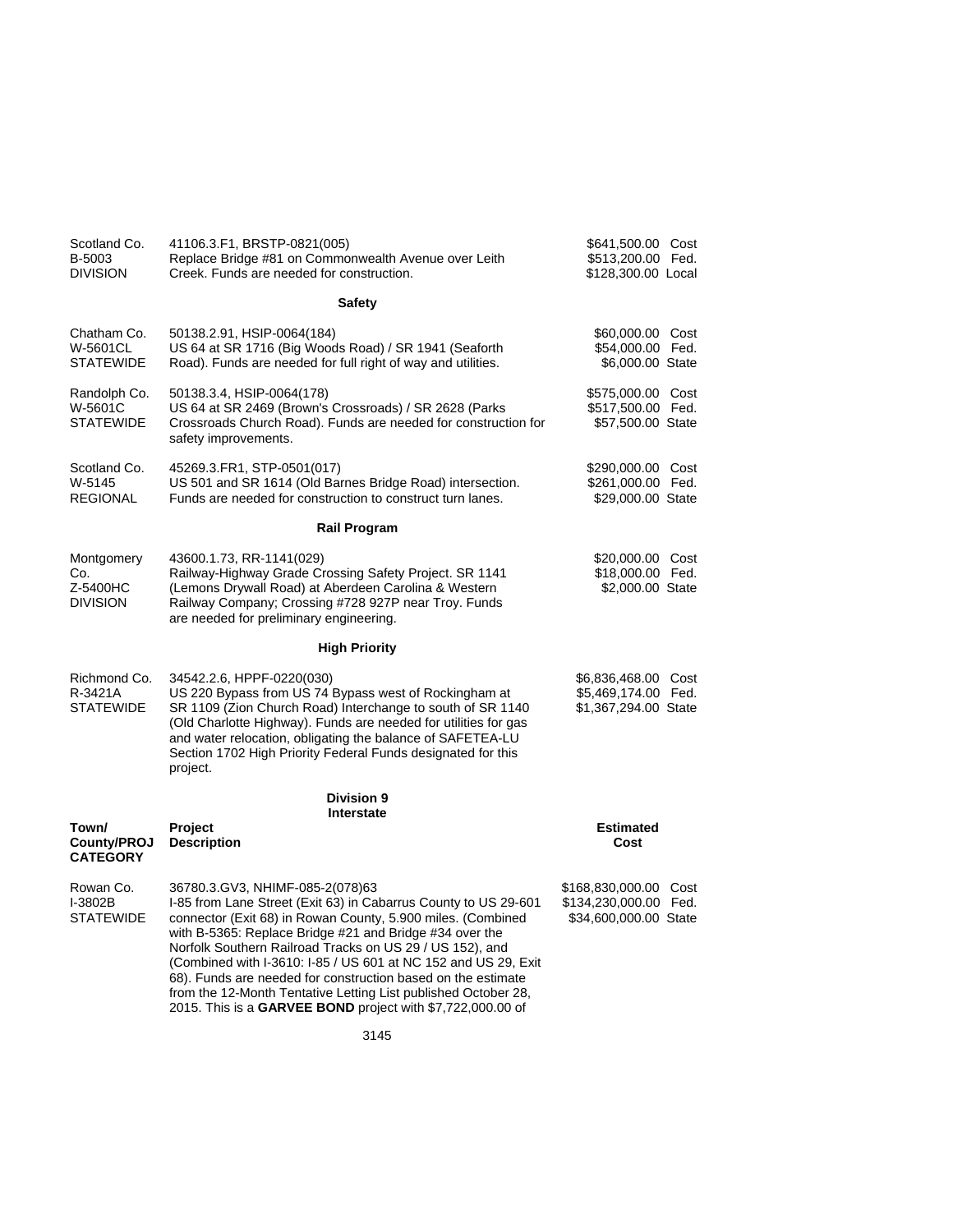| | | |
|---|---|---|
| Scotland Co.<br>B-5003<br>DIVISION | 41106.3.F1, BRSTP-0821(005)<br>Replace Bridge #81 on Commonwealth Avenue over Leith Creek. Funds are needed for construction. | $641,500.00 Cost<br>$513,200.00 Fed.<br>$128,300.00 Local |

### Safety

| | | |
|---|---|---|
| Chatham Co.<br>W-5601CL<br>STATEWIDE | 50138.2.91, HSIP-0064(184)<br>US 64 at SR 1716 (Big Woods Road) / SR 1941 (Seaforth Road). Funds are needed for full right of way and utilities. | $60,000.00 Cost<br>$54,000.00 Fed.<br>$6,000.00 State |
| Randolph Co.<br>W-5601C<br>STATEWIDE | 50138.3.4, HSIP-0064(178)<br>US 64 at SR 2469 (Brown's Crossroads) / SR 2628 (Parks Crossroads Church Road). Funds are needed for construction for safety improvements. | $575,000.00 Cost<br>$517,500.00 Fed.<br>$57,500.00 State |
| Scotland Co.<br>W-5145<br>REGIONAL | 45269.3.FR1, STP-0501(017)<br>US 501 and SR 1614 (Old Barnes Bridge Road) intersection. Funds are needed for construction to construct turn lanes. | $290,000.00 Cost<br>$261,000.00 Fed.<br>$29,000.00 State |

### Rail Program

| | | |
|---|---|---|
| Montgomery Co.<br>Z-5400HC<br>DIVISION | 43600.1.73, RR-1141(029)<br>Railway-Highway Grade Crossing Safety Project. SR 1141 (Lemons Drywall Road) at Aberdeen Carolina & Western Railway Company; Crossing #728 927P near Troy. Funds are needed for preliminary engineering. | $20,000.00 Cost<br>$18,000.00 Fed.<br>$2,000.00 State |

### High Priority

| | | |
|---|---|---|
| Richmond Co.<br>R-3421A<br>STATEWIDE | 34542.2.6, HPPF-0220(030)<br>US 220 Bypass from US 74 Bypass west of Rockingham at SR 1109 (Zion Church Road) Interchange to south of SR 1140 (Old Charlotte Highway). Funds are needed for utilities for gas and water relocation, obligating the balance of SAFETEA-LU Section 1702 High Priority Federal Funds designated for this project. | $6,836,468.00 Cost<br>$5,469,174.00 Fed.<br>$1,367,294.00 State |

## Division 9

### Interstate

| Town/ County/PROJ CATEGORY | Project Description | Estimated Cost |
|---|---|---|
| Rowan Co.<br>I-3802B<br>STATEWIDE | 36780.3.GV3, NHIMF-085-2(078)63<br>I-85 from Lane Street (Exit 63) in Cabarrus County to US 29-601 connector (Exit 68) in Rowan County, 5.900 miles. (Combined with B-5365: Replace Bridge #21 and Bridge #34 over the Norfolk Southern Railroad Tracks on US 29 / US 152), and (Combined with I-3610: I-85 / US 601 at NC 152 and US 29, Exit 68). Funds are needed for construction based on the estimate from the 12-Month Tentative Letting List published October 28, 2015. This is a **GARVEE BOND** project with $7,722,000.00 of | $168,830,000.00 Cost<br>$134,230,000.00 Fed.<br>$34,600,000.00 State |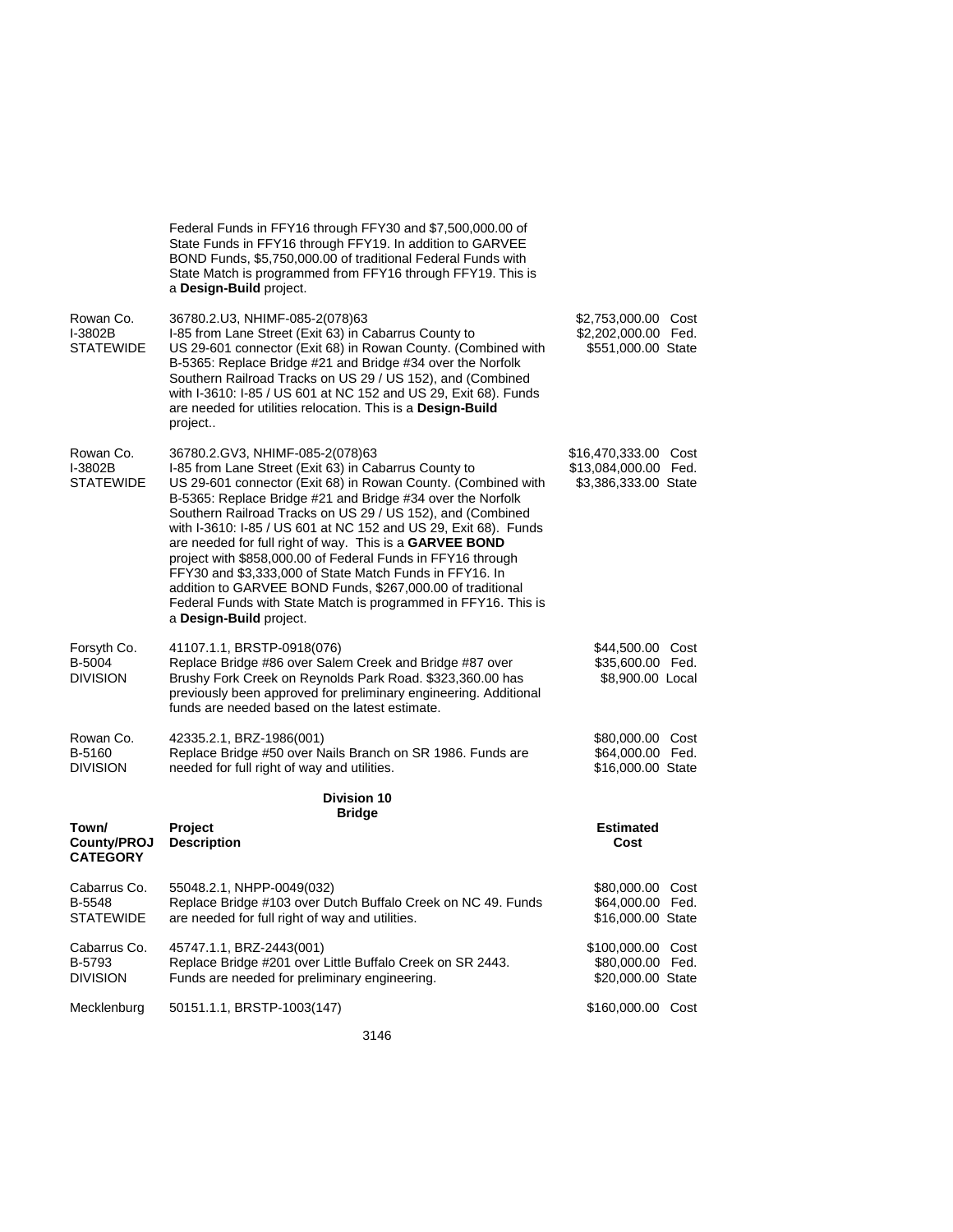| | | |
|---|---|---|
| | Federal Funds in FFY16 through FFY30 and $7,500,000.00 of State Funds in FFY16 through FFY19. In addition to GARVEE BOND Funds, $5,750,000.00 of traditional Federal Funds with State Match is programmed from FFY16 through FFY19. This is a **Design-Build** project. | |
| Rowan Co.<br>I-3802B<br>STATEWIDE | 36780.2.U3, NHIMF-085-2(078)63<br>I-85 from Lane Street (Exit 63) in Cabarrus County to US 29-601 connector (Exit 68) in Rowan County. (Combined with B-5365: Replace Bridge #21 and Bridge #34 over the Norfolk Southern Railroad Tracks on US 29 / US 152), and (Combined with I-3610: I-85 / US 601 at NC 152 and US 29, Exit 68). Funds are needed for utilities relocation. This is a **Design-Build** project.. | $2,753,000.00 Cost<br>$2,202,000.00 Fed.<br>$551,000.00 State |
| Rowan Co.<br>I-3802B<br>STATEWIDE | 36780.2.GV3, NHIMF-085-2(078)63<br>I-85 from Lane Street (Exit 63) in Cabarrus County to US 29-601 connector (Exit 68) in Rowan County. (Combined with B-5365: Replace Bridge #21 and Bridge #34 over the Norfolk Southern Railroad Tracks on US 29 / US 152), and (Combined with I-3610: I-85 / US 601 at NC 152 and US 29, Exit 68). Funds are needed for full right of way. This is a **GARVEE BOND** project with $858,000.00 of Federal Funds in FFY16 through FFY30 and $3,333,000 of State Match Funds in FFY16. In addition to GARVEE BOND Funds, $267,000.00 of traditional Federal Funds with State Match is programmed in FFY16. This is a **Design-Build** project. | $16,470,333.00 Cost<br>$13,084,000.00 Fed.<br>$3,386,333.00 State |
| Forsyth Co.<br>B-5004<br>DIVISION | 41107.1.1, BRSTP-0918(076)<br>Replace Bridge #86 over Salem Creek and Bridge #87 over Brushy Fork Creek on Reynolds Park Road. $323,360.00 has previously been approved for preliminary engineering. Additional funds are needed based on the latest estimate. | $44,500.00 Cost<br>$35,600.00 Fed.<br>$8,900.00 Local |
| Rowan Co.<br>B-5160<br>DIVISION | 42335.2.1, BRZ-1986(001)<br>Replace Bridge #50 over Nails Branch on SR 1986. Funds are needed for full right of way and utilities. | $80,000.00 Cost<br>$64,000.00 Fed.<br>$16,000.00 State |

**Division 10**
**Bridge**

| Town/ County/PROJ CATEGORY | Project Description | Estimated Cost |
|---|---|---|
| Cabarrus Co.<br>B-5548<br>STATEWIDE | 55048.2.1, NHPP-0049(032)<br>Replace Bridge #103 over Dutch Buffalo Creek on NC 49. Funds are needed for full right of way and utilities. | $80,000.00 Cost<br>$64,000.00 Fed.<br>$16,000.00 State |
| Cabarrus Co.<br>B-5793<br>DIVISION | 45747.1.1, BRZ-2443(001)<br>Replace Bridge #201 over Little Buffalo Creek on SR 2443. Funds are needed for preliminary engineering. | $100,000.00 Cost<br>$80,000.00 Fed.<br>$20,000.00 State |
| Mecklenburg | 50151.1.1, BRSTP-1003(147) | $160,000.00 Cost |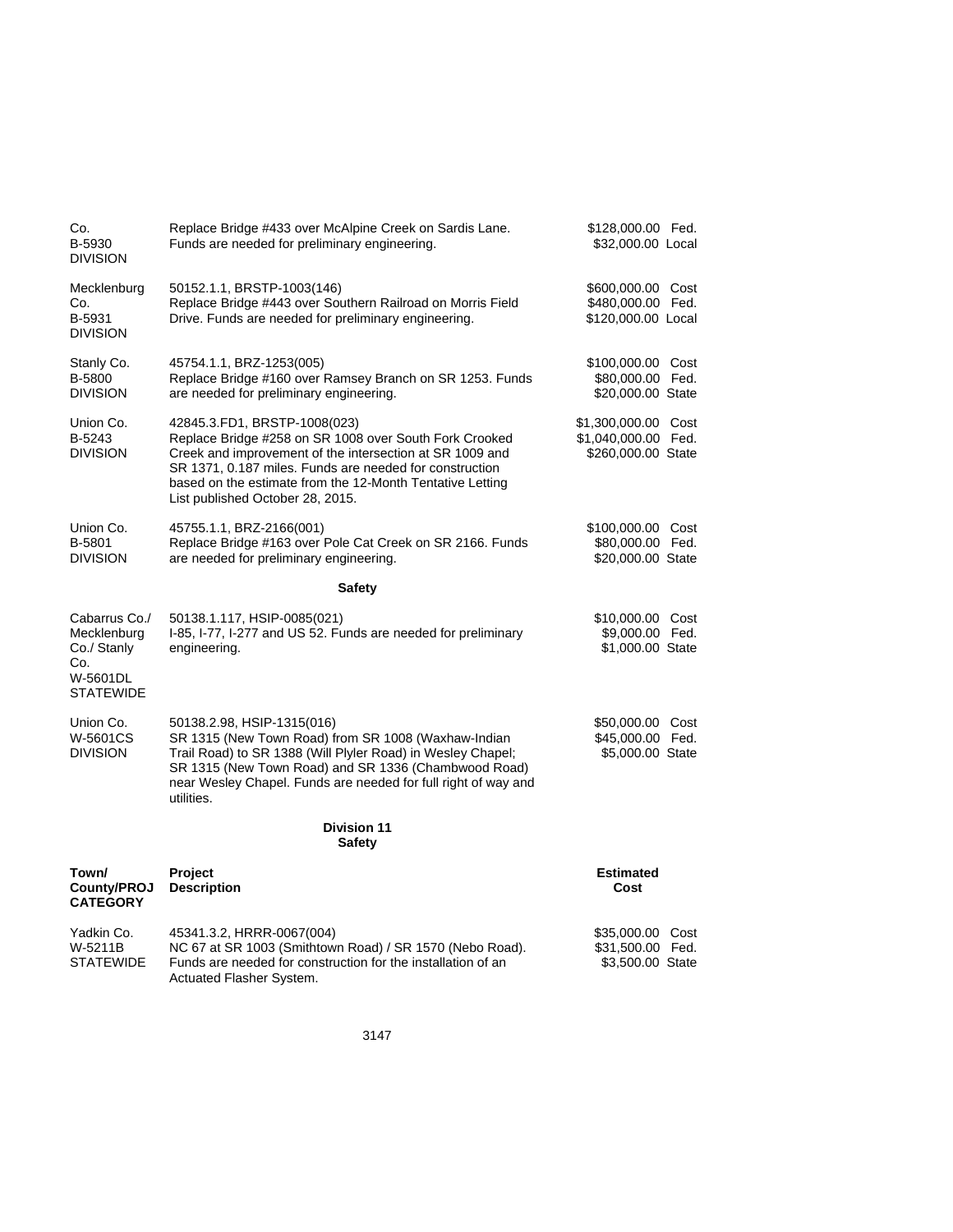| Town/ County/PROJ CATEGORY | Project Description | Estimated Cost |
|---|---|---|
| Co. B-5930 DIVISION | Replace Bridge #433 over McAlpine Creek on Sardis Lane. Funds are needed for preliminary engineering. | $128,000.00 Fed.<br>$32,000.00 Local |
| Mecklenburg Co. B-5931 DIVISION | 50152.1.1, BRSTP-1003(146)<br>Replace Bridge #443 over Southern Railroad on Morris Field Drive. Funds are needed for preliminary engineering. | $600,000.00 Cost<br>$480,000.00 Fed.<br>$120,000.00 Local |
| Stanly Co. B-5800 DIVISION | 45754.1.1, BRZ-1253(005)<br>Replace Bridge #160 over Ramsey Branch on SR 1253. Funds are needed for preliminary engineering. | $100,000.00 Cost<br>$80,000.00 Fed.<br>$20,000.00 State |
| Union Co. B-5243 DIVISION | 42845.3.FD1, BRSTP-1008(023)<br>Replace Bridge #258 on SR 1008 over South Fork Crooked Creek and improvement of the intersection at SR 1009 and SR 1371, 0.187 miles. Funds are needed for construction based on the estimate from the 12-Month Tentative Letting List published October 28, 2015. | $1,300,000.00 Cost<br>$1,040,000.00 Fed.<br>$260,000.00 State |
| Union Co. B-5801 DIVISION | 45755.1.1, BRZ-2166(001)<br>Replace Bridge #163 over Pole Cat Creek on SR 2166. Funds are needed for preliminary engineering. | $100,000.00 Cost<br>$80,000.00 Fed.<br>$20,000.00 State |

**Safety**

| Town/ County/PROJ CATEGORY | Project Description | Estimated Cost |
|---|---|---|
| Cabarrus Co./ Mecklenburg Co./ Stanly Co. W-5601DL STATEWIDE | 50138.1.117, HSIP-0085(021)<br>I-85, I-77, I-277 and US 52. Funds are needed for preliminary engineering. | $10,000.00 Cost<br>$9,000.00 Fed.<br>$1,000.00 State |
| Union Co. W-5601CS DIVISION | 50138.2.98, HSIP-1315(016)<br>SR 1315 (New Town Road) from SR 1008 (Waxhaw-Indian Trail Road) to SR 1388 (Will Plyler Road) in Wesley Chapel; SR 1315 (New Town Road) and SR 1336 (Chambwood Road) near Wesley Chapel. Funds are needed for full right of way and utilities. | $50,000.00 Cost<br>$45,000.00 Fed.<br>$5,000.00 State |

**Division 11**
**Safety**

| Town/ County/PROJ CATEGORY | Project Description | Estimated Cost |
|---|---|---|
| Yadkin Co. W-5211B STATEWIDE | 45341.3.2, HRRR-0067(004)<br>NC 67 at SR 1003 (Smithtown Road) / SR 1570 (Nebo Road). Funds are needed for construction for the installation of an Actuated Flasher System. | $35,000.00 Cost<br>$31,500.00 Fed.<br>$3,500.00 State |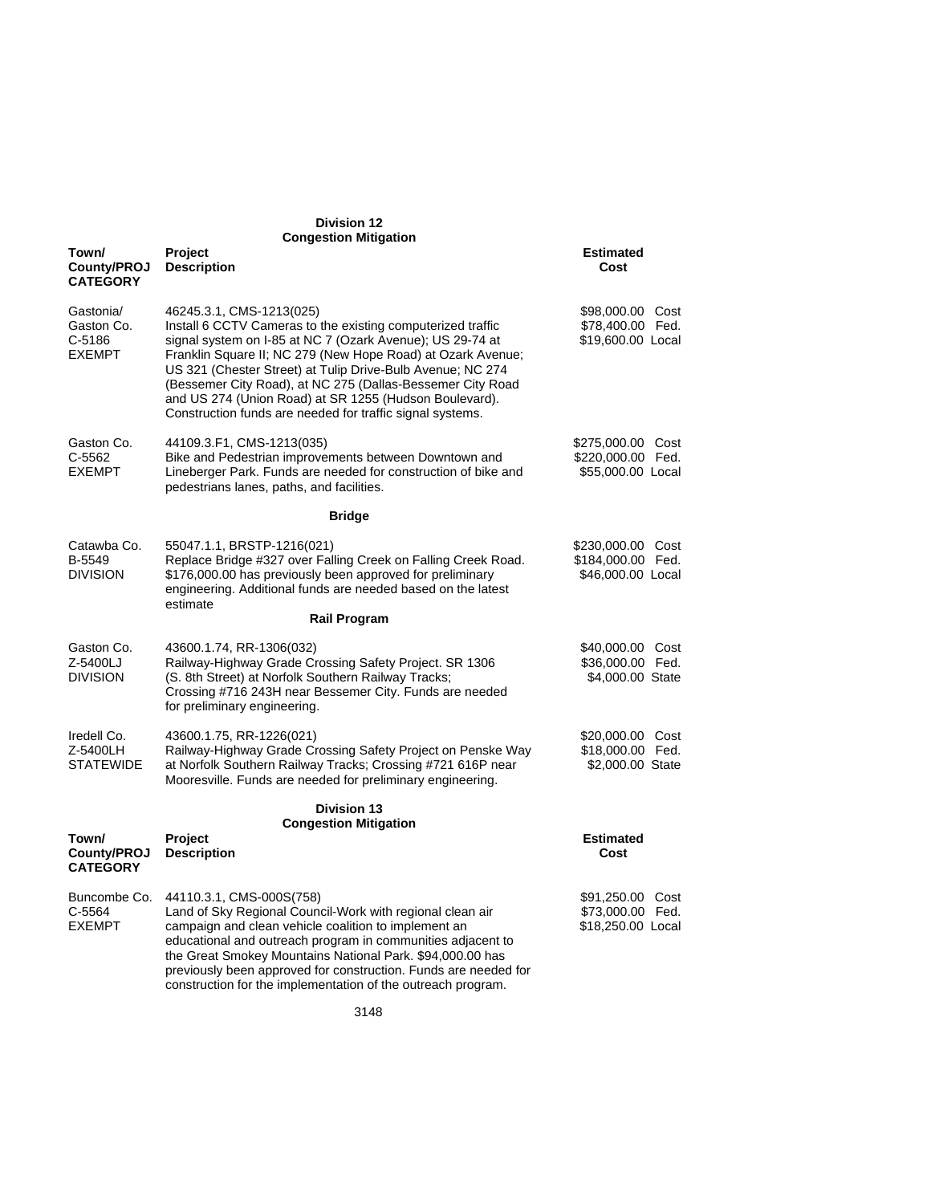## Division 12

### Congestion Mitigation

| Town/ County/PROJ CATEGORY | Project Description | Estimated Cost |
|---|---|---|
| Gastonia/ Gaston Co. C-5186 EXEMPT | 46245.3.1, CMS-1213(025) Install 6 CCTV Cameras to the existing computerized traffic signal system on I-85 at NC 7 (Ozark Avenue); US 29-74 at Franklin Square II; NC 279 (New Hope Road) at Ozark Avenue; US 321 (Chester Street) at Tulip Drive-Bulb Avenue; NC 274 (Bessemer City Road), at NC 275 (Dallas-Bessemer City Road and US 274 (Union Road) at SR 1255 (Hudson Boulevard). Construction funds are needed for traffic signal systems. | $98,000.00 Cost<br>$78,400.00 Fed.<br>$19,600.00 Local |
| Gaston Co. C-5562 EXEMPT | 44109.3.F1, CMS-1213(035) Bike and Pedestrian improvements between Downtown and Lineberger Park. Funds are needed for construction of bike and pedestrians lanes, paths, and facilities. | $275,000.00 Cost<br>$220,000.00 Fed.<br>$55,000.00 Local |

### Bridge

| Town/ County/PROJ CATEGORY | Project Description | Estimated Cost |
|---|---|---|
| Catawba Co. B-5549 DIVISION | 55047.1.1, BRSTP-1216(021) Replace Bridge #327 over Falling Creek on Falling Creek Road. $176,000.00 has previously been approved for preliminary engineering. Additional funds are needed based on the latest estimate | $230,000.00 Cost<br>$184,000.00 Fed.<br>$46,000.00 Local |

### Rail Program

| Town/ County/PROJ CATEGORY | Project Description | Estimated Cost |
|---|---|---|
| Gaston Co. Z-5400LJ DIVISION | 43600.1.74, RR-1306(032) Railway-Highway Grade Crossing Safety Project. SR 1306 (S. 8th Street) at Norfolk Southern Railway Tracks; Crossing #716 243H near Bessemer City. Funds are needed for preliminary engineering. | $40,000.00 Cost<br>$36,000.00 Fed.<br>$4,000.00 State |
| Iredell Co. Z-5400LH STATEWIDE | 43600.1.75, RR-1226(021) Railway-Highway Grade Crossing Safety Project on Penske Way at Norfolk Southern Railway Tracks; Crossing #721 616P near Mooresville. Funds are needed for preliminary engineering. | $20,000.00 Cost<br>$18,000.00 Fed.<br>$2,000.00 State |

## Division 13

### Congestion Mitigation

| Town/ County/PROJ CATEGORY | Project Description | Estimated Cost |
|---|---|---|
| Buncombe Co. C-5564 EXEMPT | 44110.3.1, CMS-000S(758) Land of Sky Regional Council-Work with regional clean air campaign and clean vehicle coalition to implement an educational and outreach program in communities adjacent to the Great Smokey Mountains National Park. $94,000.00 has previously been approved for construction. Funds are needed for construction for the implementation of the outreach program. | $91,250.00 Cost<br>$73,000.00 Fed.<br>$18,250.00 Local |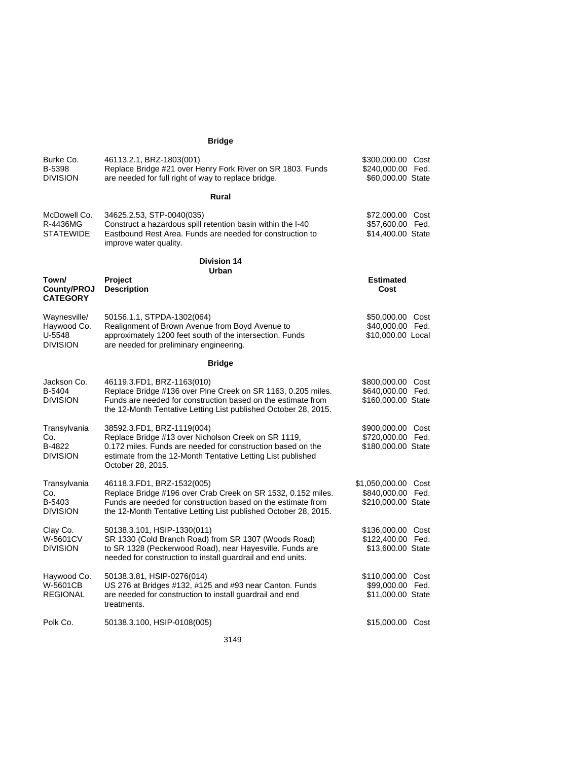**Bridge**

| | | |
|---|---|---|
| Burke Co.<br>B-5398<br>DIVISION | 46113.2.1, BRZ-1803(001)<br>Replace Bridge #21 over Henry Fork River on SR 1803. Funds are needed for full right of way to replace bridge. | \$300,000.00 Cost<br>\$240,000.00 Fed.<br>\$60,000.00 State |

**Rural**

| | | |
|---|---|---|
| McDowell Co.<br>R-4436MG<br>STATEWIDE | 34625.2.53, STP-0040(035)<br>Construct a hazardous spill retention basin within the I-40 Eastbound Rest Area. Funds are needed for construction to improve water quality. | \$72,000.00 Cost<br>\$57,600.00 Fed.<br>\$14,400.00 State |

**Division 14**

**Urban**

| Town/ County/PROJ CATEGORY | Project Description | Estimated Cost |
|---|---|---|
| Waynesville/<br>Haywood Co.<br>U-5548<br>DIVISION | 50156.1.1, STPDA-1302(064)<br>Realignment of Brown Avenue from Boyd Avenue to approximately 1200 feet south of the intersection. Funds are needed for preliminary engineering. | \$50,000.00 Cost<br>\$40,000.00 Fed.<br>\$10,000.00 Local |

**Bridge**

| | | |
|---|---|---|
| Jackson Co.<br>B-5404<br>DIVISION | 46119.3.FD1, BRZ-1163(010)<br>Replace Bridge #136 over Pine Creek on SR 1163, 0.205 miles. Funds are needed for construction based on the estimate from the 12-Month Tentative Letting List published October 28, 2015. | \$800,000.00 Cost<br>\$640,000.00 Fed.<br>\$160,000.00 State |
| Transylvania Co.<br>B-4822<br>DIVISION | 38592.3.FD1, BRZ-1119(004)<br>Replace Bridge #13 over Nicholson Creek on SR 1119, 0.172 miles. Funds are needed for construction based on the estimate from the 12-Month Tentative Letting List published October 28, 2015. | \$900,000.00 Cost<br>\$720,000.00 Fed.<br>\$180,000.00 State |
| Transylvania Co.<br>B-5403<br>DIVISION | 46118.3.FD1, BRZ-1532(005)<br>Replace Bridge #196 over Crab Creek on SR 1532, 0.152 miles. Funds are needed for construction based on the estimate from the 12-Month Tentative Letting List published October 28, 2015. | \$1,050,000.00 Cost<br>\$840,000.00 Fed.<br>\$210,000.00 State |
| Clay Co.<br>W-5601CV<br>DIVISION | 50138.3.101, HSIP-1330(011)<br>SR 1330 (Cold Branch Road) from SR 1307 (Woods Road) to SR 1328 (Peckerwood Road), near Hayesville. Funds are needed for construction to install guardrail and end units. | \$136,000.00 Cost<br>\$122,400.00 Fed.<br>\$13,600.00 State |
| Haywood Co.<br>W-5601CB<br>REGIONAL | 50138.3.81, HSIP-0276(014)<br>US 276 at Bridges #132, #125 and #93 near Canton. Funds are needed for construction to install guardrail and end treatments. | \$110,000.00 Cost<br>\$99,000.00 Fed.<br>\$11,000.00 State |
| Polk Co. | 50138.3.100, HSIP-0108(005) | \$15,000.00 Cost |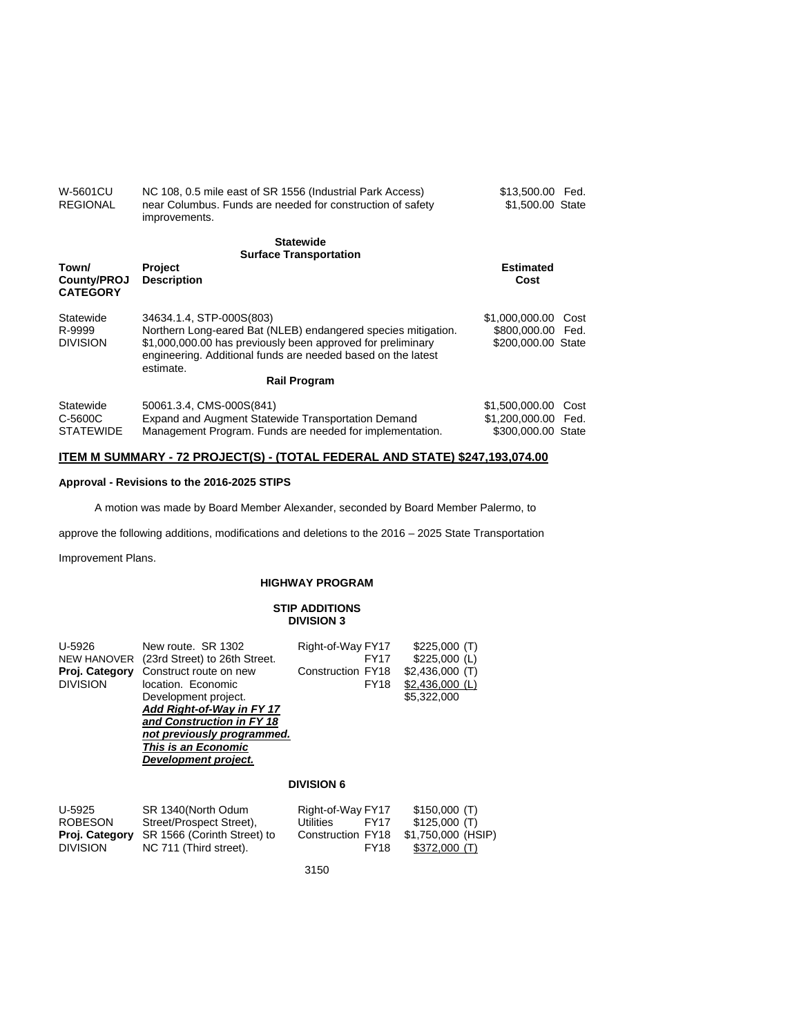| | | | |
|---|---|---|---|
| W-5601CU<br>REGIONAL | NC 108, 0.5 mile east of SR 1556 (Industrial Park Access) near Columbus. Funds are needed for construction of safety improvements. | $13,500.00<br>$1,500.00 | Fed.<br>State |

**Statewide**
**Surface Transportation**

| Town/ County/PROJ CATEGORY | Project Description | Estimated Cost | |
|---|---|---|---|
| Statewide<br>R-9999<br>DIVISION | 34634.1.4, STP-000S(803)<br>Northern Long-eared Bat (NLEB) endangered species mitigation. $1,000,000.00 has previously been approved for preliminary engineering. Additional funds are needed based on the latest estimate. | $1,000,000.00<br>$800,000.00<br>$200,000.00 | Cost<br>Fed.<br>State |

**Rail Program**

| | | | |
|---|---|---|---|
| Statewide<br>C-5600C<br>STATEWIDE | 50061.3.4, CMS-000S(841)<br>Expand and Augment Statewide Transportation Demand Management Program. Funds are needed for implementation. | $1,500,000.00<br>$1,200,000.00<br>$300,000.00 | Cost<br>Fed.<br>State |

**ITEM M SUMMARY - 72 PROJECT(S) - (TOTAL FEDERAL AND STATE) $247,193,074.00**

**Approval - Revisions to the 2016-2025 STIPS**

A motion was made by Board Member Alexander, seconded by Board Member Palermo, to approve the following additions, modifications and deletions to the 2016 – 2025 State Transportation Improvement Plans.

**HIGHWAY PROGRAM**

**STIP ADDITIONS**
**DIVISION 3**

| | | | | |
|---|---|---|---|---|
| U-5926<br>NEW HANOVER<br>**Proj. Category**<br>DIVISION | New route. SR 1302 (23rd Street) to 26th Street. Construct route on new location. Economic Development project.<br>***Add Right-of-Way in FY 17 and Construction in FY 18 not previously programmed. This is an Economic Development project.*** | Right-of-Way<br><br>Construction | FY17<br>FY17<br>FY18<br>FY18 | $225,000 (T)<br>$225,000 (L)<br>$2,436,000 (T)<br>$2,436,000 (L)<br>$5,322,000 |

**DIVISION 6**

| | | | | |
|---|---|---|---|---|
| U-5925<br>ROBESON<br>**Proj. Category**<br>DIVISION | SR 1340(North Odum Street/Prospect Street), SR 1566 (Corinth Street) to NC 711 (Third street). | Right-of-Way<br>Utilities<br>Construction | FY17<br>FY17<br>FY18<br>FY18 | $150,000 (T)<br>$125,000 (T)<br>$1,750,000 (HSIP)<br>$372,000 (T) |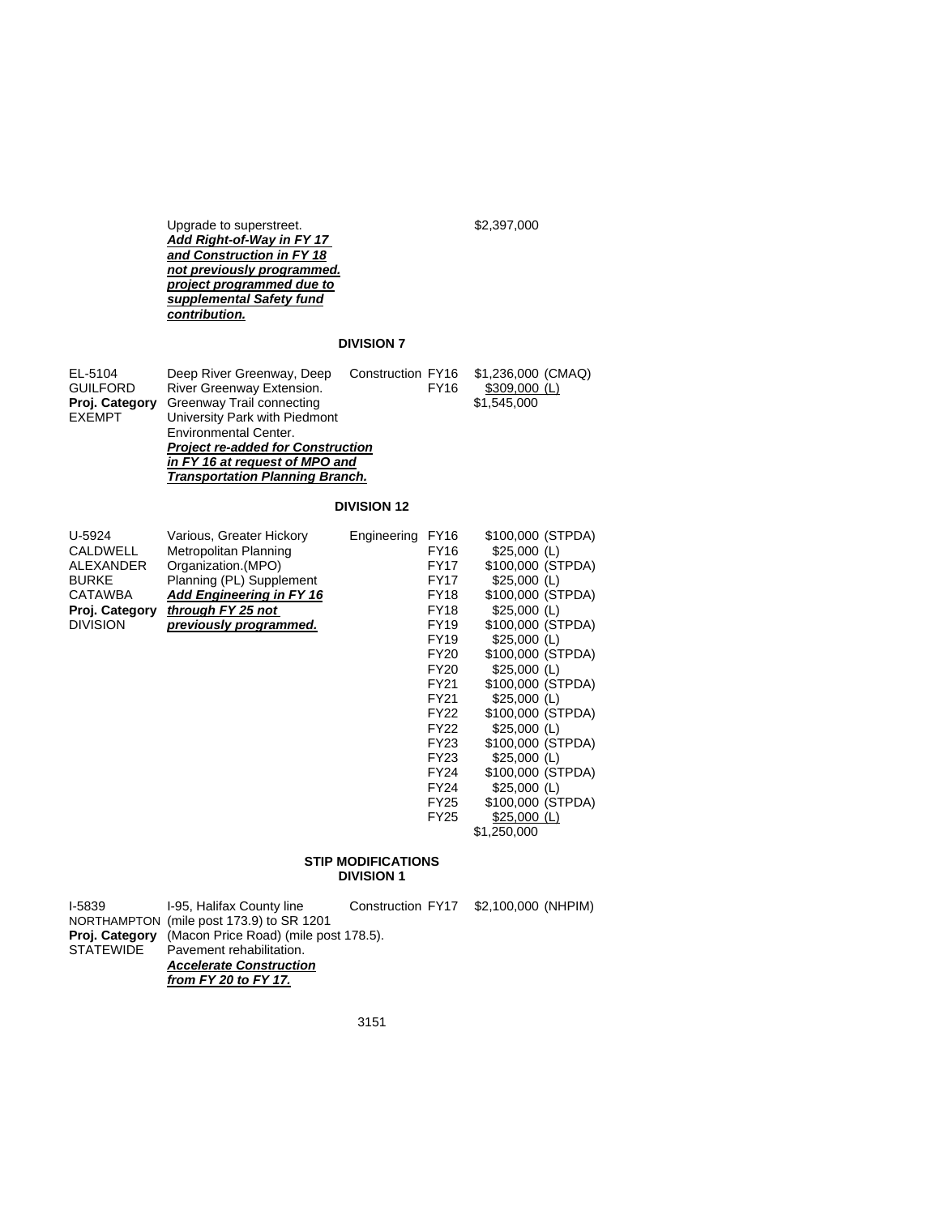Upgrade to superstreet. $2,397,000
***Add Right-of-Way in FY 17 and Construction in FY 18 not previously programmed. project programmed due to supplemental Safety fund contribution.***

**DIVISION 7**

| | | | | |
|---|---|---|---|---|
| EL-5104<br>GUILFORD<br>**Proj. Category**<br>EXEMPT | Deep River Greenway, Deep River Greenway Extension. Greenway Trail connecting University Park with Piedmont Environmental Center.<br>***Project re-added for Construction in FY 16 at request of MPO and Transportation Planning Branch.*** | Construction | FY16<br>FY16 | $1,236,000 (CMAQ)<br>$309,000 (L)<br>$1,545,000 |

**DIVISION 12**

| | | | | |
|---|---|---|---|---|
| U-5924<br>CALDWELL<br>ALEXANDER<br>BURKE<br>CATAWBA<br>**Proj. Category**<br>DIVISION | Various, Greater Hickory Metropolitan Planning Organization.(MPO) Planning (PL) Supplement<br>***Add Engineering in FY 16 through FY 25 not previously programmed.*** | Engineering | FY16<br>FY16<br>FY17<br>FY17<br>FY18<br>FY18<br>FY19<br>FY19<br>FY20<br>FY20<br>FY21<br>FY21<br>FY22<br>FY22<br>FY23<br>FY23<br>FY24<br>FY24<br>FY25<br>FY25 | $100,000 (STPDA)<br>$25,000 (L)<br>$100,000 (STPDA)<br>$25,000 (L)<br>$100,000 (STPDA)<br>$25,000 (L)<br>$100,000 (STPDA)<br>$25,000 (L)<br>$100,000 (STPDA)<br>$25,000 (L)<br>$100,000 (STPDA)<br>$25,000 (L)<br>$100,000 (STPDA)<br>$25,000 (L)<br>$100,000 (STPDA)<br>$25,000 (L)<br>$100,000 (STPDA)<br>$25,000 (L)<br>$100,000 (STPDA)<br>$25,000 (L)<br>$1,250,000 |

**STIP MODIFICATIONS**
**DIVISION 1**

| | | | | |
|---|---|---|---|---|
| I-5839<br>NORTHAMPTON<br>**Proj. Category**<br>STATEWIDE | I-95, Halifax County line (mile post 173.9) to SR 1201 (Macon Price Road) (mile post 178.5). Pavement rehabilitation.<br>***Accelerate Construction from FY 20 to FY 17.*** | Construction | FY17 | $2,100,000 (NHPIM) |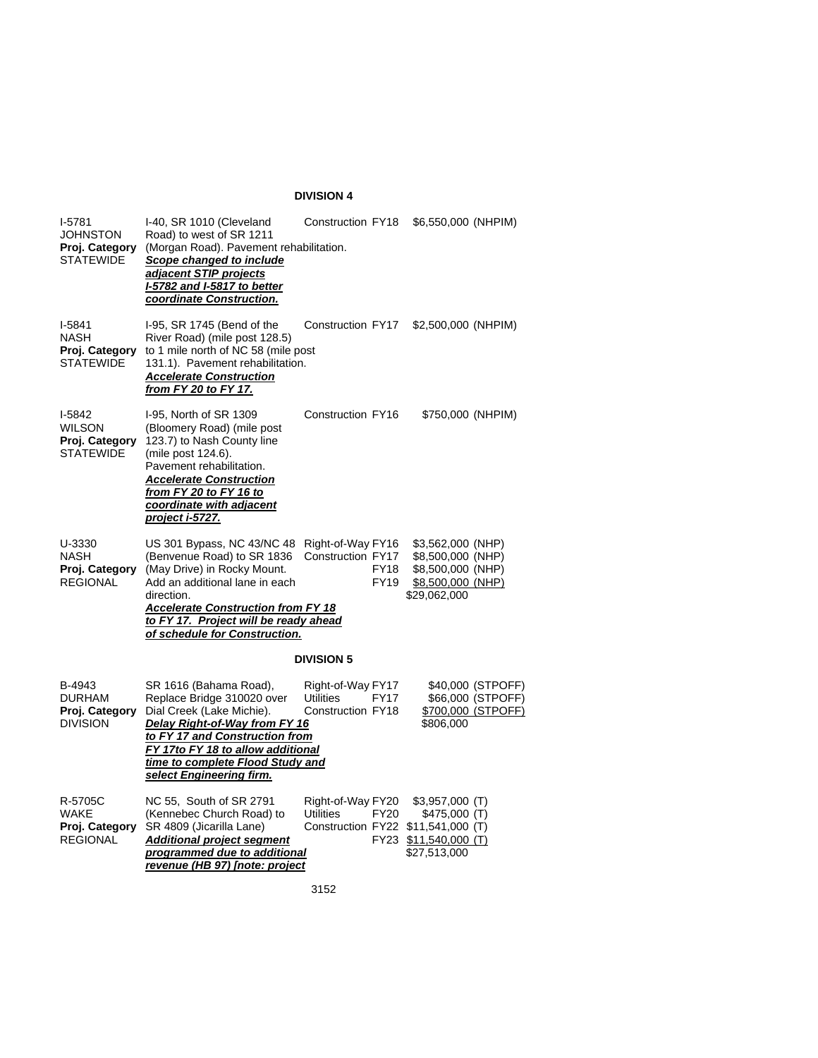**DIVISION 4**

I-5781
JOHNSTON
**Proj. Category**
STATEWIDE

I-40, SR 1010 (Cleveland Road) to west of SR 1211 (Morgan Road). Pavement rehabilitation.
***Scope changed to include adjacent STIP projects I-5782 and I-5817 to better coordinate Construction.***

Construction FY18 $6,550,000 (NHPIM)

I-5841
NASH
**Proj. Category**
STATEWIDE

I-95, SR 1745 (Bend of the River Road) (mile post 128.5) to 1 mile north of NC 58 (mile post 131.1). Pavement rehabilitation.
***Accelerate Construction from FY 20 to FY 17.***

Construction FY17 $2,500,000 (NHPIM)

I-5842
WILSON
**Proj. Category**
STATEWIDE

I-95, North of SR 1309 (Bloomery Road) (mile post 123.7) to Nash County line (mile post 124.6). Pavement rehabilitation.
***Accelerate Construction from FY 20 to FY 16 to coordinate with adjacent project i-5727.***

Construction FY16 $750,000 (NHPIM)

U-3330
NASH
**Proj. Category**
REGIONAL

US 301 Bypass, NC 43/NC 48 (Benvenue Road) to SR 1836 (May Drive) in Rocky Mount. Add an additional lane in each direction.
***Accelerate Construction from FY 18 to FY 17. Project will be ready ahead of schedule for Construction.***

| | | | |
|---|---|---|---|
| Right-of-Way | FY16 | $3,562,000 | (NHP) |
| Construction | FY17 | $8,500,000 | (NHP) |
| | FY18 | $8,500,000 | (NHP) |
| | FY19 | $8,500,000 | (NHP) |
| | | $29,062,000 | |

**DIVISION 5**

B-4943
DURHAM
**Proj. Category**
DIVISION

SR 1616 (Bahama Road), Replace Bridge 310020 over Dial Creek (Lake Michie).
***Delay Right-of-Way from FY 16 to FY 17 and Construction from FY 17to FY 18 to allow additional time to complete Flood Study and select Engineering firm.***

| | | | |
|---|---|---|---|
| Right-of-Way | FY17 | $40,000 | (STPOFF) |
| Utilities | FY17 | $66,000 | (STPOFF) |
| Construction | FY18 | $700,000 | (STPOFF) |
| | | $806,000 | |

R-5705C
WAKE
**Proj. Category**
REGIONAL

NC 55, South of SR 2791 (Kennebec Church Road) to SR 4809 (Jicarilla Lane)
***Additional project segment programmed due to additional revenue (HB 97) [note: project***

| | | | |
|---|---|---|---|
| Right-of-Way | FY20 | $3,957,000 | (T) |
| Utilities | FY20 | $475,000 | (T) |
| Construction | FY22 | $11,541,000 | (T) |
| | FY23 | $11,540,000 | (T) |
| | | $27,513,000 | |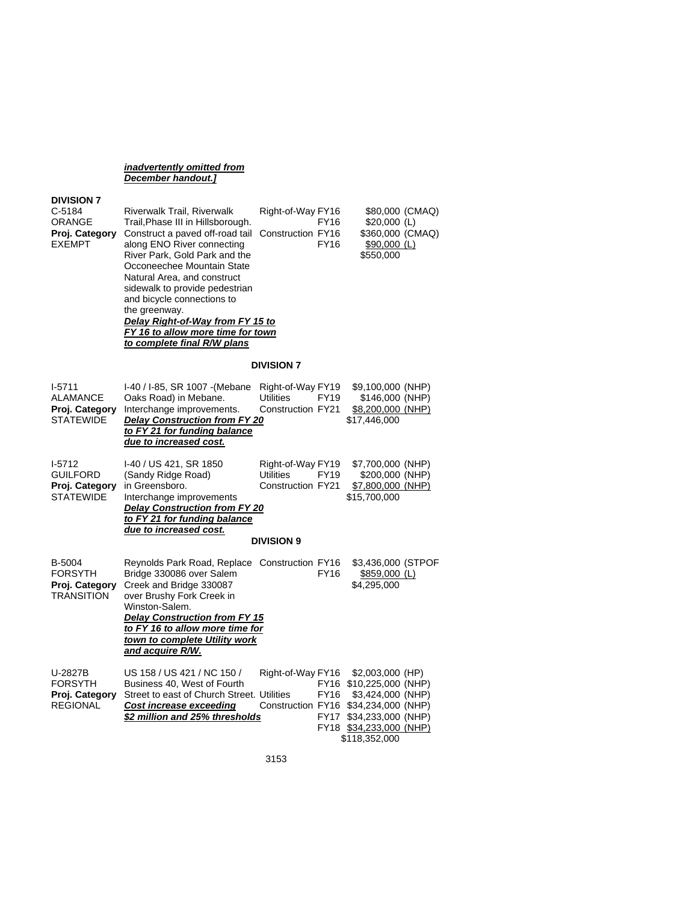***inadvertently omitted from December handout.]***

**DIVISION 7**

| | | | | |
|---|---|---|---|---|
| C-5184<br>ORANGE<br>**Proj. Category**<br>EXEMPT | Riverwalk Trail, Riverwalk Trail,Phase III in Hillsborough. Construct a paved off-road tail along ENO River connecting River Park, Gold Park and the Occoneechee Mountain State Natural Area, and construct sidewalk to provide pedestrian and bicycle connections to the greenway.<br>***Delay Right-of-Way from FY 15 to FY 16 to allow more time for town to complete final R/W plans*** | Right-of-Way<br><br>Construction | FY16<br>FY16<br>FY16<br>FY16 | $80,000 (CMAQ)<br>$20,000 (L)<br>$360,000 (CMAQ)<br>$90,000 (L)<br>$550,000 |

**DIVISION 7**

| | | | | |
|---|---|---|---|---|
| I-5711<br>ALAMANCE<br>**Proj. Category**<br>STATEWIDE | I-40 / I-85, SR 1007 -(Mebane Oaks Road) in Mebane. Interchange improvements.<br>***Delay Construction from FY 20 to FY 21 for funding balance due to increased cost.*** | Right-of-Way<br>Utilities<br>Construction | FY19<br>FY19<br>FY21 | $9,100,000 (NHP)<br>$146,000 (NHP)<br>$8,200,000 (NHP)<br>$17,446,000 |
| I-5712<br>GUILFORD<br>**Proj. Category**<br>STATEWIDE | I-40 / US 421, SR 1850 (Sandy Ridge Road) in Greensboro. Interchange improvements<br>***Delay Construction from FY 20 to FY 21 for funding balance due to increased cost.*** | Right-of-Way<br>Utilities<br>Construction | FY19<br>FY19<br>FY21 | $7,700,000 (NHP)<br>$200,000 (NHP)<br>$7,800,000 (NHP)<br>$15,700,000 |

**DIVISION 9**

| | | | | |
|---|---|---|---|---|
| B-5004<br>FORSYTH<br>**Proj. Category**<br>TRANSITION | Reynolds Park Road, Replace Bridge 330086 over Salem Creek and Bridge 330087 over Brushy Fork Creek in Winston-Salem.<br>***Delay Construction from FY 15 to FY 16 to allow more time for town to complete Utility work and acquire R/W.*** | Construction | FY16<br>FY16 | $3,436,000 (STPOF<br>$859,000 (L)<br>$4,295,000 |
| U-2827B<br>FORSYTH<br>**Proj. Category**<br>REGIONAL | US 158 / US 421 / NC 150 / Business 40, West of Fourth Street to east of Church Street.<br>***Cost increase exceeding $2 million and 25% thresholds*** | Right-of-Way<br><br>Utilities<br>Construction | FY16<br>FY16<br>FY16<br>FY16<br>FY17<br>FY18 | $2,003,000 (HP)<br>$10,225,000 (NHP)<br>$3,424,000 (NHP)<br>$34,234,000 (NHP)<br>$34,233,000 (NHP)<br>$34,233,000 (NHP)<br>$118,352,000 |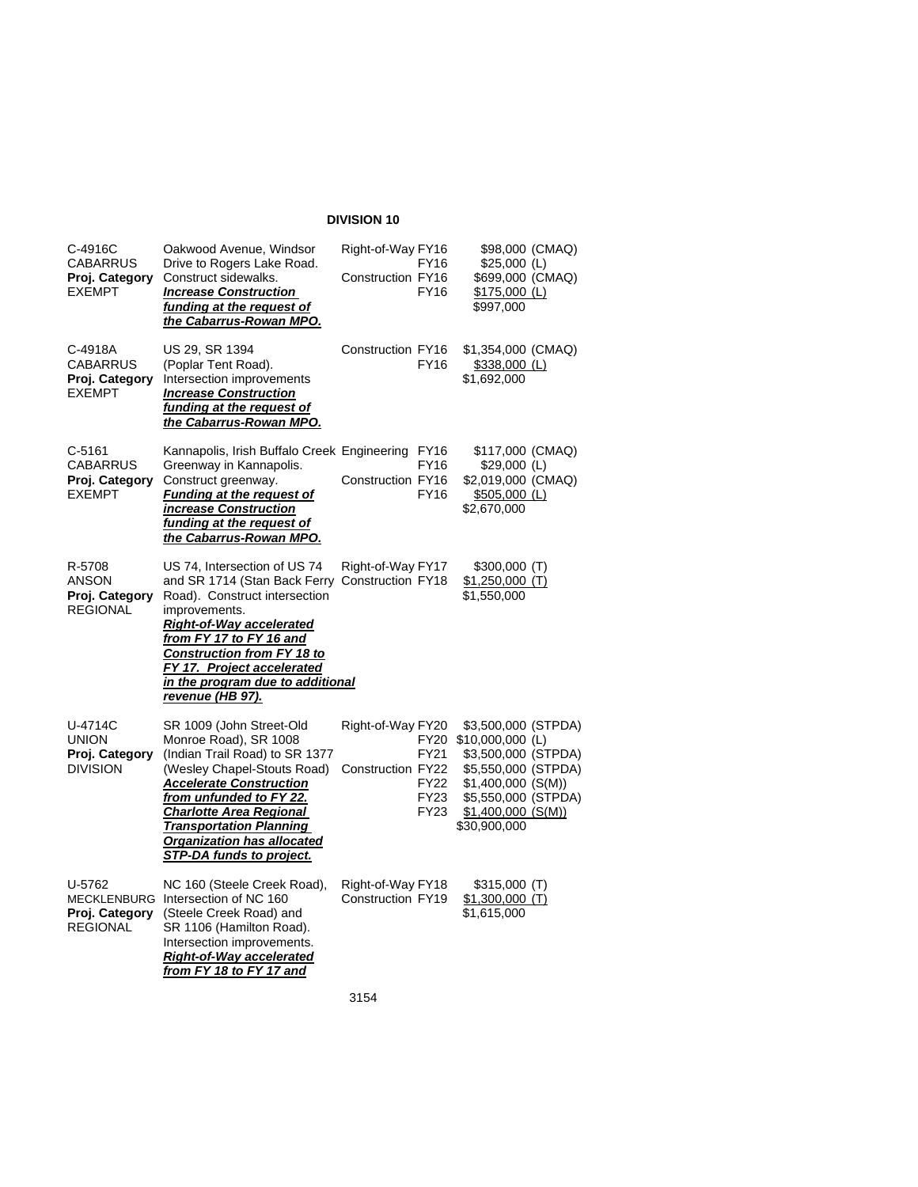## DIVISION 10

| | | | | |
|---|---|---|---|---|
| C-4916C<br>CABARRUS<br>**Proj. Category**<br>EXEMPT | Oakwood Avenue, Windsor Drive to Rogers Lake Road. Construct sidewalks.<br>***Increase Construction funding at the request of the Cabarrus-Rowan MPO.*** | Right-of-Way<br><br>Construction | FY16<br>FY16<br>FY16<br>FY16 | $98,000 (CMAQ)<br>$25,000 (L)<br>$699,000 (CMAQ)<br>$175,000 (L)<br>$997,000 |
| C-4918A<br>CABARRUS<br>**Proj. Category**<br>EXEMPT | US 29, SR 1394 (Poplar Tent Road). Intersection improvements<br>***Increase Construction funding at the request of the Cabarrus-Rowan MPO.*** | Construction | FY16<br>FY16 | $1,354,000 (CMAQ)<br>$338,000 (L)<br>$1,692,000 |
| C-5161<br>CABARRUS<br>**Proj. Category**<br>EXEMPT | Kannapolis, Irish Buffalo Creek Greenway in Kannapolis. Construct greenway.<br>***Funding at the request of increase Construction funding at the request of the Cabarrus-Rowan MPO.*** | Engineering<br><br>Construction | FY16<br>FY16<br>FY16<br>FY16 | $117,000 (CMAQ)<br>$29,000 (L)<br>$2,019,000 (CMAQ)<br>$505,000 (L)<br>$2,670,000 |
| R-5708<br>ANSON<br>**Proj. Category**<br>REGIONAL | US 74, Intersection of US 74 and SR 1714 (Stan Back Ferry Road). Construct intersection improvements.<br>***Right-of-Way accelerated from FY 17 to FY 16 and Construction from FY 18 to FY 17. Project accelerated in the program due to additional revenue (HB 97).*** | Right-of-Way<br>Construction | FY17<br>FY18 | $300,000 (T)<br>$1,250,000 (T)<br>$1,550,000 |
| U-4714C<br>UNION<br>**Proj. Category**<br>DIVISION | SR 1009 (John Street-Old Monroe Road), SR 1008 (Indian Trail Road) to SR 1377 (Wesley Chapel-Stouts Road)<br>***Accelerate Construction from unfunded to FY 22. Charlotte Area Regional Transportation Planning Organization has allocated STP-DA funds to project.*** | Right-of-Way<br><br><br>Construction | FY20<br>FY20<br>FY21<br>FY22<br>FY22<br>FY23<br>FY23 | $3,500,000 (STPDA)<br>$10,000,000 (L)<br>$3,500,000 (STPDA)<br>$5,550,000 (STPDA)<br>$1,400,000 (S(M))<br>$5,550,000 (STPDA)<br>$1,400,000 (S(M))<br>$30,900,000 |
| U-5762<br>MECKLENBURG<br>**Proj. Category**<br>REGIONAL | NC 160 (Steele Creek Road), Intersection of NC 160 (Steele Creek Road) and SR 1106 (Hamilton Road). Intersection improvements.<br>***Right-of-Way accelerated from FY 18 to FY 17 and*** | Right-of-Way<br>Construction | FY18<br>FY19 | $315,000 (T)<br>$1,300,000 (T)<br>$1,615,000 |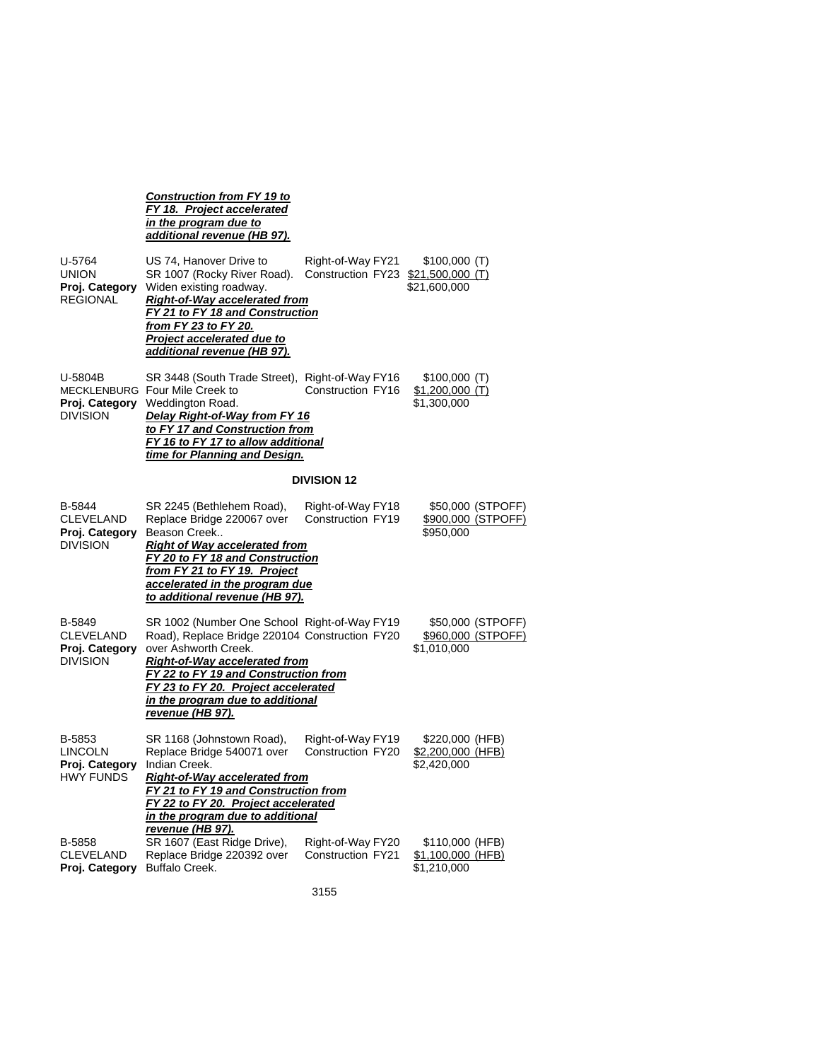***Construction from FY 19 to FY 18. Project accelerated in the program due to additional revenue (HB 97).***

| | | | |
|---|---|---|---|
| U-5764<br>UNION<br>**Proj. Category**<br>REGIONAL | US 74, Hanover Drive to SR 1007 (Rocky River Road). Widen existing roadway.<br>***Right-of-Way accelerated from FY 21 to FY 18 and Construction from FY 23 to FY 20. Project accelerated due to additional revenue (HB 97).*** | Right-of-Way FY21<br>Construction FY23 | $100,000 (T)<br>$21,500,000 (T)<br>$21,600,000 |
| U-5804B<br>MECKLENBURG<br>**Proj. Category**<br>DIVISION | SR 3448 (South Trade Street), Four Mile Creek to Weddington Road.<br>***Delay Right-of-Way from FY 16 to FY 17 and Construction from FY 16 to FY 17 to allow additional time for Planning and Design.*** | Right-of-Way FY16<br>Construction FY16 | $100,000 (T)<br>$1,200,000 (T)<br>$1,300,000 |

**DIVISION 12**

| | | | |
|---|---|---|---|
| B-5844<br>CLEVELAND<br>**Proj. Category**<br>DIVISION | SR 2245 (Bethlehem Road), Replace Bridge 220067 over Beason Creek..<br>***Right of Way accelerated from FY 20 to FY 18 and Construction from FY 21 to FY 19. Project accelerated in the program due to additional revenue (HB 97).*** | Right-of-Way FY18<br>Construction FY19 | $50,000 (STPOFF)<br>$900,000 (STPOFF)<br>$950,000 |
| B-5849<br>CLEVELAND<br>**Proj. Category**<br>DIVISION | SR 1002 (Number One School Road), Replace Bridge 220104 over Ashworth Creek.<br>***Right-of-Way accelerated from FY 22 to FY 19 and Construction from FY 23 to FY 20. Project accelerated in the program due to additional revenue (HB 97).*** | Right-of-Way FY19<br>Construction FY20 | $50,000 (STPOFF)<br>$960,000 (STPOFF)<br>$1,010,000 |
| B-5853<br>LINCOLN<br>**Proj. Category**<br>HWY FUNDS | SR 1168 (Johnstown Road), Replace Bridge 540071 over Indian Creek.<br>***Right-of-Way accelerated from FY 21 to FY 19 and Construction from FY 22 to FY 20. Project accelerated in the program due to additional revenue (HB 97).*** | Right-of-Way FY19<br>Construction FY20 | $220,000 (HFB)<br>$2,200,000 (HFB)<br>$2,420,000 |
| B-5858<br>CLEVELAND<br>**Proj. Category** | SR 1607 (East Ridge Drive), Replace Bridge 220392 over Buffalo Creek. | Right-of-Way FY20<br>Construction FY21 | $110,000 (HFB)<br>$1,100,000 (HFB)<br>$1,210,000 |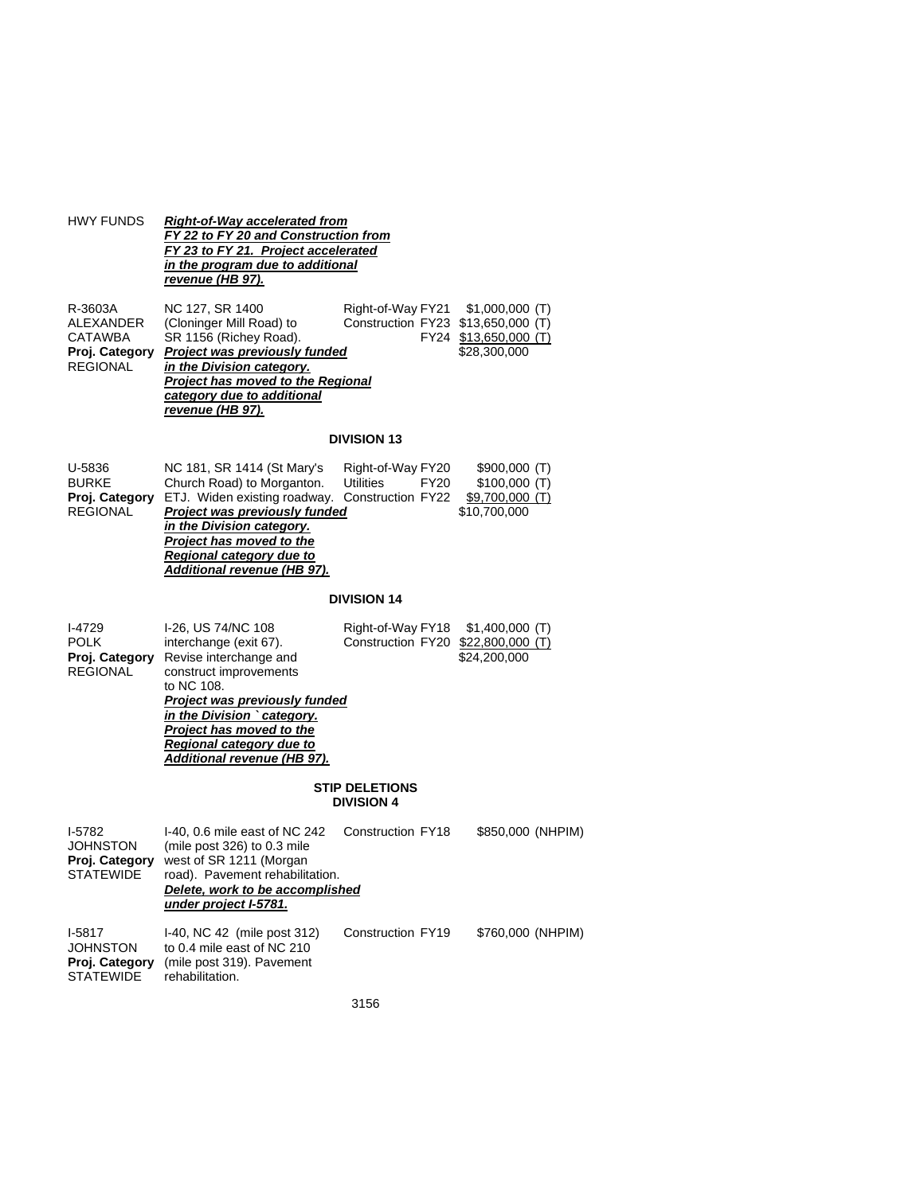| | | | |
|---|---|---|---|
| HWY FUNDS | ***Right-of-Way accelerated from FY 22 to FY 20 and Construction from FY 23 to FY 21. Project accelerated in the program due to additional revenue (HB 97).*** | | |
| R-3603A<br>ALEXANDER<br>CATAWBA<br>**Proj. Category**<br>REGIONAL | NC 127, SR 1400 (Cloninger Mill Road) to SR 1156 (Richey Road).<br>***Project was previously funded in the Division category. Project has moved to the Regional category due to additional revenue (HB 97).*** | Right-of-Way FY21<br>Construction FY23<br>FY24 | $1,000,000 (T)<br>$13,650,000 (T)<br>$13,650,000 (T)<br>$28,300,000 |

**DIVISION 13**

| | | | |
|---|---|---|---|
| U-5836<br>BURKE<br>**Proj. Category**<br>REGIONAL | NC 181, SR 1414 (St Mary's Church Road) to Morganton. ETJ. Widen existing roadway.<br>***Project was previously funded in the Division category. Project has moved to the Regional category due to Additional revenue (HB 97).*** | Right-of-Way FY20<br>Utilities FY20<br>Construction FY22 | $900,000 (T)<br>$100,000 (T)<br>$9,700,000 (T)<br>$10,700,000 |

**DIVISION 14**

| | | | |
|---|---|---|---|
| I-4729<br>POLK<br>**Proj. Category**<br>REGIONAL | I-26, US 74/NC 108 interchange (exit 67). Revise interchange and construct improvements to NC 108.<br>***Project was previously funded in the Division `category. Project has moved to the Regional category due to Additional revenue (HB 97).*** | Right-of-Way FY18<br>Construction FY20 | $1,400,000 (T)<br>$22,800,000 (T)<br>$24,200,000 |

**STIP DELETIONS**
**DIVISION 4**

| | | | |
|---|---|---|---|
| I-5782<br>JOHNSTON<br>**Proj. Category**<br>STATEWIDE | I-40, 0.6 mile east of NC 242 (mile post 326) to 0.3 mile west of SR 1211 (Morgan road). Pavement rehabilitation.<br>***Delete, work to be accomplished under project I-5781.*** | Construction FY18 | $850,000 (NHPIM) |
| I-5817<br>JOHNSTON<br>**Proj. Category**<br>STATEWIDE | I-40, NC 42 (mile post 312) to 0.4 mile east of NC 210 (mile post 319). Pavement rehabilitation. | Construction FY19 | $760,000 (NHPIM) |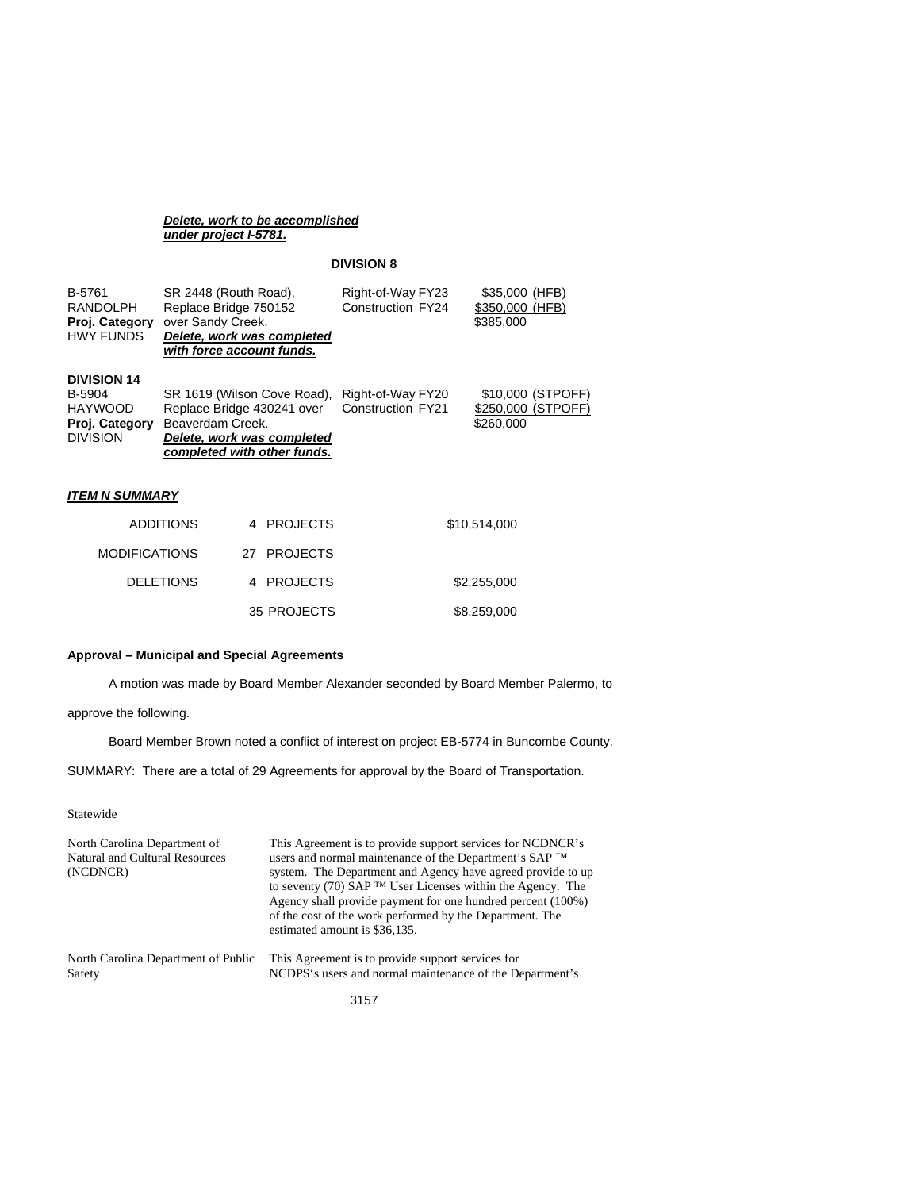***Delete, work to be accomplished under project I-5781.***

**DIVISION 8**

| | | | |
|---|---|---|---|
| B-5761<br>RANDOLPH<br>**Proj. Category**<br>HWY FUNDS | SR 2448 (Routh Road), Replace Bridge 750152 over Sandy Creek.<br>***Delete, work was completed with force account funds.*** | Right-of-Way FY23<br>Construction FY24 | $35,000 (HFB)<br>$350,000 (HFB)<br>$385,000 |

**DIVISION 14**

| | | | |
|---|---|---|---|
| B-5904<br>HAYWOOD<br>**Proj. Category**<br>DIVISION | SR 1619 (Wilson Cove Road), Replace Bridge 430241 over Beaverdam Creek.<br>***Delete, work was completed completed with other funds.*** | Right-of-Way FY20<br>Construction FY21 | $10,000 (STPOFF)<br>$250,000 (STPOFF)<br>$260,000 |

***ITEM N SUMMARY***

| | | |
|---|---|---|
| ADDITIONS | 4 PROJECTS | $10,514,000 |
| MODIFICATIONS | 27 PROJECTS | |
| DELETIONS | 4 PROJECTS | $2,255,000 |
| | 35 PROJECTS | $8,259,000 |

**Approval – Municipal and Special Agreements**

A motion was made by Board Member Alexander seconded by Board Member Palermo, to approve the following.

Board Member Brown noted a conflict of interest on project EB-5774 in Buncombe County.

SUMMARY: There are a total of 29 Agreements for approval by the Board of Transportation.

Statewide

| | |
|---|---|
| North Carolina Department of Natural and Cultural Resources (NCDNCR) | This Agreement is to provide support services for NCDNCR's users and normal maintenance of the Department's SAP ™ system. The Department and Agency have agreed provide to up to seventy (70) SAP ™ User Licenses within the Agency. The Agency shall provide payment for one hundred percent (100%) of the cost of the work performed by the Department. The estimated amount is $36,135. |
| North Carolina Department of Public Safety | This Agreement is to provide support services for NCDPS's users and normal maintenance of the Department's |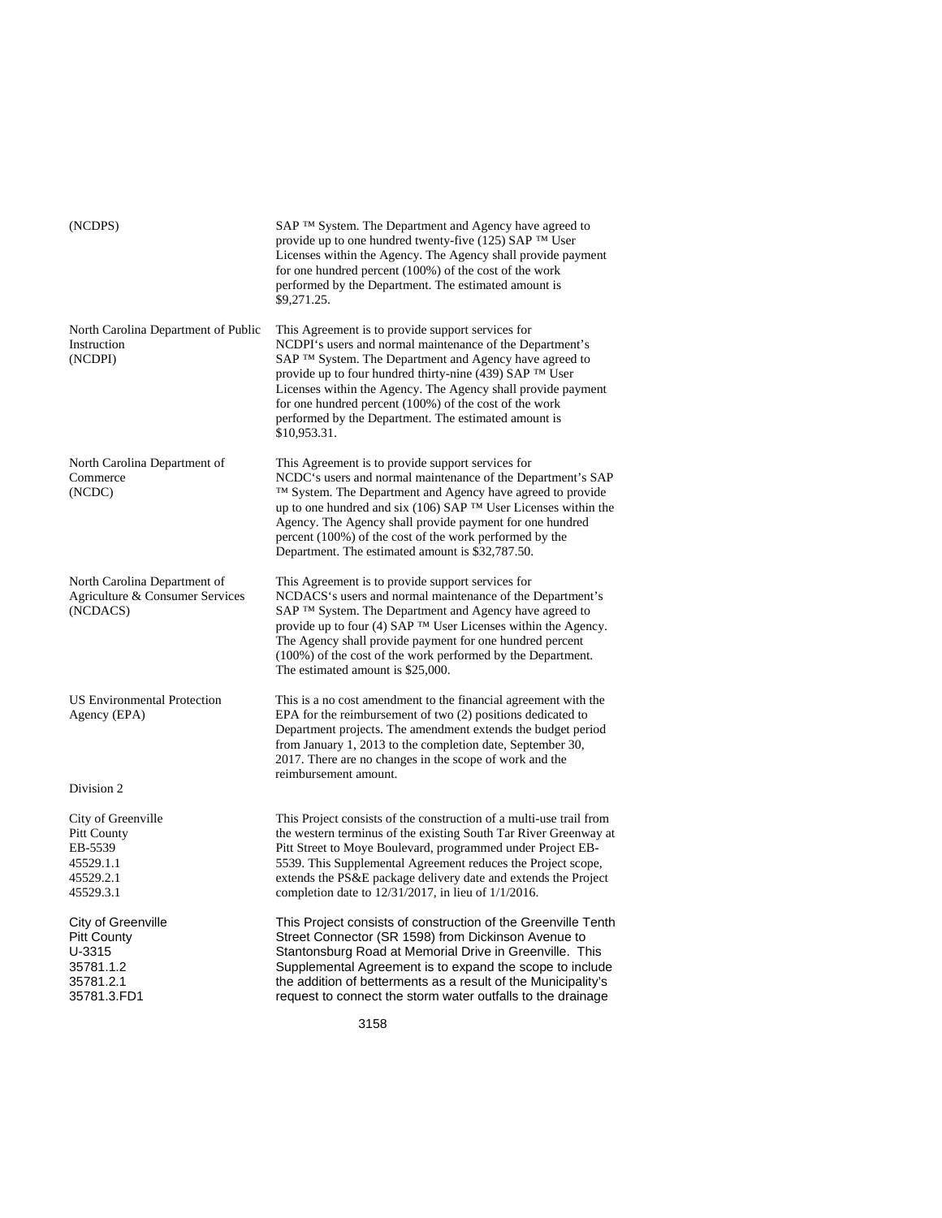| | |
|---|---|
| (NCDPS) | SAP ™ System. The Department and Agency have agreed to provide up to one hundred twenty-five (125) SAP ™ User Licenses within the Agency. The Agency shall provide payment for one hundred percent (100%) of the cost of the work performed by the Department. The estimated amount is $9,271.25. |
| North Carolina Department of Public Instruction (NCDPI) | This Agreement is to provide support services for NCDPI's users and normal maintenance of the Department's SAP ™ System. The Department and Agency have agreed to provide up to four hundred thirty-nine (439) SAP ™ User Licenses within the Agency. The Agency shall provide payment for one hundred percent (100%) of the cost of the work performed by the Department. The estimated amount is $10,953.31. |
| North Carolina Department of Commerce (NCDC) | This Agreement is to provide support services for NCDC's users and normal maintenance of the Department's SAP ™ System. The Department and Agency have agreed to provide up to one hundred and six (106) SAP ™ User Licenses within the Agency. The Agency shall provide payment for one hundred percent (100%) of the cost of the work performed by the Department. The estimated amount is $32,787.50. |
| North Carolina Department of Agriculture & Consumer Services (NCDACS) | This Agreement is to provide support services for NCDACS's users and normal maintenance of the Department's SAP ™ System. The Department and Agency have agreed to provide up to four (4) SAP ™ User Licenses within the Agency. The Agency shall provide payment for one hundred percent (100%) of the cost of the work performed by the Department. The estimated amount is $25,000. |
| US Environmental Protection Agency (EPA) | This is a no cost amendment to the financial agreement with the EPA for the reimbursement of two (2) positions dedicated to Department projects. The amendment extends the budget period from January 1, 2013 to the completion date, September 30, 2017. There are no changes in the scope of work and the reimbursement amount. |

Division 2

| | |
|---|---|
| City of Greenville<br>Pitt County<br>EB-5539<br>45529.1.1<br>45529.2.1<br>45529.3.1 | This Project consists of the construction of a multi-use trail from the western terminus of the existing South Tar River Greenway at Pitt Street to Moye Boulevard, programmed under Project EB-5539. This Supplemental Agreement reduces the Project scope, extends the PS&E package delivery date and extends the Project completion date to 12/31/2017, in lieu of 1/1/2016. |
| City of Greenville<br>Pitt County<br>U-3315<br>35781.1.2<br>35781.2.1<br>35781.3.FD1 | This Project consists of construction of the Greenville Tenth Street Connector (SR 1598) from Dickinson Avenue to Stantonsburg Road at Memorial Drive in Greenville. This Supplemental Agreement is to expand the scope to include the addition of betterments as a result of the Municipality's request to connect the storm water outfalls to the drainage |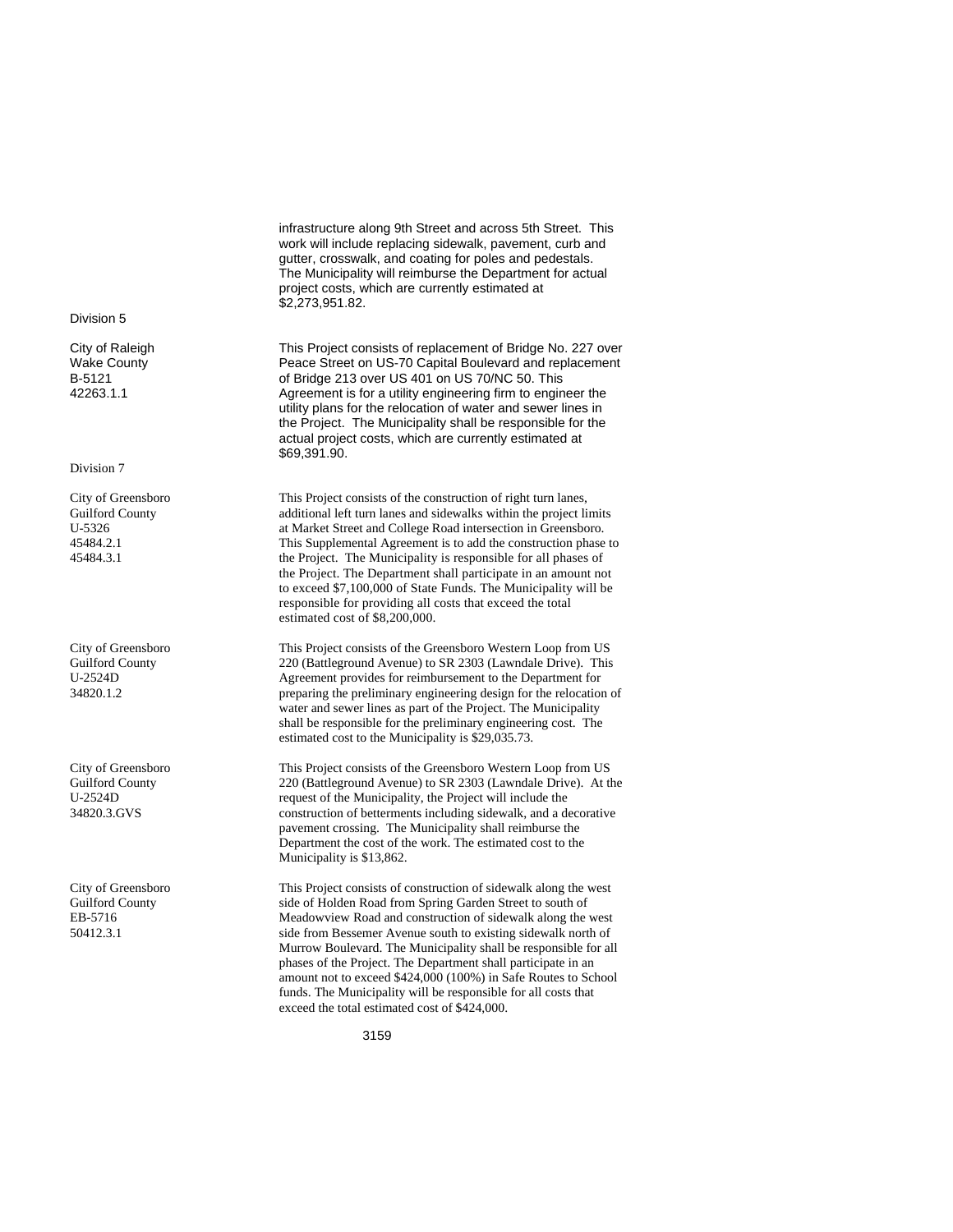infrastructure along 9th Street and across 5th Street. This work will include replacing sidewalk, pavement, curb and gutter, crosswalk, and coating for poles and pedestals. The Municipality will reimburse the Department for actual project costs, which are currently estimated at $2,273,951.82.

Division 5

| | |
|---|---|
| City of Raleigh<br>Wake County<br>B-5121<br>42263.1.1 | This Project consists of replacement of Bridge No. 227 over Peace Street on US-70 Capital Boulevard and replacement of Bridge 213 over US 401 on US 70/NC 50. This Agreement is for a utility engineering firm to engineer the utility plans for the relocation of water and sewer lines in the Project. The Municipality shall be responsible for the actual project costs, which are currently estimated at $69,391.90. |

Division 7

| | |
|---|---|
| City of Greensboro<br>Guilford County<br>U-5326<br>45484.2.1<br>45484.3.1 | This Project consists of the construction of right turn lanes, additional left turn lanes and sidewalks within the project limits at Market Street and College Road intersection in Greensboro. This Supplemental Agreement is to add the construction phase to the Project. The Municipality is responsible for all phases of the Project. The Department shall participate in an amount not to exceed $7,100,000 of State Funds. The Municipality will be responsible for providing all costs that exceed the total estimated cost of $8,200,000. |
| City of Greensboro<br>Guilford County<br>U-2524D<br>34820.1.2 | This Project consists of the Greensboro Western Loop from US 220 (Battleground Avenue) to SR 2303 (Lawndale Drive). This Agreement provides for reimbursement to the Department for preparing the preliminary engineering design for the relocation of water and sewer lines as part of the Project. The Municipality shall be responsible for the preliminary engineering cost. The estimated cost to the Municipality is $29,035.73. |
| City of Greensboro<br>Guilford County<br>U-2524D<br>34820.3.GVS | This Project consists of the Greensboro Western Loop from US 220 (Battleground Avenue) to SR 2303 (Lawndale Drive). At the request of the Municipality, the Project will include the construction of betterments including sidewalk, and a decorative pavement crossing. The Municipality shall reimburse the Department the cost of the work. The estimated cost to the Municipality is $13,862. |
| City of Greensboro<br>Guilford County<br>EB-5716<br>50412.3.1 | This Project consists of construction of sidewalk along the west side of Holden Road from Spring Garden Street to south of Meadowview Road and construction of sidewalk along the west side from Bessemer Avenue south to existing sidewalk north of Murrow Boulevard. The Municipality shall be responsible for all phases of the Project. The Department shall participate in an amount not to exceed $424,000 (100%) in Safe Routes to School funds. The Municipality will be responsible for all costs that exceed the total estimated cost of $424,000. |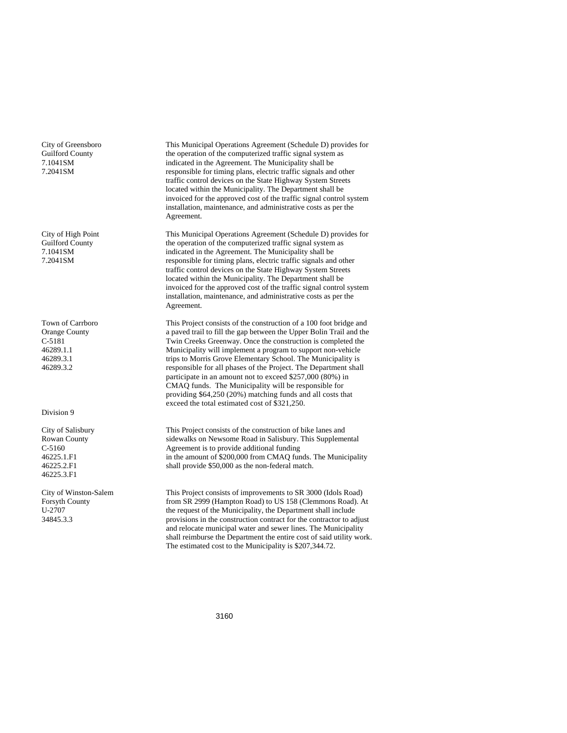City of Greensboro
Guilford County
7.1041SM
7.2041SM

This Municipal Operations Agreement (Schedule D) provides for the operation of the computerized traffic signal system as indicated in the Agreement. The Municipality shall be responsible for timing plans, electric traffic signals and other traffic control devices on the State Highway System Streets located within the Municipality. The Department shall be invoiced for the approved cost of the traffic signal control system installation, maintenance, and administrative costs as per the Agreement.

City of High Point
Guilford County
7.1041SM
7.2041SM

This Municipal Operations Agreement (Schedule D) provides for the operation of the computerized traffic signal system as indicated in the Agreement. The Municipality shall be responsible for timing plans, electric traffic signals and other traffic control devices on the State Highway System Streets located within the Municipality. The Department shall be invoiced for the approved cost of the traffic signal control system installation, maintenance, and administrative costs as per the Agreement.

Town of Carrboro
Orange County
C-5181
46289.1.1
46289.3.1
46289.3.2

This Project consists of the construction of a 100 foot bridge and a paved trail to fill the gap between the Upper Bolin Trail and the Twin Creeks Greenway. Once the construction is completed the Municipality will implement a program to support non-vehicle trips to Morris Grove Elementary School. The Municipality is responsible for all phases of the Project. The Department shall participate in an amount not to exceed $257,000 (80%) in CMAQ funds. The Municipality will be responsible for providing $64,250 (20%) matching funds and all costs that exceed the total estimated cost of $321,250.

Division 9

City of Salisbury
Rowan County
C-5160
46225.1.F1
46225.2.F1
46225.3.F1

This Project consists of the construction of bike lanes and sidewalks on Newsome Road in Salisbury. This Supplemental Agreement is to provide additional funding in the amount of $200,000 from CMAQ funds. The Municipality shall provide $50,000 as the non-federal match.

City of Winston-Salem
Forsyth County
U-2707
34845.3.3

This Project consists of improvements to SR 3000 (Idols Road) from SR 2999 (Hampton Road) to US 158 (Clemmons Road). At the request of the Municipality, the Department shall include provisions in the construction contract for the contractor to adjust and relocate municipal water and sewer lines. The Municipality shall reimburse the Department the entire cost of said utility work. The estimated cost to the Municipality is $207,344.72.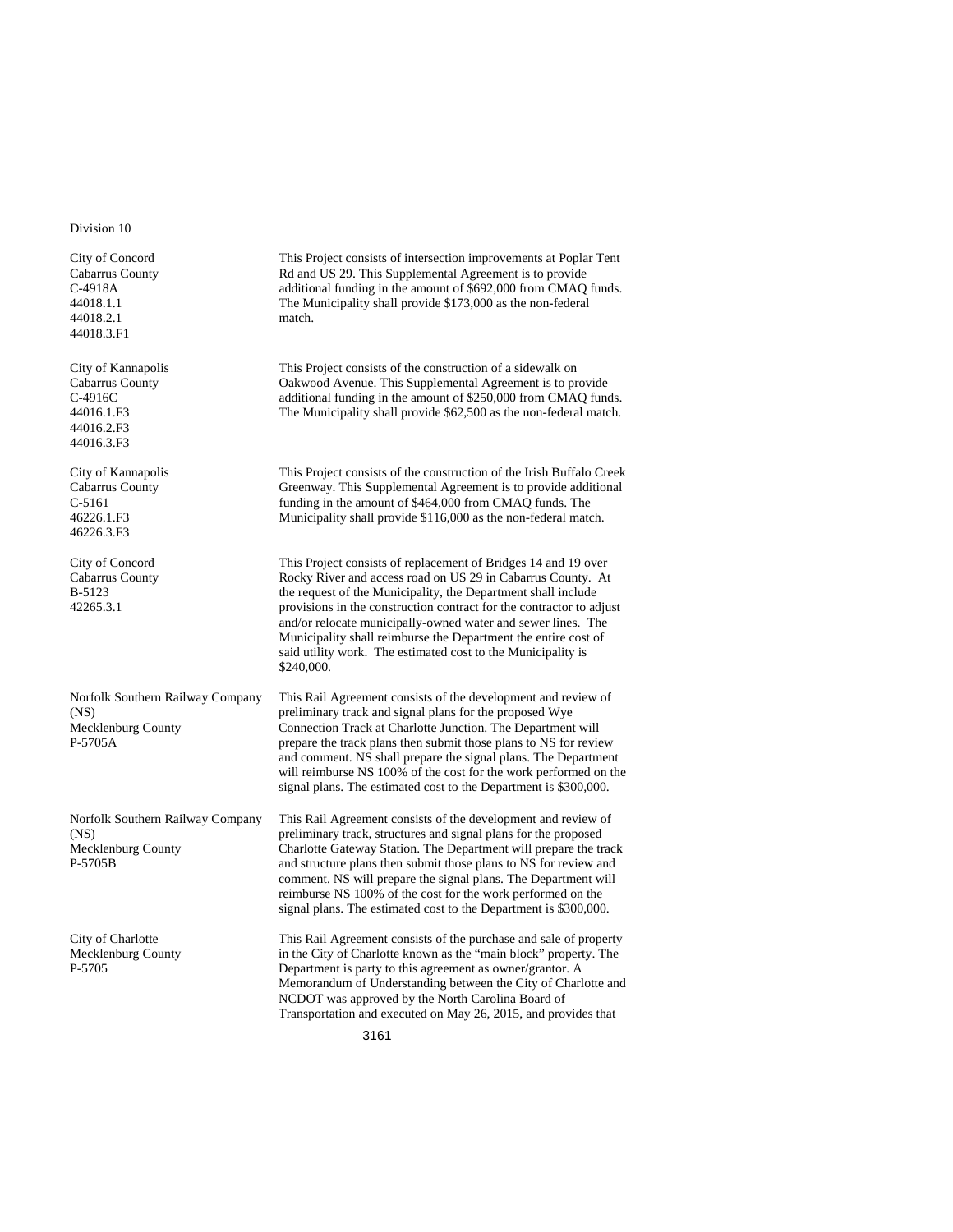Division 10

| | |
|---|---|
| City of Concord<br>Cabarrus County<br>C-4918A<br>44018.1.1<br>44018.2.1<br>44018.3.F1 | This Project consists of intersection improvements at Poplar Tent Rd and US 29. This Supplemental Agreement is to provide additional funding in the amount of $692,000 from CMAQ funds. The Municipality shall provide $173,000 as the non-federal match. |
| City of Kannapolis<br>Cabarrus County<br>C-4916C<br>44016.1.F3<br>44016.2.F3<br>44016.3.F3 | This Project consists of the construction of a sidewalk on Oakwood Avenue. This Supplemental Agreement is to provide additional funding in the amount of $250,000 from CMAQ funds. The Municipality shall provide $62,500 as the non-federal match. |
| City of Kannapolis<br>Cabarrus County<br>C-5161<br>46226.1.F3<br>46226.3.F3 | This Project consists of the construction of the Irish Buffalo Creek Greenway. This Supplemental Agreement is to provide additional funding in the amount of $464,000 from CMAQ funds. The Municipality shall provide $116,000 as the non-federal match. |
| City of Concord<br>Cabarrus County<br>B-5123<br>42265.3.1 | This Project consists of replacement of Bridges 14 and 19 over Rocky River and access road on US 29 in Cabarrus County. At the request of the Municipality, the Department shall include provisions in the construction contract for the contractor to adjust and/or relocate municipally-owned water and sewer lines. The Municipality shall reimburse the Department the entire cost of said utility work. The estimated cost to the Municipality is $240,000. |
| Norfolk Southern Railway Company (NS)<br>Mecklenburg County<br>P-5705A | This Rail Agreement consists of the development and review of preliminary track and signal plans for the proposed Wye Connection Track at Charlotte Junction. The Department will prepare the track plans then submit those plans to NS for review and comment. NS shall prepare the signal plans. The Department will reimburse NS 100% of the cost for the work performed on the signal plans. The estimated cost to the Department is $300,000. |
| Norfolk Southern Railway Company (NS)<br>Mecklenburg County<br>P-5705B | This Rail Agreement consists of the development and review of preliminary track, structures and signal plans for the proposed Charlotte Gateway Station. The Department will prepare the track and structure plans then submit those plans to NS for review and comment. NS will prepare the signal plans. The Department will reimburse NS 100% of the cost for the work performed on the signal plans. The estimated cost to the Department is $300,000. |
| City of Charlotte<br>Mecklenburg County<br>P-5705 | This Rail Agreement consists of the purchase and sale of property in the City of Charlotte known as the "main block" property. The Department is party to this agreement as owner/grantor. A Memorandum of Understanding between the City of Charlotte and NCDOT was approved by the North Carolina Board of Transportation and executed on May 26, 2015, and provides that |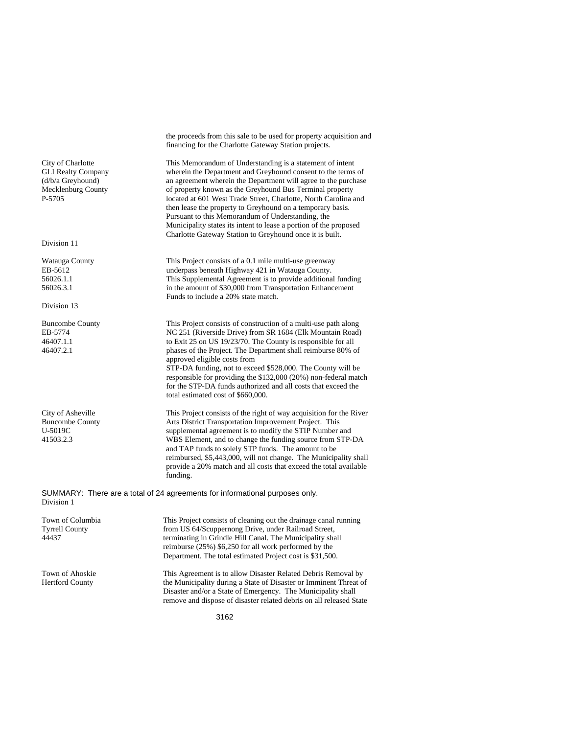| | |
|---|---|
| | the proceeds from this sale to be used for property acquisition and financing for the Charlotte Gateway Station projects. |
| City of Charlotte<br>GLI Realty Company<br>(d/b/a Greyhound)<br>Mecklenburg County<br>P-5705 | This Memorandum of Understanding is a statement of intent wherein the Department and Greyhound consent to the terms of an agreement wherein the Department will agree to the purchase of property known as the Greyhound Bus Terminal property located at 601 West Trade Street, Charlotte, North Carolina and then lease the property to Greyhound on a temporary basis. Pursuant to this Memorandum of Understanding, the Municipality states its intent to lease a portion of the proposed Charlotte Gateway Station to Greyhound once it is built. |

Division 11

| | |
|---|---|
| Watauga County<br>EB-5612<br>56026.1.1<br>56026.3.1 | This Project consists of a 0.1 mile multi-use greenway underpass beneath Highway 421 in Watauga County. This Supplemental Agreement is to provide additional funding in the amount of $30,000 from Transportation Enhancement Funds to include a 20% state match. |

Division 13

| | |
|---|---|
| Buncombe County<br>EB-5774<br>46407.1.1<br>46407.2.1 | This Project consists of construction of a multi-use path along NC 251 (Riverside Drive) from SR 1684 (Elk Mountain Road) to Exit 25 on US 19/23/70. The County is responsible for all phases of the Project. The Department shall reimburse 80% of approved eligible costs from STP-DA funding, not to exceed $528,000. The County will be responsible for providing the $132,000 (20%) non-federal match for the STP-DA funds authorized and all costs that exceed the total estimated cost of $660,000. |
| City of Asheville<br>Buncombe County<br>U-5019C<br>41503.2.3 | This Project consists of the right of way acquisition for the River Arts District Transportation Improvement Project. This supplemental agreement is to modify the STIP Number and WBS Element, and to change the funding source from STP-DA and TAP funds to solely STP funds. The amount to be reimbursed, $5,443,000, will not change. The Municipality shall provide a 20% match and all costs that exceed the total available funding. |

SUMMARY: There are a total of 24 agreements for informational purposes only.

Division 1

| | |
|---|---|
| Town of Columbia<br>Tyrrell County<br>44437 | This Project consists of cleaning out the drainage canal running from US 64/Scuppernong Drive, under Railroad Street, terminating in Grindle Hill Canal. The Municipality shall reimburse (25%) $6,250 for all work performed by the Department. The total estimated Project cost is $31,500. |
| Town of Ahoskie<br>Hertford County | This Agreement is to allow Disaster Related Debris Removal by the Municipality during a State of Disaster or Imminent Threat of Disaster and/or a State of Emergency. The Municipality shall remove and dispose of disaster related debris on all released State |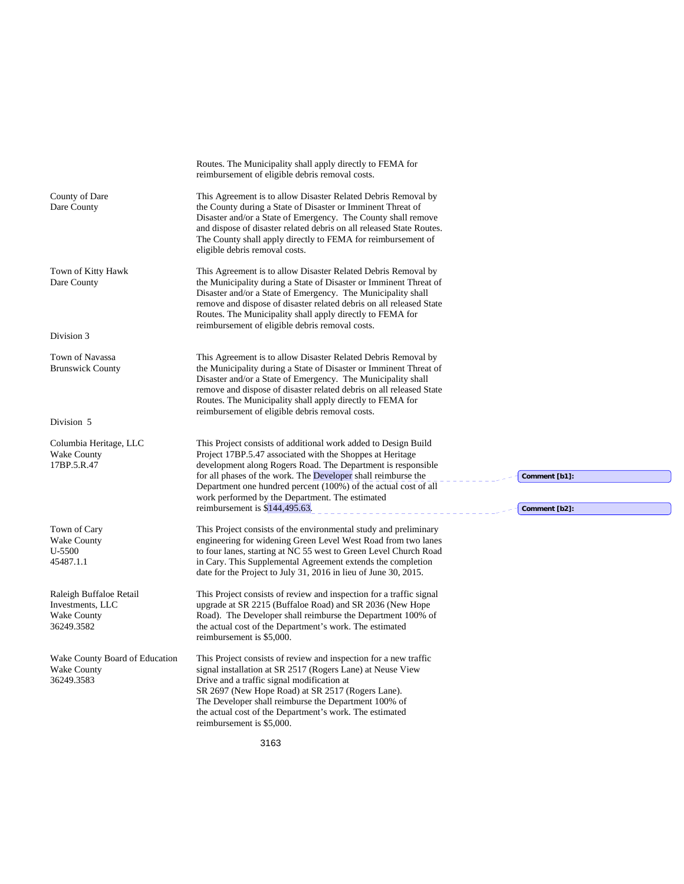| | |
|---|---|
| | Routes. The Municipality shall apply directly to FEMA for reimbursement of eligible debris removal costs. |
| County of Dare<br>Dare County | This Agreement is to allow Disaster Related Debris Removal by the County during a State of Disaster or Imminent Threat of Disaster and/or a State of Emergency. The County shall remove and dispose of disaster related debris on all released State Routes. The County shall apply directly to FEMA for reimbursement of eligible debris removal costs. |
| Town of Kitty Hawk<br>Dare County | This Agreement is to allow Disaster Related Debris Removal by the Municipality during a State of Disaster or Imminent Threat of Disaster and/or a State of Emergency. The Municipality shall remove and dispose of disaster related debris on all released State Routes. The Municipality shall apply directly to FEMA for reimbursement of eligible debris removal costs. |
| Division 3 | |
| Town of Navassa<br>Brunswick County | This Agreement is to allow Disaster Related Debris Removal by the Municipality during a State of Disaster or Imminent Threat of Disaster and/or a State of Emergency. The Municipality shall remove and dispose of disaster related debris on all released State Routes. The Municipality shall apply directly to FEMA for reimbursement of eligible debris removal costs. |
| Division 5 | |
| Columbia Heritage, LLC<br>Wake County<br>17BP.5.R.47 | This Project consists of additional work added to Design Build Project 17BP.5.47 associated with the Shoppes at Heritage development along Rogers Road. The Department is responsible for all phases of the work. The Developer shall reimburse the Department one hundred percent (100%) of the actual cost of all work performed by the Department. The estimated reimbursement is $144,495.63. |
| Town of Cary<br>Wake County<br>U-5500<br>45487.1.1 | This Project consists of the environmental study and preliminary engineering for widening Green Level West Road from two lanes to four lanes, starting at NC 55 west to Green Level Church Road in Cary. This Supplemental Agreement extends the completion date for the Project to July 31, 2016 in lieu of June 30, 2015. |
| Raleigh Buffaloe Retail Investments, LLC<br>Wake County<br>36249.3582 | This Project consists of review and inspection for a traffic signal upgrade at SR 2215 (Buffaloe Road) and SR 2036 (New Hope Road). The Developer shall reimburse the Department 100% of the actual cost of the Department's work. The estimated reimbursement is $5,000. |
| Wake County Board of Education<br>Wake County<br>36249.3583 | This Project consists of review and inspection for a new traffic signal installation at SR 2517 (Rogers Lane) at Neuse View Drive and a traffic signal modification at SR 2697 (New Hope Road) at SR 2517 (Rogers Lane). The Developer shall reimburse the Department 100% of the actual cost of the Department's work. The estimated reimbursement is $5,000. |

Comment [b1]:

Comment [b2]: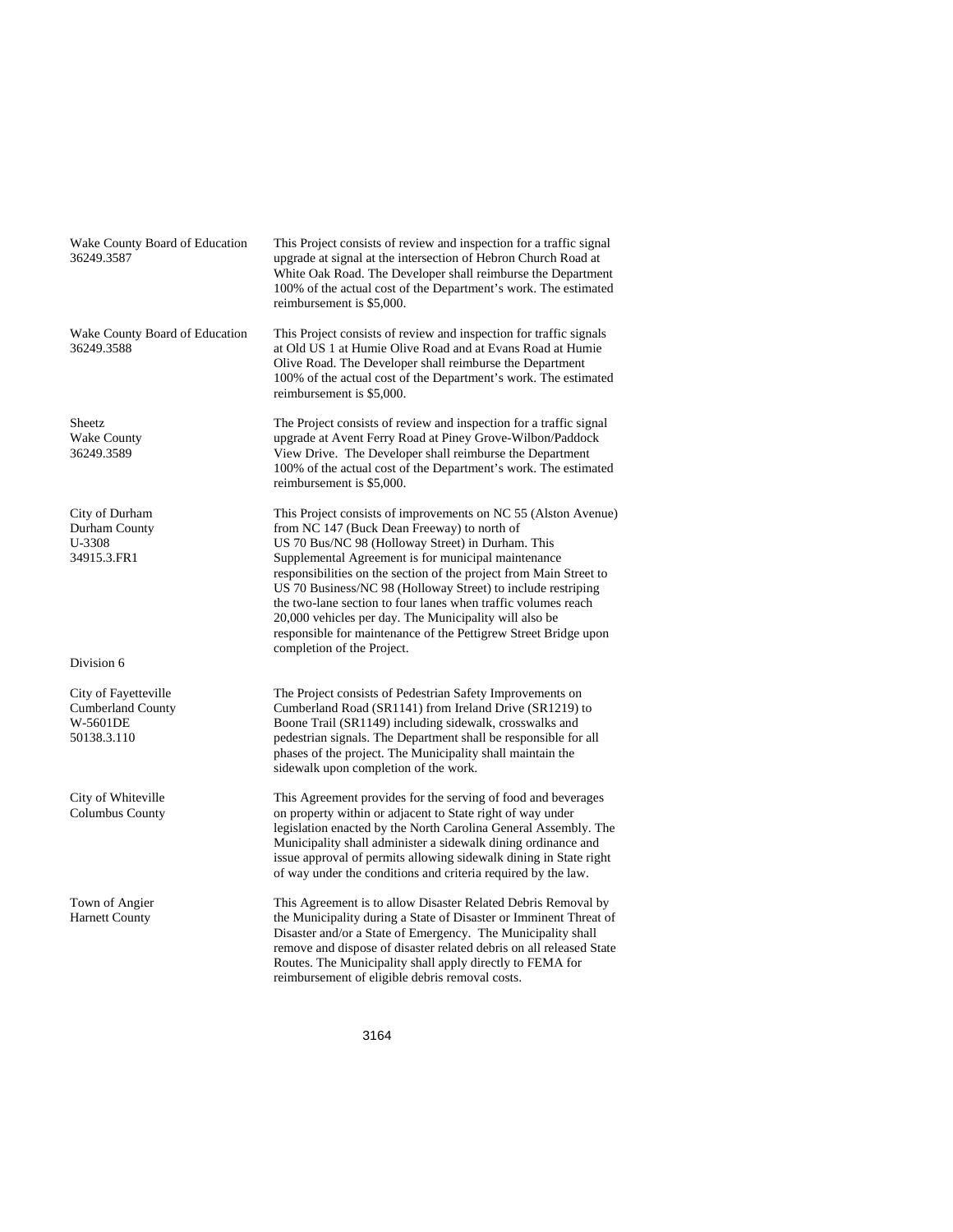| | |
|---|---|
| Wake County Board of Education<br>36249.3587 | This Project consists of review and inspection for a traffic signal upgrade at signal at the intersection of Hebron Church Road at White Oak Road. The Developer shall reimburse the Department 100% of the actual cost of the Department's work. The estimated reimbursement is $5,000. |
| Wake County Board of Education<br>36249.3588 | This Project consists of review and inspection for traffic signals at Old US 1 at Humie Olive Road and at Evans Road at Humie Olive Road. The Developer shall reimburse the Department 100% of the actual cost of the Department's work. The estimated reimbursement is $5,000. |
| Sheetz<br>Wake County<br>36249.3589 | The Project consists of review and inspection for a traffic signal upgrade at Avent Ferry Road at Piney Grove-Wilbon/Paddock View Drive. The Developer shall reimburse the Department 100% of the actual cost of the Department's work. The estimated reimbursement is $5,000. |
| City of Durham<br>Durham County<br>U-3308<br>34915.3.FR1 | This Project consists of improvements on NC 55 (Alston Avenue) from NC 147 (Buck Dean Freeway) to north of US 70 Bus/NC 98 (Holloway Street) in Durham. This Supplemental Agreement is for municipal maintenance responsibilities on the section of the project from Main Street to US 70 Business/NC 98 (Holloway Street) to include restriping the two-lane section to four lanes when traffic volumes reach 20,000 vehicles per day. The Municipality will also be responsible for maintenance of the Pettigrew Street Bridge upon completion of the Project. |

Division 6

| | |
|---|---|
| City of Fayetteville<br>Cumberland County<br>W-5601DE<br>50138.3.110 | The Project consists of Pedestrian Safety Improvements on Cumberland Road (SR1141) from Ireland Drive (SR1219) to Boone Trail (SR1149) including sidewalk, crosswalks and pedestrian signals. The Department shall be responsible for all phases of the project. The Municipality shall maintain the sidewalk upon completion of the work. |
| City of Whiteville<br>Columbus County | This Agreement provides for the serving of food and beverages on property within or adjacent to State right of way under legislation enacted by the North Carolina General Assembly. The Municipality shall administer a sidewalk dining ordinance and issue approval of permits allowing sidewalk dining in State right of way under the conditions and criteria required by the law. |
| Town of Angier<br>Harnett County | This Agreement is to allow Disaster Related Debris Removal by the Municipality during a State of Disaster or Imminent Threat of Disaster and/or a State of Emergency. The Municipality shall remove and dispose of disaster related debris on all released State Routes. The Municipality shall apply directly to FEMA for reimbursement of eligible debris removal costs. |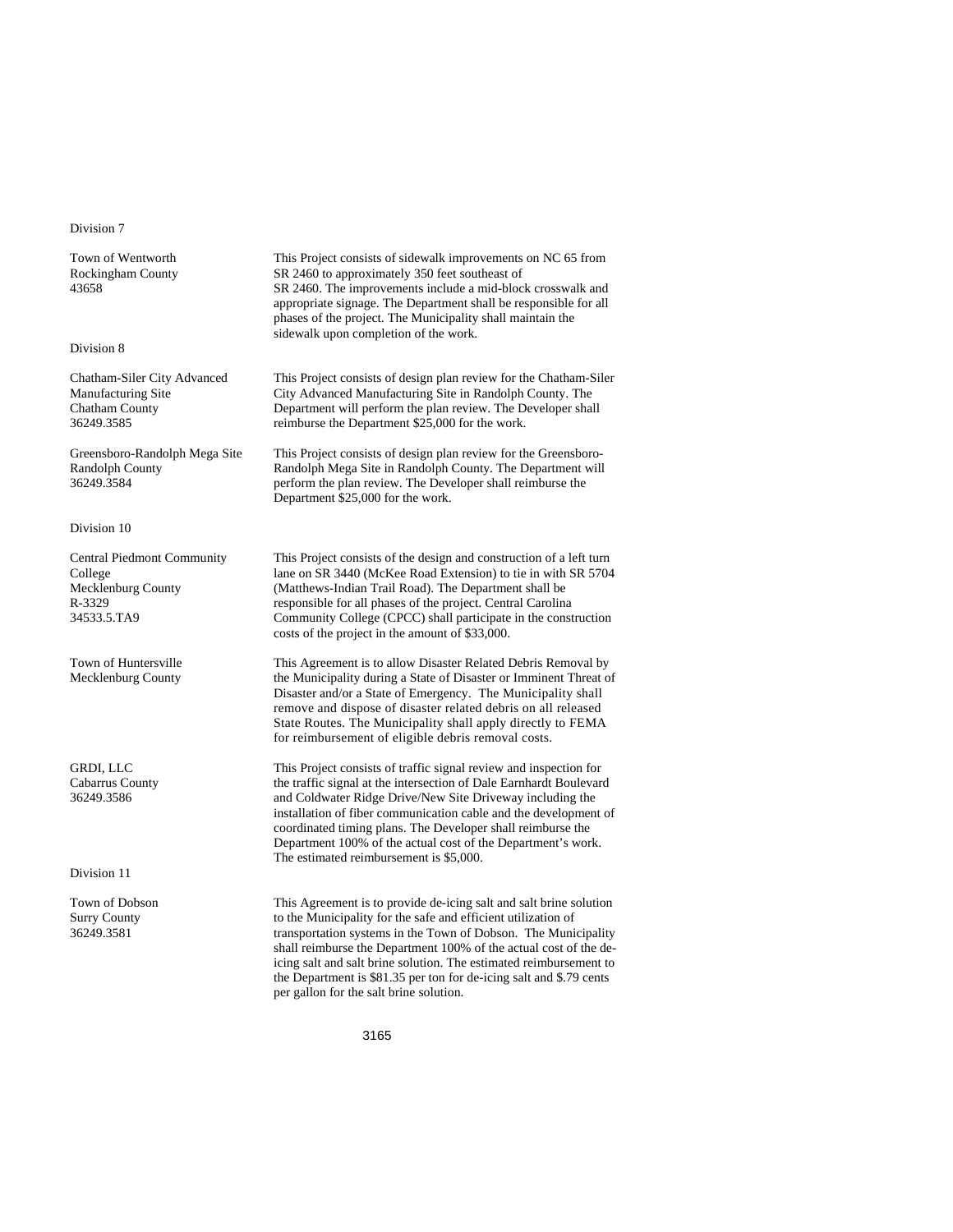Division 7

| | |
|---|---|
| Town of Wentworth<br>Rockingham County<br>43658 | This Project consists of sidewalk improvements on NC 65 from SR 2460 to approximately 350 feet southeast of SR 2460. The improvements include a mid-block crosswalk and appropriate signage. The Department shall be responsible for all phases of the project. The Municipality shall maintain the sidewalk upon completion of the work. |

Division 8

| | |
|---|---|
| Chatham-Siler City Advanced Manufacturing Site<br>Chatham County<br>36249.3585 | This Project consists of design plan review for the Chatham-Siler City Advanced Manufacturing Site in Randolph County. The Department will perform the plan review. The Developer shall reimburse the Department $25,000 for the work. |
| Greensboro-Randolph Mega Site<br>Randolph County<br>36249.3584 | This Project consists of design plan review for the Greensboro-Randolph Mega Site in Randolph County. The Department will perform the plan review. The Developer shall reimburse the Department $25,000 for the work. |

Division 10

| | |
|---|---|
| Central Piedmont Community College<br>Mecklenburg County<br>R-3329<br>34533.5.TA9 | This Project consists of the design and construction of a left turn lane on SR 3440 (McKee Road Extension) to tie in with SR 5704 (Matthews-Indian Trail Road). The Department shall be responsible for all phases of the project. Central Carolina Community College (CPCC) shall participate in the construction costs of the project in the amount of $33,000. |
| Town of Huntersville<br>Mecklenburg County | This Agreement is to allow Disaster Related Debris Removal by the Municipality during a State of Disaster or Imminent Threat of Disaster and/or a State of Emergency. The Municipality shall remove and dispose of disaster related debris on all released State Routes. The Municipality shall apply directly to FEMA for reimbursement of eligible debris removal costs. |
| GRDI, LLC<br>Cabarrus County<br>36249.3586 | This Project consists of traffic signal review and inspection for the traffic signal at the intersection of Dale Earnhardt Boulevard and Coldwater Ridge Drive/New Site Driveway including the installation of fiber communication cable and the development of coordinated timing plans. The Developer shall reimburse the Department 100% of the actual cost of the Department's work. The estimated reimbursement is $5,000. |

Division 11

| | |
|---|---|
| Town of Dobson<br>Surry County<br>36249.3581 | This Agreement is to provide de-icing salt and salt brine solution to the Municipality for the safe and efficient utilization of transportation systems in the Town of Dobson. The Municipality shall reimburse the Department 100% of the actual cost of the de-icing salt and salt brine solution. The estimated reimbursement to the Department is $81.35 per ton for de-icing salt and $.79 cents per gallon for the salt brine solution. |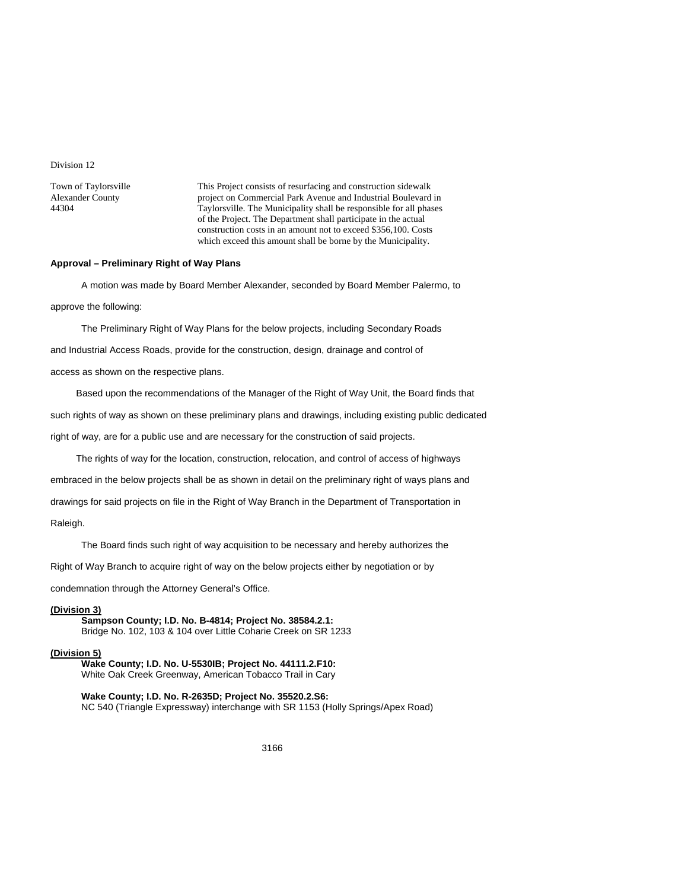Division 12

| | |
|---|---|
| Town of Taylorsville<br>Alexander County<br>44304 | This Project consists of resurfacing and construction sidewalk project on Commercial Park Avenue and Industrial Boulevard in Taylorsville. The Municipality shall be responsible for all phases of the Project. The Department shall participate in the actual construction costs in an amount not to exceed $356,100. Costs which exceed this amount shall be borne by the Municipality. |

**Approval – Preliminary Right of Way Plans**

A motion was made by Board Member Alexander, seconded by Board Member Palermo, to approve the following:

The Preliminary Right of Way Plans for the below projects, including Secondary Roads and Industrial Access Roads, provide for the construction, design, drainage and control of access as shown on the respective plans.

Based upon the recommendations of the Manager of the Right of Way Unit, the Board finds that such rights of way as shown on these preliminary plans and drawings, including existing public dedicated right of way, are for a public use and are necessary for the construction of said projects.

The rights of way for the location, construction, relocation, and control of access of highways embraced in the below projects shall be as shown in detail on the preliminary right of ways plans and drawings for said projects on file in the Right of Way Branch in the Department of Transportation in Raleigh.

The Board finds such right of way acquisition to be necessary and hereby authorizes the Right of Way Branch to acquire right of way on the below projects either by negotiation or by condemnation through the Attorney General's Office.

**(Division 3)**

**Sampson County; I.D. No. B-4814; Project No. 38584.2.1:**
Bridge No. 102, 103 & 104 over Little Coharie Creek on SR 1233

**(Division 5)**

**Wake County; I.D. No. U-5530IB; Project No. 44111.2.F10:**
White Oak Creek Greenway, American Tobacco Trail in Cary

**Wake County; I.D. No. R-2635D; Project No. 35520.2.S6:**
NC 540 (Triangle Expressway) interchange with SR 1153 (Holly Springs/Apex Road)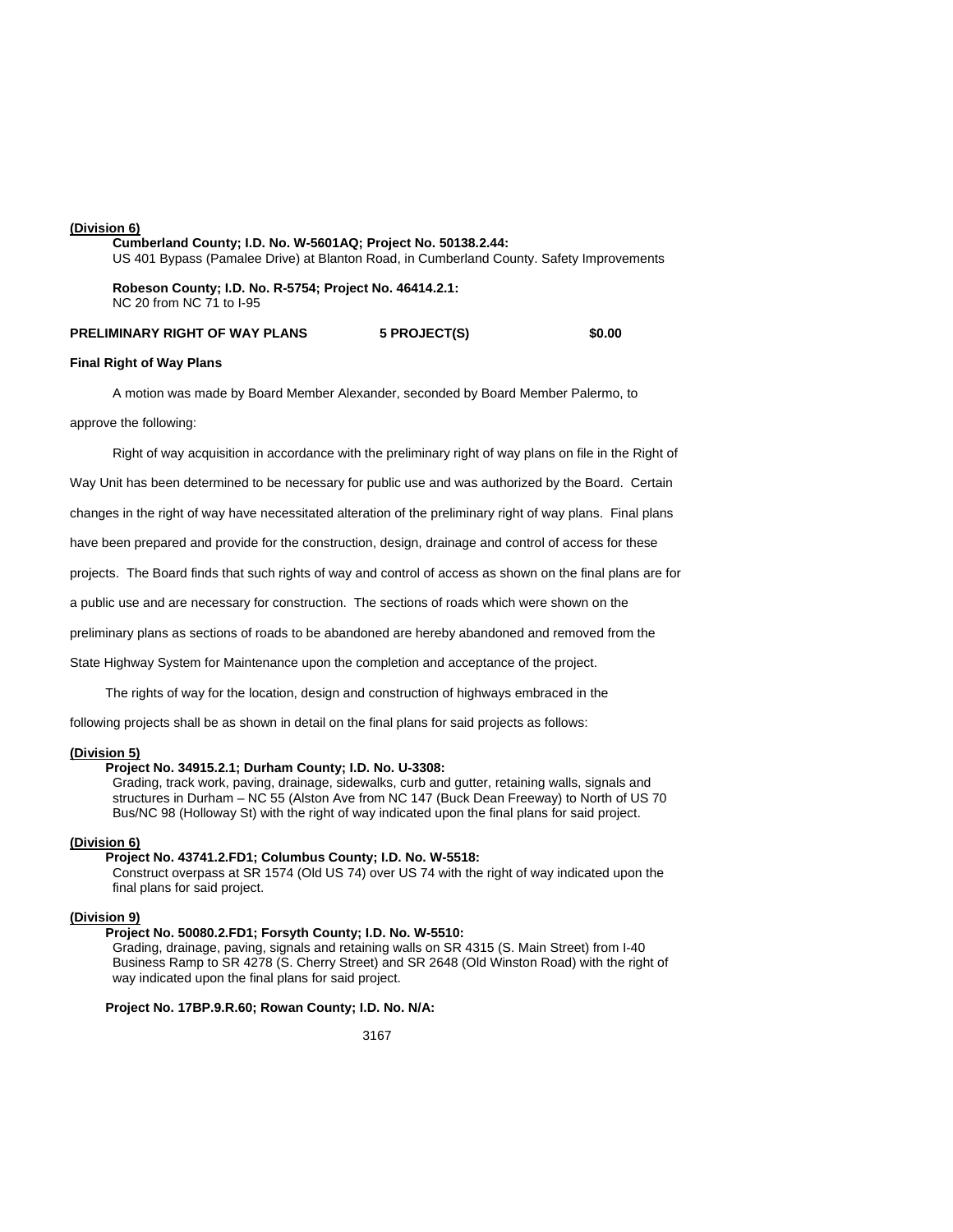**(Division 6)**

**Cumberland County; I.D. No. W-5601AQ; Project No. 50138.2.44:**
US 401 Bypass (Pamalee Drive) at Blanton Road, in Cumberland County. Safety Improvements

**Robeson County; I.D. No. R-5754; Project No. 46414.2.1:**
NC 20 from NC 71 to I-95

**PRELIMINARY RIGHT OF WAY PLANS 5 PROJECT(S) $0.00**

**Final Right of Way Plans**

A motion was made by Board Member Alexander, seconded by Board Member Palermo, to approve the following:

Right of way acquisition in accordance with the preliminary right of way plans on file in the Right of Way Unit has been determined to be necessary for public use and was authorized by the Board. Certain changes in the right of way have necessitated alteration of the preliminary right of way plans. Final plans have been prepared and provide for the construction, design, drainage and control of access for these projects. The Board finds that such rights of way and control of access as shown on the final plans are for a public use and are necessary for construction. The sections of roads which were shown on the preliminary plans as sections of roads to be abandoned are hereby abandoned and removed from the State Highway System for Maintenance upon the completion and acceptance of the project.

The rights of way for the location, design and construction of highways embraced in the following projects shall be as shown in detail on the final plans for said projects as follows:

**(Division 5)**

**Project No. 34915.2.1; Durham County; I.D. No. U-3308:**
Grading, track work, paving, drainage, sidewalks, curb and gutter, retaining walls, signals and structures in Durham – NC 55 (Alston Ave from NC 147 (Buck Dean Freeway) to North of US 70 Bus/NC 98 (Holloway St) with the right of way indicated upon the final plans for said project.

**(Division 6)**

**Project No. 43741.2.FD1; Columbus County; I.D. No. W-5518:**
Construct overpass at SR 1574 (Old US 74) over US 74 with the right of way indicated upon the final plans for said project.

**(Division 9)**

**Project No. 50080.2.FD1; Forsyth County; I.D. No. W-5510:**
Grading, drainage, paving, signals and retaining walls on SR 4315 (S. Main Street) from I-40 Business Ramp to SR 4278 (S. Cherry Street) and SR 2648 (Old Winston Road) with the right of way indicated upon the final plans for said project.

**Project No. 17BP.9.R.60; Rowan County; I.D. No. N/A:**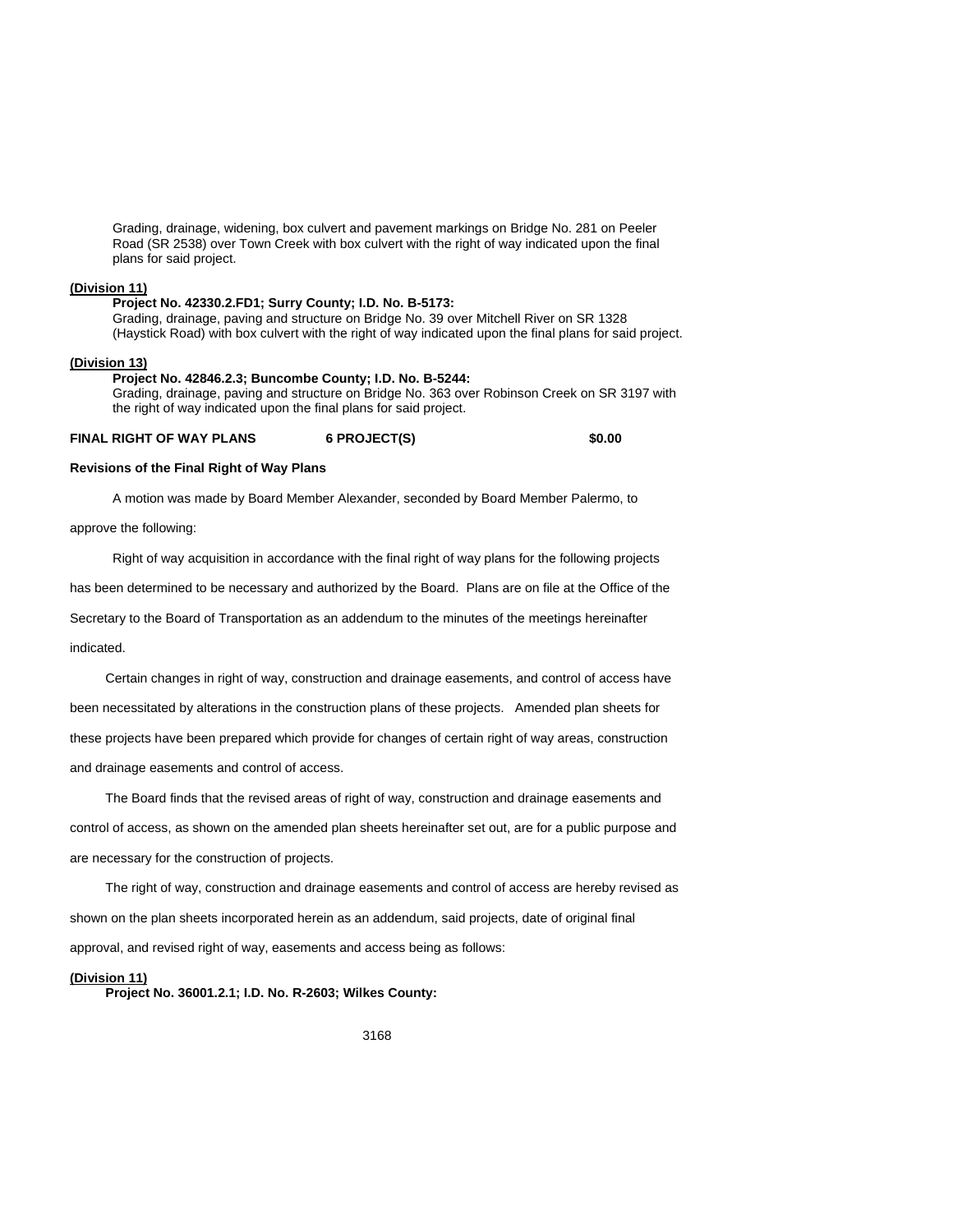Grading, drainage, widening, box culvert and pavement markings on Bridge No. 281 on Peeler Road (SR 2538) over Town Creek with box culvert with the right of way indicated upon the final plans for said project.

**(Division 11)**

**Project No. 42330.2.FD1; Surry County; I.D. No. B-5173:**
Grading, drainage, paving and structure on Bridge No. 39 over Mitchell River on SR 1328 (Haystick Road) with box culvert with the right of way indicated upon the final plans for said project.

**(Division 13)**

**Project No. 42846.2.3; Buncombe County; I.D. No. B-5244:**
Grading, drainage, paving and structure on Bridge No. 363 over Robinson Creek on SR 3197 with the right of way indicated upon the final plans for said project.

**FINAL RIGHT OF WAY PLANS 6 PROJECT(S) $0.00**

**Revisions of the Final Right of Way Plans**

A motion was made by Board Member Alexander, seconded by Board Member Palermo, to approve the following:

Right of way acquisition in accordance with the final right of way plans for the following projects has been determined to be necessary and authorized by the Board. Plans are on file at the Office of the Secretary to the Board of Transportation as an addendum to the minutes of the meetings hereinafter indicated.

Certain changes in right of way, construction and drainage easements, and control of access have been necessitated by alterations in the construction plans of these projects. Amended plan sheets for these projects have been prepared which provide for changes of certain right of way areas, construction and drainage easements and control of access.

The Board finds that the revised areas of right of way, construction and drainage easements and control of access, as shown on the amended plan sheets hereinafter set out, are for a public purpose and are necessary for the construction of projects.

The right of way, construction and drainage easements and control of access are hereby revised as shown on the plan sheets incorporated herein as an addendum, said projects, date of original final approval, and revised right of way, easements and access being as follows:

**(Division 11)**

**Project No. 36001.2.1; I.D. No. R-2603; Wilkes County:**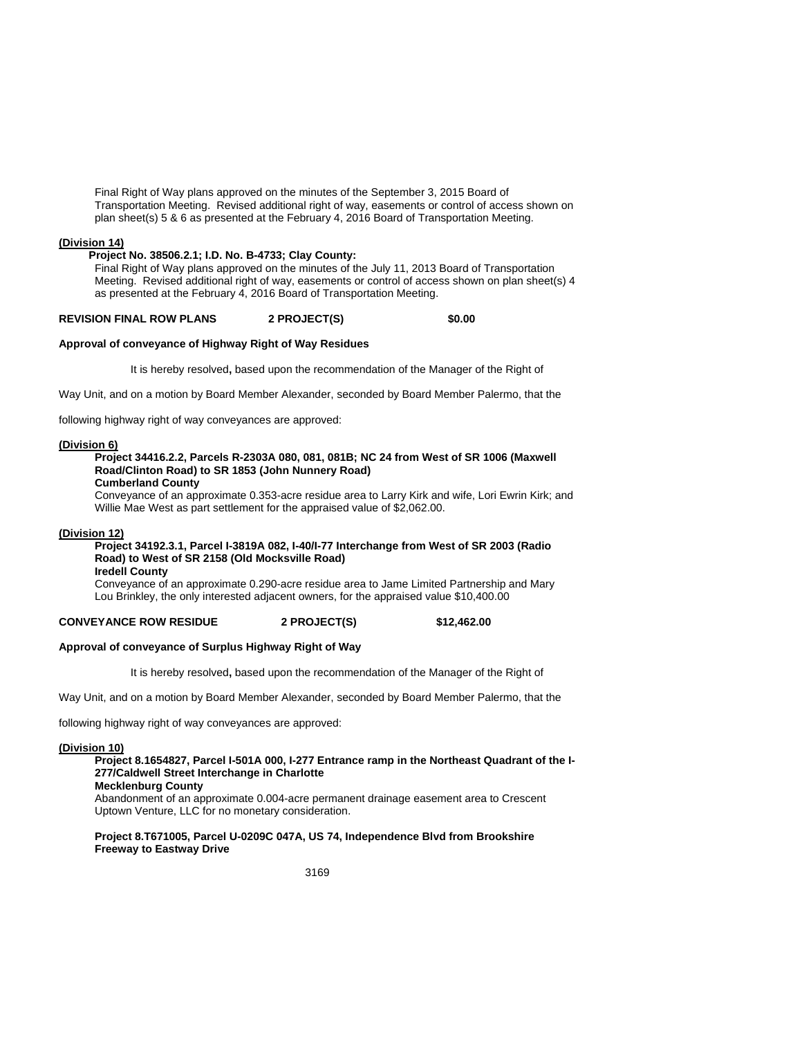Final Right of Way plans approved on the minutes of the September 3, 2015 Board of Transportation Meeting. Revised additional right of way, easements or control of access shown on plan sheet(s) 5 & 6 as presented at the February 4, 2016 Board of Transportation Meeting.

**(Division 14)**

**Project No. 38506.2.1; I.D. No. B-4733; Clay County:**

Final Right of Way plans approved on the minutes of the July 11, 2013 Board of Transportation Meeting. Revised additional right of way, easements or control of access shown on plan sheet(s) 4 as presented at the February 4, 2016 Board of Transportation Meeting.

**REVISION FINAL ROW PLANS 2 PROJECT(S) $0.00**

**Approval of conveyance of Highway Right of Way Residues**

It is hereby resolved**,** based upon the recommendation of the Manager of the Right of Way Unit, and on a motion by Board Member Alexander, seconded by Board Member Palermo, that the following highway right of way conveyances are approved:

**(Division 6)**

**Project 34416.2.2, Parcels R-2303A 080, 081, 081B; NC 24 from West of SR 1006 (Maxwell Road/Clinton Road) to SR 1853 (John Nunnery Road)**
**Cumberland County**

Conveyance of an approximate 0.353-acre residue area to Larry Kirk and wife, Lori Ewrin Kirk; and Willie Mae West as part settlement for the appraised value of $2,062.00.

**(Division 12)**

**Project 34192.3.1, Parcel I-3819A 082, I-40/I-77 Interchange from West of SR 2003 (Radio Road) to West of SR 2158 (Old Mocksville Road)**
**Iredell County**

Conveyance of an approximate 0.290-acre residue area to Jame Limited Partnership and Mary Lou Brinkley, the only interested adjacent owners, for the appraised value $10,400.00

**CONVEYANCE ROW RESIDUE 2 PROJECT(S) $12,462.00**

**Approval of conveyance of Surplus Highway Right of Way**

It is hereby resolved**,** based upon the recommendation of the Manager of the Right of Way Unit, and on a motion by Board Member Alexander, seconded by Board Member Palermo, that the following highway right of way conveyances are approved:

**(Division 10)**

**Project 8.1654827, Parcel I-501A 000, I-277 Entrance ramp in the Northeast Quadrant of the I-277/Caldwell Street Interchange in Charlotte**
**Mecklenburg County**

Abandonment of an approximate 0.004-acre permanent drainage easement area to Crescent Uptown Venture, LLC for no monetary consideration.

**Project 8.T671005, Parcel U-0209C 047A, US 74, Independence Blvd from Brookshire Freeway to Eastway Drive**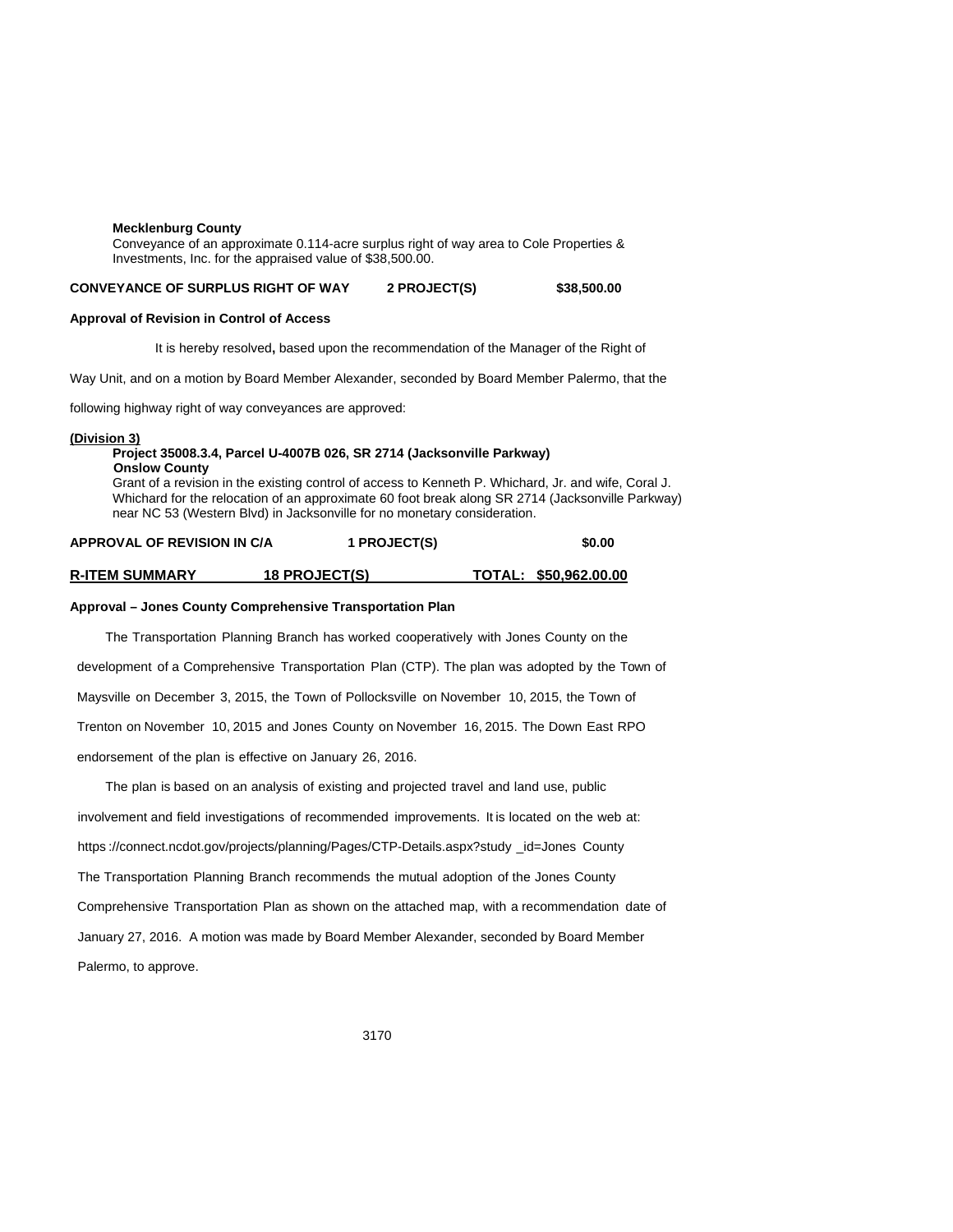**Mecklenburg County**
Conveyance of an approximate 0.114-acre surplus right of way area to Cole Properties & Investments, Inc. for the appraised value of $38,500.00.

**CONVEYANCE OF SURPLUS RIGHT OF WAY 2 PROJECT(S) $38,500.00**

**Approval of Revision in Control of Access**

It is hereby resolved**,** based upon the recommendation of the Manager of the Right of Way Unit, and on a motion by Board Member Alexander, seconded by Board Member Palermo, that the following highway right of way conveyances are approved:

**(Division 3)**
**Project 35008.3.4, Parcel U-4007B 026, SR 2714 (Jacksonville Parkway)**
**Onslow County**
Grant of a revision in the existing control of access to Kenneth P. Whichard, Jr. and wife, Coral J. Whichard for the relocation of an approximate 60 foot break along SR 2714 (Jacksonville Parkway) near NC 53 (Western Blvd) in Jacksonville for no monetary consideration.

**APPROVAL OF REVISION IN C/A 1 PROJECT(S) $0.00**

**R-ITEM SUMMARY 18 PROJECT(S) TOTAL: $50,962.00.00**

**Approval – Jones County Comprehensive Transportation Plan**

The Transportation Planning Branch has worked cooperatively with Jones County on the development of a Comprehensive Transportation Plan (CTP). The plan was adopted by the Town of Maysville on December 3, 2015, the Town of Pollocksville on November 10, 2015, the Town of Trenton on November 10, 2015 and Jones County on November 16, 2015. The Down East RPO endorsement of the plan is effective on January 26, 2016.

The plan is based on an analysis of existing and projected travel and land use, public involvement and field investigations of recommended improvements. It is located on the web at: https ://connect.ncdot.gov/projects/planning/Pages/CTP-Details.aspx?study _id=Jones County

The Transportation Planning Branch recommends the mutual adoption of the Jones County Comprehensive Transportation Plan as shown on the attached map, with a recommendation date of January 27, 2016. A motion was made by Board Member Alexander, seconded by Board Member Palermo, to approve.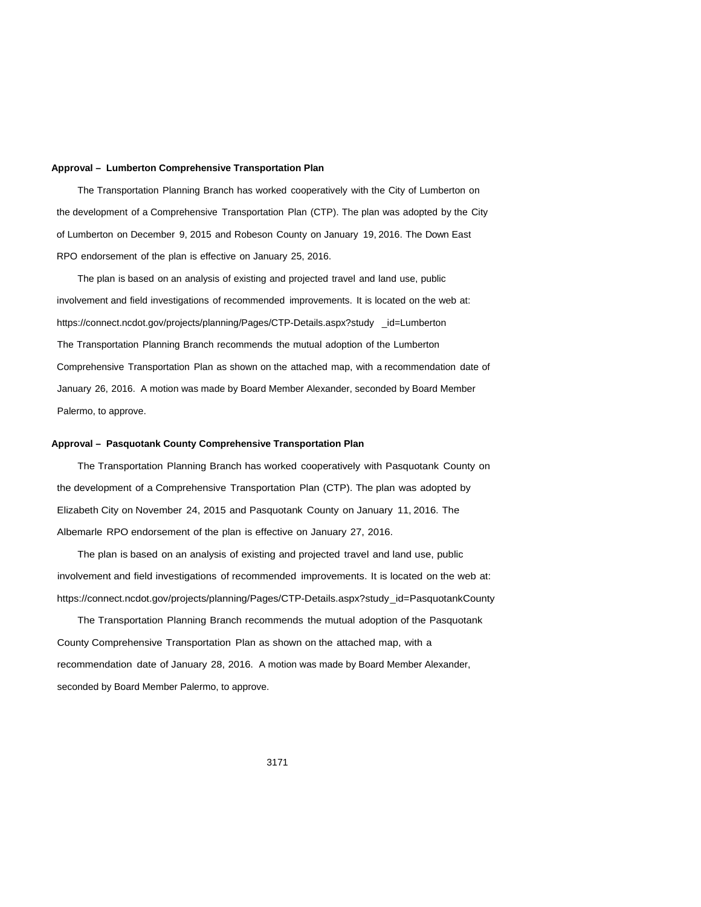**Approval – Lumberton Comprehensive Transportation Plan**

The Transportation Planning Branch has worked cooperatively with the City of Lumberton on the development of a Comprehensive Transportation Plan (CTP). The plan was adopted by the City of Lumberton on December 9, 2015 and Robeson County on January 19, 2016. The Down East RPO endorsement of the plan is effective on January 25, 2016.

The plan is based on an analysis of existing and projected travel and land use, public involvement and field investigations of recommended improvements. It is located on the web at: https://connect.ncdot.gov/projects/planning/Pages/CTP-Details.aspx?study_id=Lumberton

The Transportation Planning Branch recommends the mutual adoption of the Lumberton Comprehensive Transportation Plan as shown on the attached map, with a recommendation date of January 26, 2016. A motion was made by Board Member Alexander, seconded by Board Member Palermo, to approve.

**Approval – Pasquotank County Comprehensive Transportation Plan**

The Transportation Planning Branch has worked cooperatively with Pasquotank County on the development of a Comprehensive Transportation Plan (CTP). The plan was adopted by Elizabeth City on November 24, 2015 and Pasquotank County on January 11, 2016. The Albemarle RPO endorsement of the plan is effective on January 27, 2016.

The plan is based on an analysis of existing and projected travel and land use, public involvement and field investigations of recommended improvements. It is located on the web at: https://connect.ncdot.gov/projects/planning/Pages/CTP-Details.aspx?study_id=PasquotankCounty

The Transportation Planning Branch recommends the mutual adoption of the Pasquotank County Comprehensive Transportation Plan as shown on the attached map, with a recommendation date of January 28, 2016. A motion was made by Board Member Alexander, seconded by Board Member Palermo, to approve.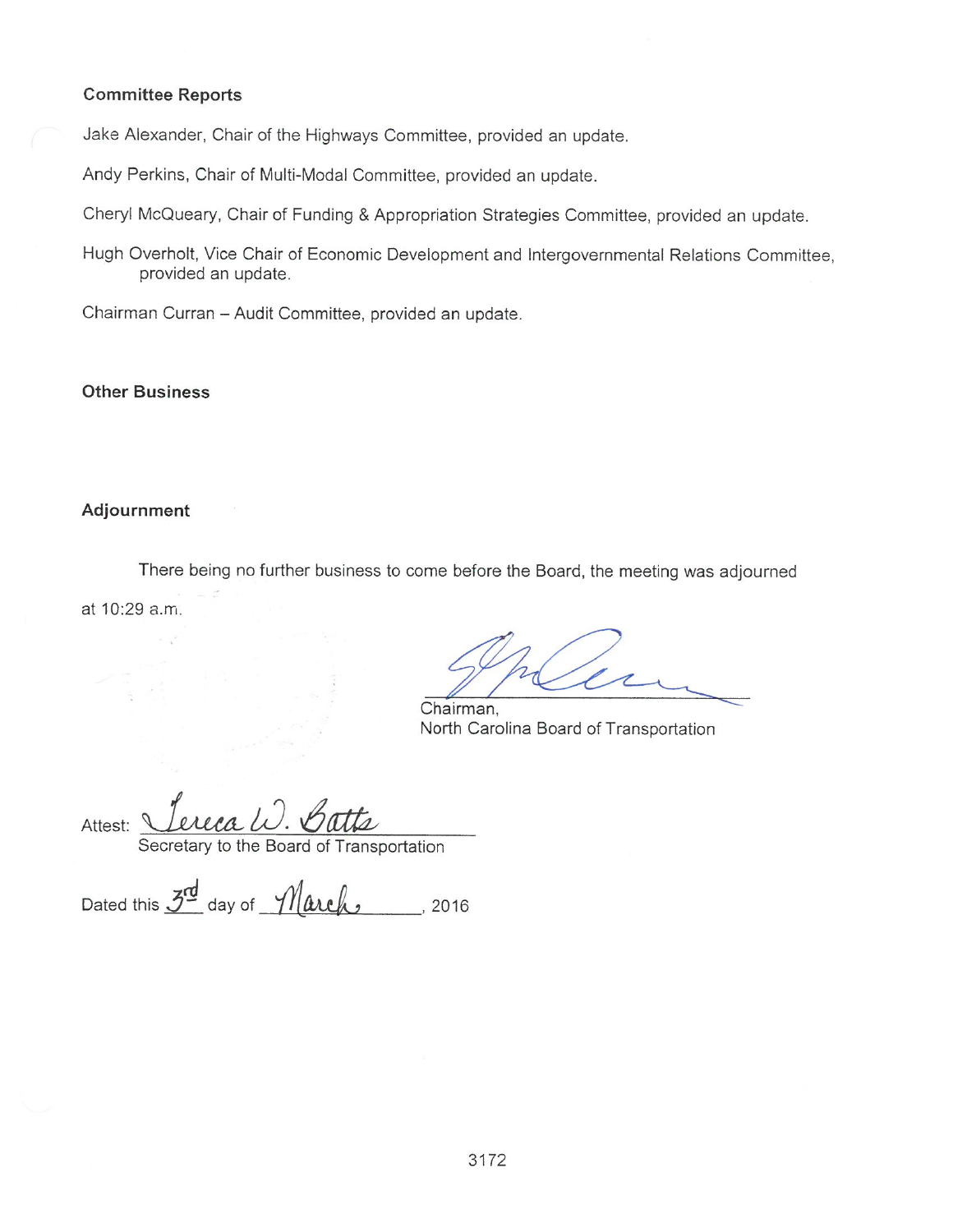**Committee Reports**

Jake Alexander, Chair of the Highways Committee, provided an update.

Andy Perkins, Chair of Multi-Modal Committee, provided an update.

Cheryl McQueary, Chair of Funding & Appropriation Strategies Committee, provided an update.

Hugh Overholt, Vice Chair of Economic Development and Intergovernmental Relations Committee, provided an update.

Chairman Curran – Audit Committee, provided an update.

**Other Business**

**Adjournment**

There being no further business to come before the Board, the meeting was adjourned at 10:29 a.m.

Chairman,
North Carolina Board of Transportation

Attest: Tereca W. Batts
Secretary to the Board of Transportation

Dated this 3rd day of March, 2016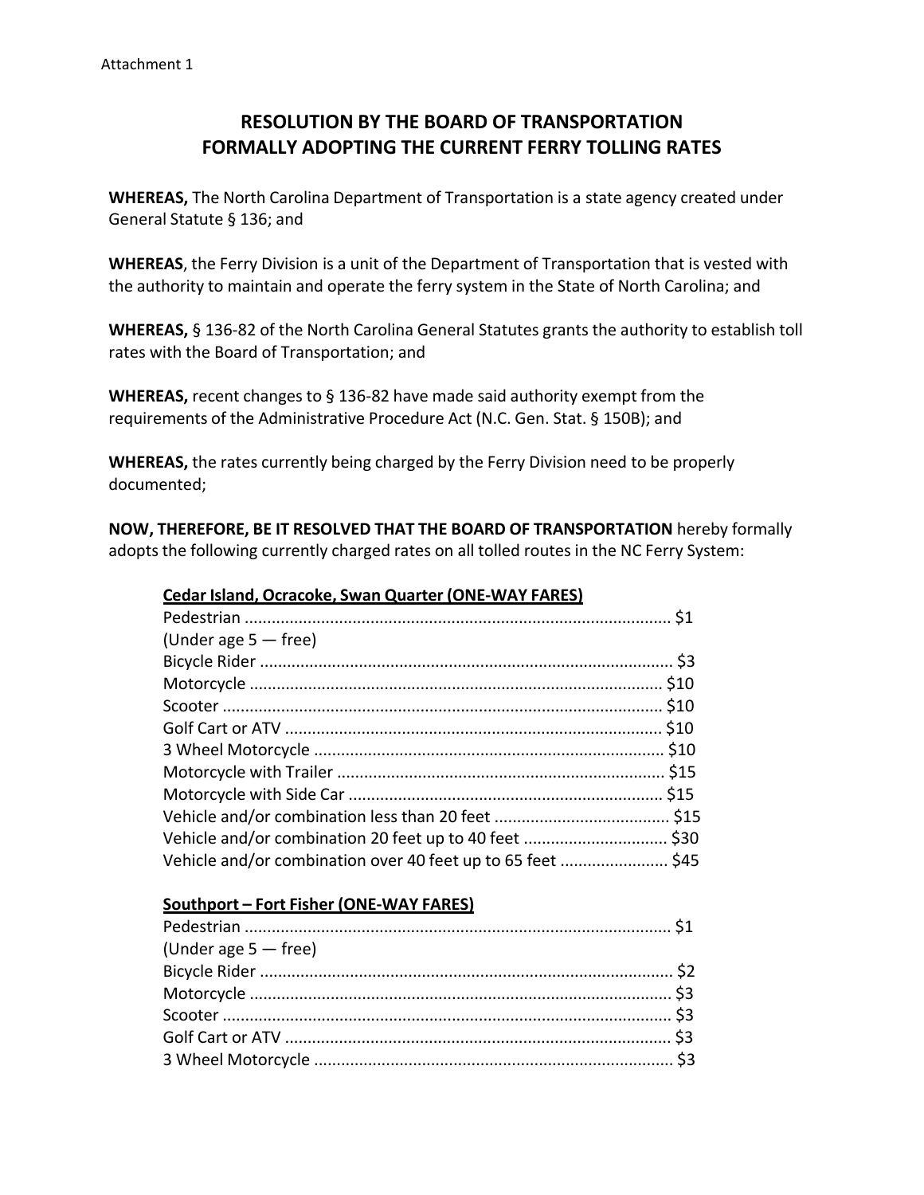Attachment 1

# RESOLUTION BY THE BOARD OF TRANSPORTATION FORMALLY ADOPTING THE CURRENT FERRY TOLLING RATES

**WHEREAS,** The North Carolina Department of Transportation is a state agency created under General Statute § 136; and

**WHEREAS**, the Ferry Division is a unit of the Department of Transportation that is vested with the authority to maintain and operate the ferry system in the State of North Carolina; and

**WHEREAS,** § 136-82 of the North Carolina General Statutes grants the authority to establish toll rates with the Board of Transportation; and

**WHEREAS,** recent changes to § 136-82 have made said authority exempt from the requirements of the Administrative Procedure Act (N.C. Gen. Stat. § 150B); and

**WHEREAS,** the rates currently being charged by the Ferry Division need to be properly documented;

**NOW, THEREFORE, BE IT RESOLVED THAT THE BOARD OF TRANSPORTATION** hereby formally adopts the following currently charged rates on all tolled routes in the NC Ferry System:

**Cedar Island, Ocracoke, Swan Quarter (ONE-WAY FARES)**

Pedestrian .......... $1
(Under age 5 — free)
Bicycle Rider .......... $3
Motorcycle .......... $10
Scooter .......... $10
Golf Cart or ATV .......... $10
3 Wheel Motorcycle .......... $10
Motorcycle with Trailer .......... $15
Motorcycle with Side Car .......... $15
Vehicle and/or combination less than 20 feet .......... $15
Vehicle and/or combination 20 feet up to 40 feet .......... $30
Vehicle and/or combination over 40 feet up to 65 feet .......... $45

**Southport – Fort Fisher (ONE-WAY FARES)**

Pedestrian .......... $1
(Under age 5 — free)
Bicycle Rider .......... $2
Motorcycle .......... $3
Scooter .......... $3
Golf Cart or ATV .......... $3
3 Wheel Motorcycle .......... $3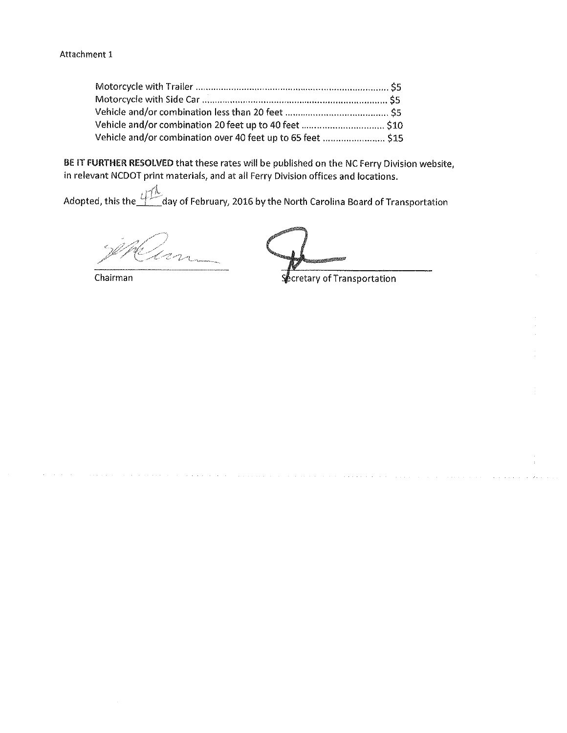Attachment 1

Motorcycle with Trailer ........................................................................ $5
Motorcycle with Side Car ...................................................................... $5
Vehicle and/or combination less than 20 feet ...................................... $5
Vehicle and/or combination 20 feet up to 40 feet ............................... $10
Vehicle and/or combination over 40 feet up to 65 feet ....................... $15

**BE IT FURTHER RESOLVED** that these rates will be published on the NC Ferry Division website, in relevant NCDOT print materials, and at all Ferry Division offices and locations.

Adopted, this the 4th day of February, 2016 by the North Carolina Board of Transportation

Chairman

Secretary of Transportation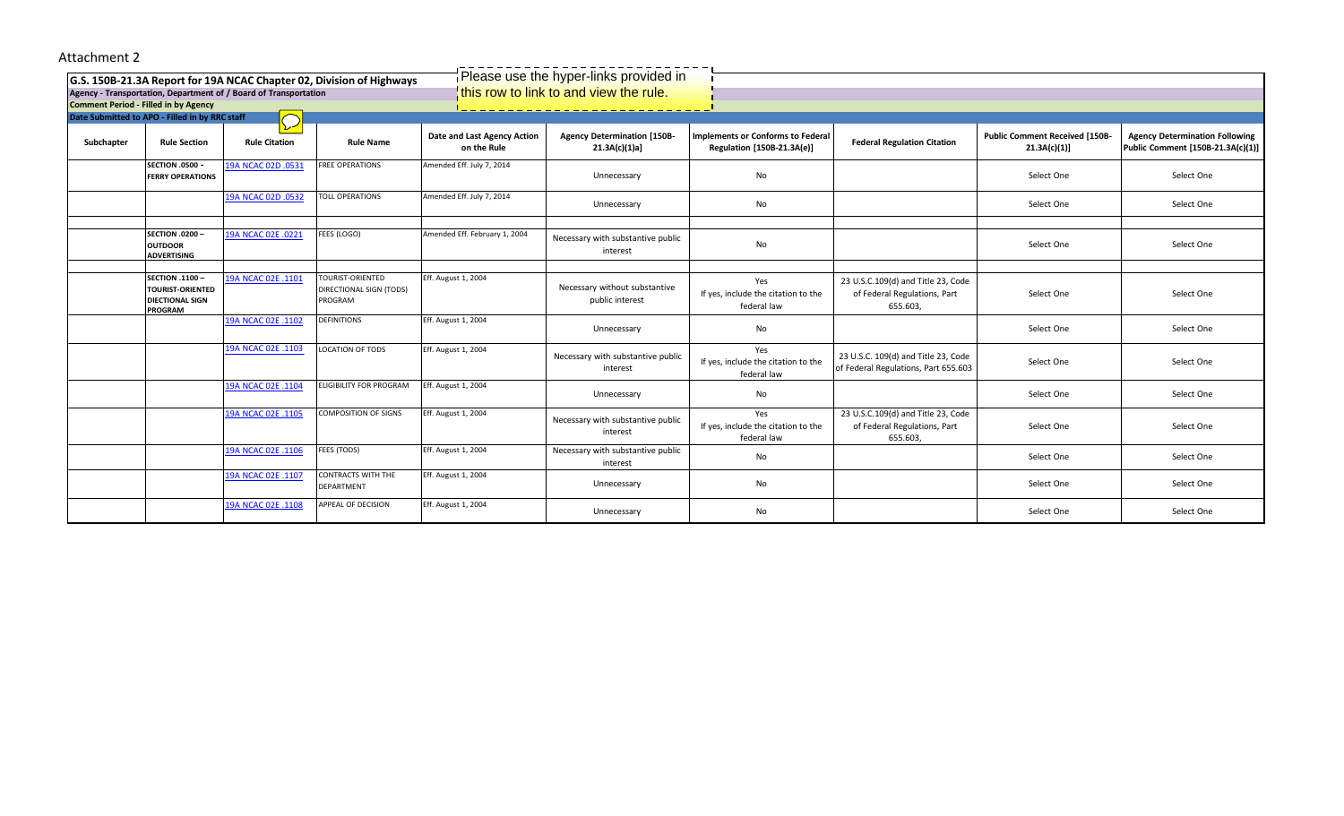Attachment 2

**G.S. 150B-21.3A Report for 19A NCAC Chapter 02, Division of Highways**

**Agency - Transportation, Department of / Board of Transportation**

**Comment Period - Filled in by Agency**

**Date Submitted to APO - Filled in by RRC staff**

Please use the hyper-links provided in this row to link to and view the rule.

| Subchapter | Rule Section | Rule Citation | Rule Name | Date and Last Agency Action on the Rule | Agency Determination [150B-21.3A(c)(1)a] | Implements or Conforms to Federal Regulation [150B-21.3A(e)] | Federal Regulation Citation | Public Comment Received [150B-21.3A(c)(1)] | Agency Determination Following Public Comment [150B-21.3A(c)(1)] |
|---|---|---|---|---|---|---|---|---|---|
| | SECTION .0500 - FERRY OPERATIONS | 19A NCAC 02D .0531 | FREE OPERATIONS | Amended Eff. July 7, 2014 | Unnecessary | No | | Select One | Select One |
| | | 19A NCAC 02D .0532 | TOLL OPERATIONS | Amended Eff. July 7, 2014 | Unnecessary | No | | Select One | Select One |
| | | | | | | | | | |
| | SECTION .0200 – OUTDOOR ADVERTISING | 19A NCAC 02E .0221 | FEES (LOGO) | Amended Eff. February 1, 2004 | Necessary with substantive public interest | No | | Select One | Select One |
| | | | | | | | | | |
| | SECTION .1100 – TOURIST-ORIENTED DIECTIONAL SIGN PROGRAM | 19A NCAC 02E .1101 | TOURIST-ORIENTED DIRECTIONAL SIGN (TODS) PROGRAM | Eff. August 1, 2004 | Necessary without substantive public interest | Yes If yes, include the citation to the federal law | 23 U.S.C.109(d) and Title 23, Code of Federal Regulations, Part 655.603, | Select One | Select One |
| | | 19A NCAC 02E .1102 | DEFINITIONS | Eff. August 1, 2004 | Unnecessary | No | | Select One | Select One |
| | | 19A NCAC 02E .1103 | LOCATION OF TODS | Eff. August 1, 2004 | Necessary with substantive public interest | Yes If yes, include the citation to the federal law | 23 U.S.C. 109(d) and Title 23, Code of Federal Regulations, Part 655.603 | Select One | Select One |
| | | 19A NCAC 02E .1104 | ELIGIBILITY FOR PROGRAM | Eff. August 1, 2004 | Unnecessary | No | | Select One | Select One |
| | | 19A NCAC 02E .1105 | COMPOSITION OF SIGNS | Eff. August 1, 2004 | Necessary with substantive public interest | Yes If yes, include the citation to the federal law | 23 U.S.C.109(d) and Title 23, Code of Federal Regulations, Part 655.603, | Select One | Select One |
| | | 19A NCAC 02E .1106 | FEES (TODS) | Eff. August 1, 2004 | Necessary with substantive public interest | No | | Select One | Select One |
| | | 19A NCAC 02E .1107 | CONTRACTS WITH THE DEPARTMENT | Eff. August 1, 2004 | Unnecessary | No | | Select One | Select One |
| | | 19A NCAC 02E .1108 | APPEAL OF DECISION | Eff. August 1, 2004 | Unnecessary | No | | Select One | Select One |